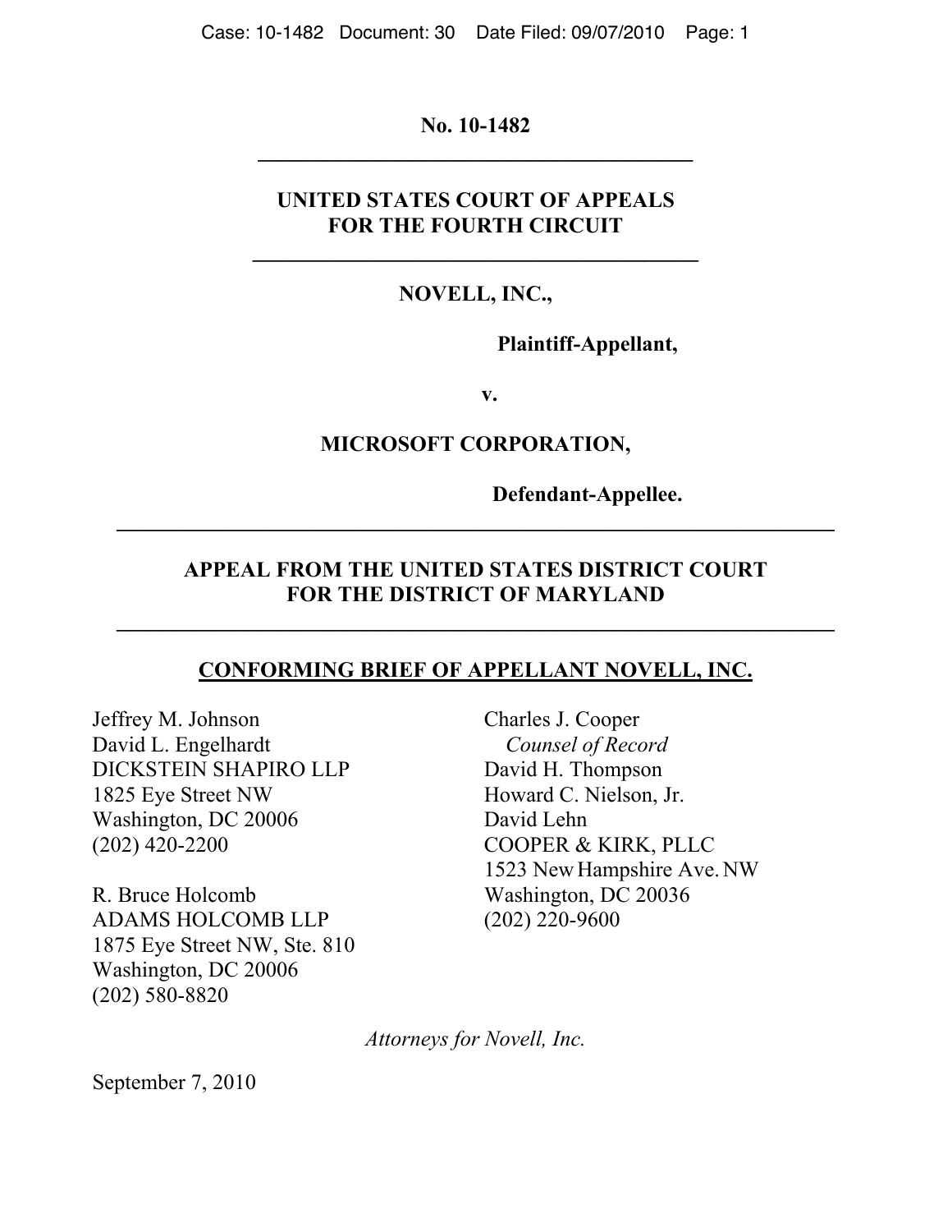**No. 10-1482**

---

**UNITED STATES COURT OF APPEALS**
**FOR THE FOURTH CIRCUIT**

---

**NOVELL, INC.,**

**Plaintiff-Appellant,**

**v.**

**MICROSOFT CORPORATION,**

**Defendant-Appellee.**

---

**APPEAL FROM THE UNITED STATES DISTRICT COURT**
**FOR THE DISTRICT OF MARYLAND**

---

**CONFORMING BRIEF OF APPELLANT NOVELL, INC.**

Jeffrey M. Johnson
David L. Engelhardt
DICKSTEIN SHAPIRO LLP
1825 Eye Street NW
Washington, DC 20006
(202) 420-2200

R. Bruce Holcomb
ADAMS HOLCOMB LLP
1875 Eye Street NW, Ste. 810
Washington, DC 20006
(202) 580-8820

Charles J. Cooper
*Counsel of Record*
David H. Thompson
Howard C. Nielson, Jr.
David Lehn
COOPER & KIRK, PLLC
1523 New Hampshire Ave. NW
Washington, DC 20036
(202) 220-9600

*Attorneys for Novell, Inc.*

September 7, 2010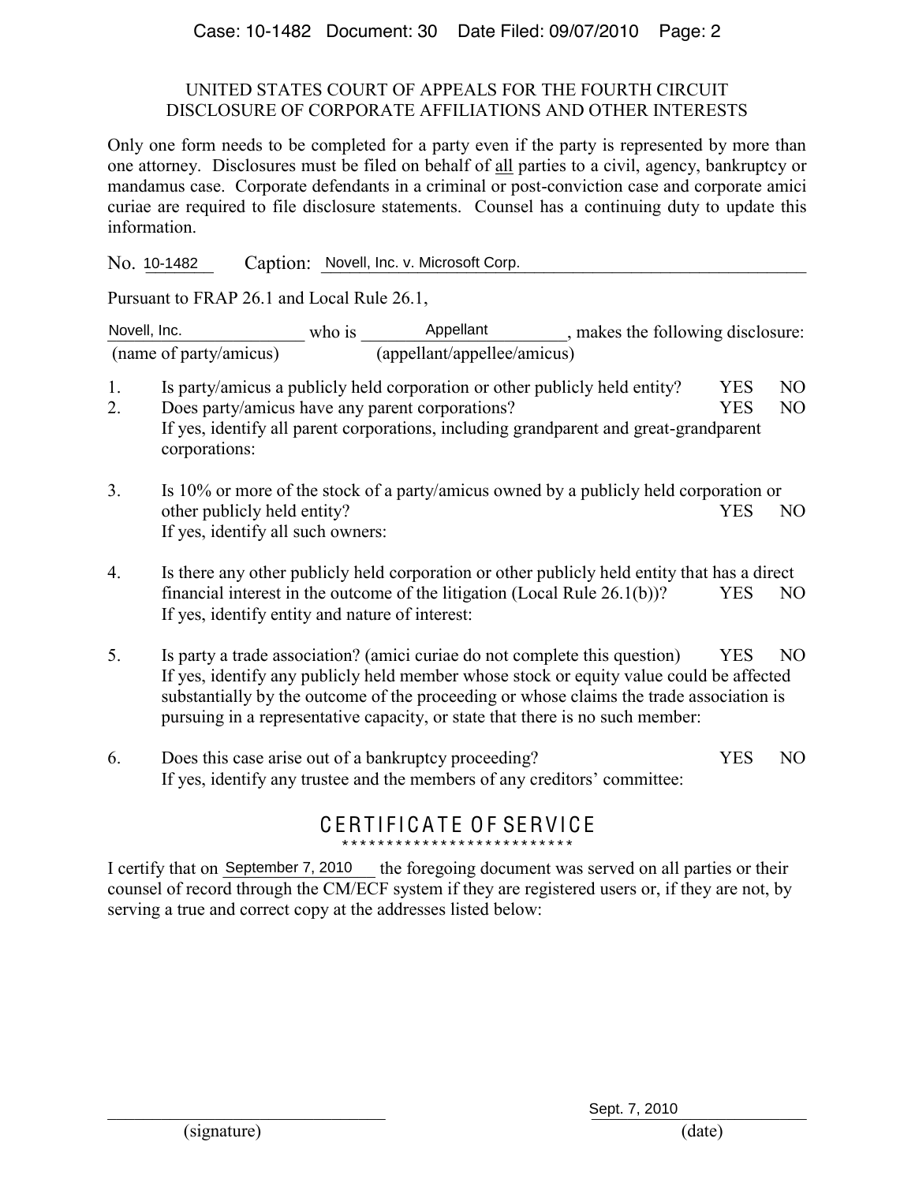UNITED STATES COURT OF APPEALS FOR THE FOURTH CIRCUIT
DISCLOSURE OF CORPORATE AFFILIATIONS AND OTHER INTERESTS

Only one form needs to be completed for a party even if the party is represented by more than one attorney. Disclosures must be filed on behalf of all parties to a civil, agency, bankruptcy or mandamus case. Corporate defendants in a criminal or post-conviction case and corporate amici curiae are required to file disclosure statements. Counsel has a continuing duty to update this information.

No. 10-1482 Caption: Novell, Inc. v. Microsoft Corp.

Pursuant to FRAP 26.1 and Local Rule 26.1,

Novell, Inc. (name of party/amicus) who is Appellant (appellant/appellee/amicus), makes the following disclosure:

1. Is party/amicus a publicly held corporation or other publicly held entity? YES NO
2. Does party/amicus have any parent corporations? YES NO
   If yes, identify all parent corporations, including grandparent and great-grandparent corporations:

3. Is 10% or more of the stock of a party/amicus owned by a publicly held corporation or other publicly held entity? YES NO
   If yes, identify all such owners:

4. Is there any other publicly held corporation or other publicly held entity that has a direct financial interest in the outcome of the litigation (Local Rule 26.1(b))? YES NO
   If yes, identify entity and nature of interest:

5. Is party a trade association? (amici curiae do not complete this question) YES NO
   If yes, identify any publicly held member whose stock or equity value could be affected substantially by the outcome of the proceeding or whose claims the trade association is pursuing in a representative capacity, or state that there is no such member:

6. Does this case arise out of a bankruptcy proceeding? YES NO
   If yes, identify any trustee and the members of any creditors' committee:

## CERTIFICATE OF SERVICE

I certify that on September 7, 2010 the foregoing document was served on all parties or their counsel of record through the CM/ECF system if they are registered users or, if they are not, by serving a true and correct copy at the addresses listed below:

(signature) Sept. 7, 2010 (date)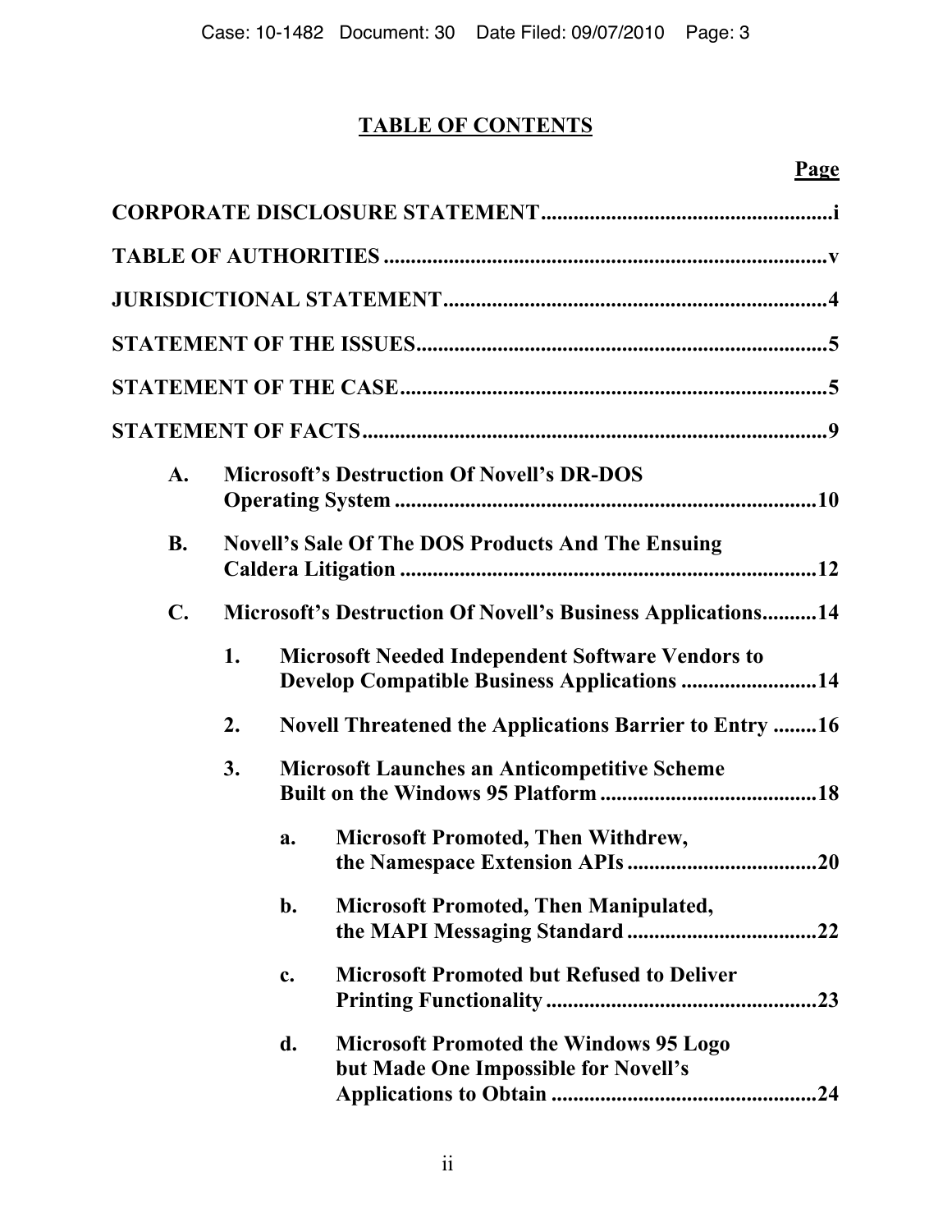# TABLE OF CONTENTS

**Page**

**CORPORATE DISCLOSURE STATEMENT** ...... i

**TABLE OF AUTHORITIES** ...... v

**JURISDICTIONAL STATEMENT** ...... 4

**STATEMENT OF THE ISSUES** ...... 5

**STATEMENT OF THE CASE** ...... 5

**STATEMENT OF FACTS** ...... 9

- **A. Microsoft's Destruction Of Novell's DR-DOS Operating System** ...... 10
- **B. Novell's Sale Of The DOS Products And The Ensuing Caldera Litigation** ...... 12
- **C. Microsoft's Destruction Of Novell's Business Applications** ...... 14
  - **1. Microsoft Needed Independent Software Vendors to Develop Compatible Business Applications** ...... 14
  - **2. Novell Threatened the Applications Barrier to Entry** ...... 16
  - **3. Microsoft Launches an Anticompetitive Scheme Built on the Windows 95 Platform** ...... 18
    - **a. Microsoft Promoted, Then Withdrew, the Namespace Extension APIs** ...... 20
    - **b. Microsoft Promoted, Then Manipulated, the MAPI Messaging Standard** ...... 22
    - **c. Microsoft Promoted but Refused to Deliver Printing Functionality** ...... 23
    - **d. Microsoft Promoted the Windows 95 Logo but Made One Impossible for Novell's Applications to Obtain** ...... 24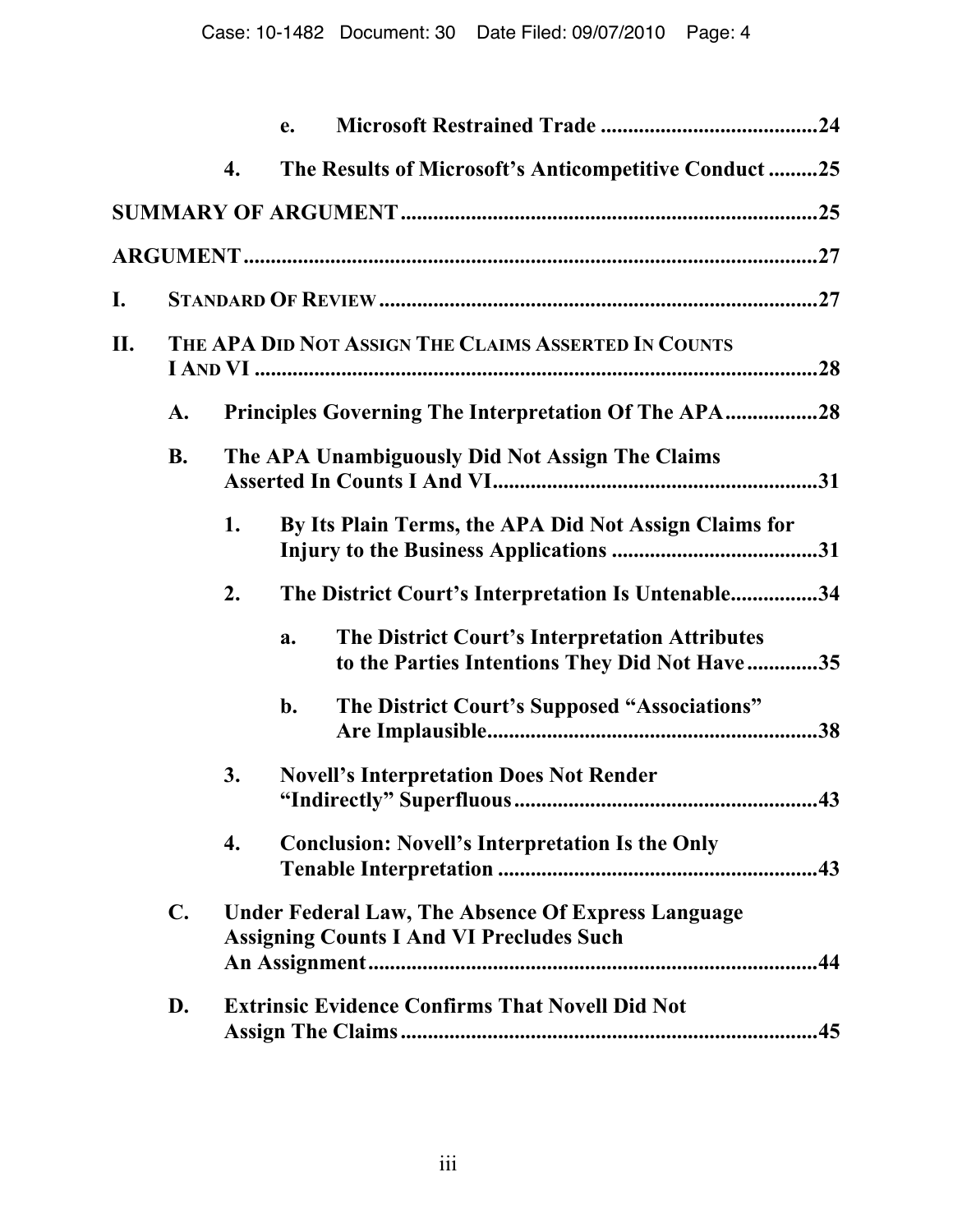e. **Microsoft Restrained Trade** ........................................ 24

4. **The Results of Microsoft's Anticompetitive Conduct** ......... 25

**SUMMARY OF ARGUMENT** ............................................................................. 25

**ARGUMENT** ........................................................................................................ 27

I. **STANDARD OF REVIEW** ................................................................................ 27

II. **THE APA DID NOT ASSIGN THE CLAIMS ASSERTED IN COUNTS I AND VI** ...................................................................................................... 28

A. **Principles Governing The Interpretation Of The APA** ................. 28

B. **The APA Unambiguously Did Not Assign The Claims Asserted In Counts I And VI** ............................................................. 31

1. **By Its Plain Terms, the APA Did Not Assign Claims for Injury to the Business Applications** ...................................... 31

2. **The District Court's Interpretation Is Untenable** ................ 34

a. **The District Court's Interpretation Attributes to the Parties Intentions They Did Not Have** ............. 35

b. **The District Court's Supposed "Associations" Are Implausible** ............................................................. 38

3. **Novell's Interpretation Does Not Render "Indirectly" Superfluous** ........................................................ 43

4. **Conclusion: Novell's Interpretation Is the Only Tenable Interpretation** ........................................................... 43

C. **Under Federal Law, The Absence Of Express Language Assigning Counts I And VI Precludes Such An Assignment** ................................................................................... 44

D. **Extrinsic Evidence Confirms That Novell Did Not Assign The Claims** ............................................................................. 45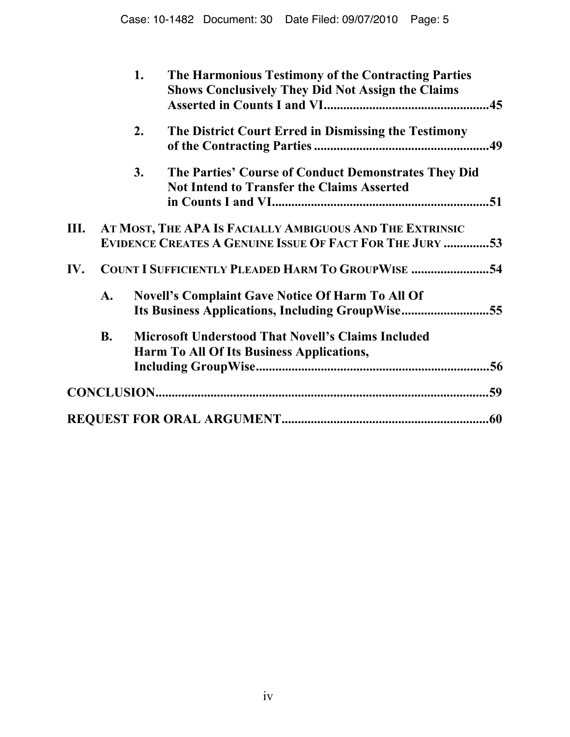1. **The Harmonious Testimony of the Contracting Parties Shows Conclusively They Did Not Assign the Claims Asserted in Counts I and VI....................................................45**

2. **The District Court Erred in Dismissing the Testimony of the Contracting Parties ......................................................49**

3. **The Parties' Course of Conduct Demonstrates They Did Not Intend to Transfer the Claims Asserted in Counts I and VI....................................................................51**

**III. AT MOST, THE APA IS FACIALLY AMBIGUOUS AND THE EXTRINSIC EVIDENCE CREATES A GENUINE ISSUE OF FACT FOR THE JURY ..............53**

**IV. COUNT I SUFFICIENTLY PLEADED HARM TO GROUPWISE ........................54**

**A. Novell's Complaint Gave Notice Of Harm To All Of Its Business Applications, Including GroupWise...........................55**

**B. Microsoft Understood That Novell's Claims Included Harm To All Of Its Business Applications, Including GroupWise.........................................................................56**

**CONCLUSION......................................................................................59**

**REQUEST FOR ORAL ARGUMENT................................................................60**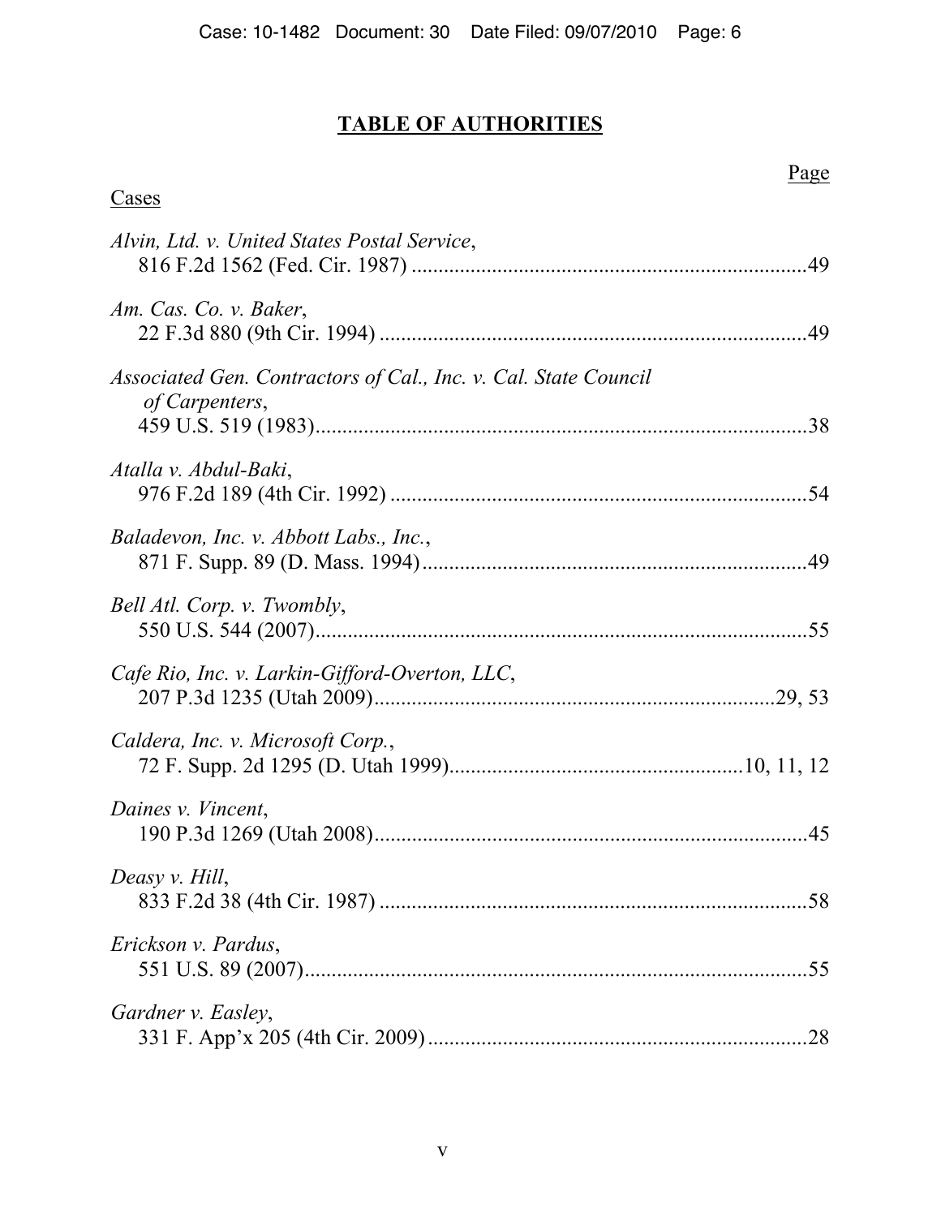# TABLE OF AUTHORITIES

Page

Cases

*Alvin, Ltd. v. United States Postal Service*,
816 F.2d 1562 (Fed. Cir. 1987) .........................................................................49

*Am. Cas. Co. v. Baker*,
22 F.3d 880 (9th Cir. 1994) ...............................................................................49

*Associated Gen. Contractors of Cal., Inc. v. Cal. State Council of Carpenters*,
459 U.S. 519 (1983)...........................................................................................38

*Atalla v. Abdul-Baki*,
976 F.2d 189 (4th Cir. 1992) .............................................................................54

*Baladevon, Inc. v. Abbott Labs., Inc.*,
871 F. Supp. 89 (D. Mass. 1994).......................................................................49

*Bell Atl. Corp. v. Twombly*,
550 U.S. 544 (2007)...........................................................................................55

*Cafe Rio, Inc. v. Larkin-Gifford-Overton, LLC*,
207 P.3d 1235 (Utah 2009)..........................................................................29, 53

*Caldera, Inc. v. Microsoft Corp.*,
72 F. Supp. 2d 1295 (D. Utah 1999).....................................................10, 11, 12

*Daines v. Vincent*,
190 P.3d 1269 (Utah 2008)................................................................................45

*Deasy v. Hill*,
833 F.2d 38 (4th Cir. 1987) ...............................................................................58

*Erickson v. Pardus*,
551 U.S. 89 (2007).............................................................................................55

*Gardner v. Easley*,
331 F. App'x 205 (4th Cir. 2009) ......................................................................28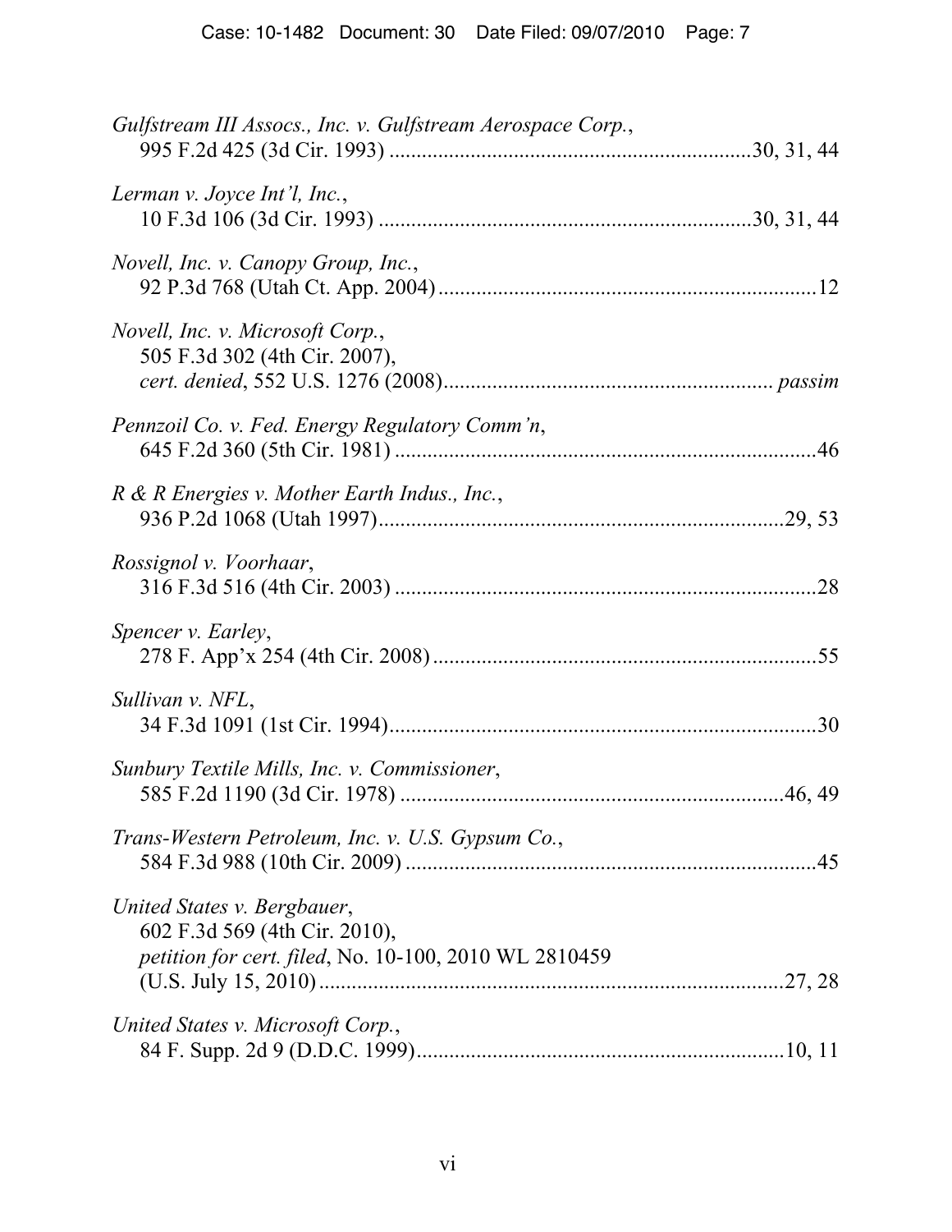*Gulfstream III Assocs., Inc. v. Gulfstream Aerospace Corp.*,
995 F.2d 425 (3d Cir. 1993) ....................................................................30, 31, 44

*Lerman v. Joyce Int'l, Inc.*,
10 F.3d 106 (3d Cir. 1993) ......................................................................30, 31, 44

*Novell, Inc. v. Canopy Group, Inc.*,
92 P.3d 768 (Utah Ct. App. 2004) ......................................................................12

*Novell, Inc. v. Microsoft Corp.*,
505 F.3d 302 (4th Cir. 2007),
*cert. denied*, 552 U.S. 1276 (2008).............................................................. *passim*

*Pennzoil Co. v. Fed. Energy Regulatory Comm'n*,
645 F.2d 360 (5th Cir. 1981) ..............................................................................46

*R & R Energies v. Mother Earth Indus., Inc.*,
936 P.2d 1068 (Utah 1997)............................................................................29, 53

*Rossignol v. Voorhaar*,
316 F.3d 516 (4th Cir. 2003) ..............................................................................28

*Spencer v. Earley*,
278 F. App'x 254 (4th Cir. 2008) .......................................................................55

*Sullivan v. NFL*,
34 F.3d 1091 (1st Cir. 1994)...............................................................................30

*Sunbury Textile Mills, Inc. v. Commissioner*,
585 F.2d 1190 (3d Cir. 1978) .......................................................................46, 49

*Trans-Western Petroleum, Inc. v. U.S. Gypsum Co.*,
584 F.3d 988 (10th Cir. 2009) ............................................................................45

*United States v. Bergbauer*,
602 F.3d 569 (4th Cir. 2010),
*petition for cert. filed*, No. 10-100, 2010 WL 2810459
(U.S. July 15, 2010) .......................................................................................27, 28

*United States v. Microsoft Corp.*,
84 F. Supp. 2d 9 (D.D.C. 1999)....................................................................10, 11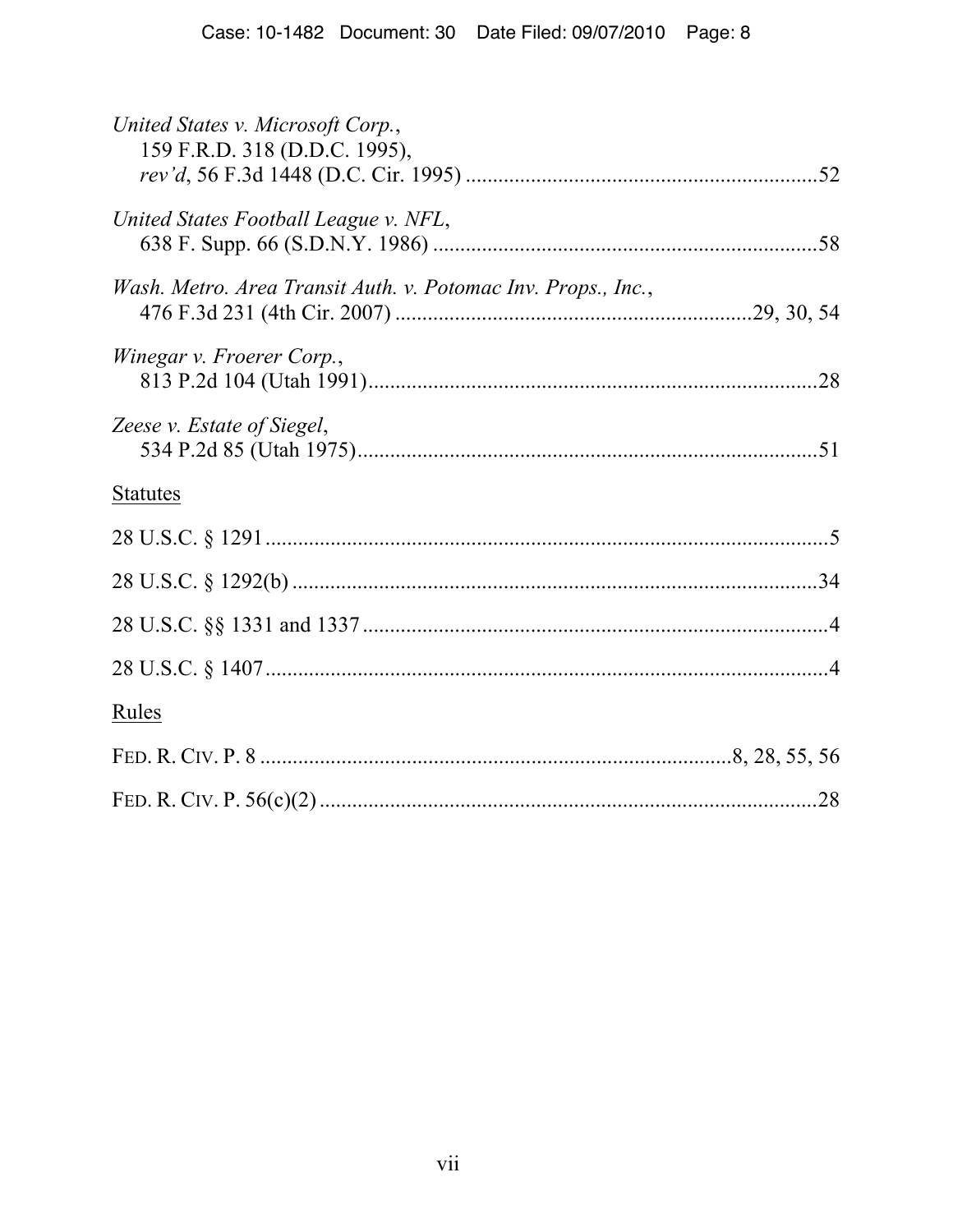*United States v. Microsoft Corp.*,
159 F.R.D. 318 (D.D.C. 1995),
*rev'd*, 56 F.3d 1448 (D.C. Cir. 1995) ....................................................................52

*United States Football League v. NFL*,
638 F. Supp. 66 (S.D.N.Y. 1986) ........................................................................58

*Wash. Metro. Area Transit Auth. v. Potomac Inv. Props., Inc.*,
476 F.3d 231 (4th Cir. 2007) ..................................................................29, 30, 54

*Winegar v. Froerer Corp.*,
813 P.2d 104 (Utah 1991)......................................................................................28

*Zeese v. Estate of Siegel*,
534 P.2d 85 (Utah 1975)........................................................................................51

Statutes

28 U.S.C. § 1291.............................................................................................................5

28 U.S.C. § 1292(b) ......................................................................................................34

28 U.S.C. §§ 1331 and 1337 ...........................................................................................4

28 U.S.C. § 1407.............................................................................................................4

Rules

FED. R. CIV. P. 8 ...................................................................................8, 28, 55, 56

FED. R. CIV. P. 56(c)(2) ................................................................................................28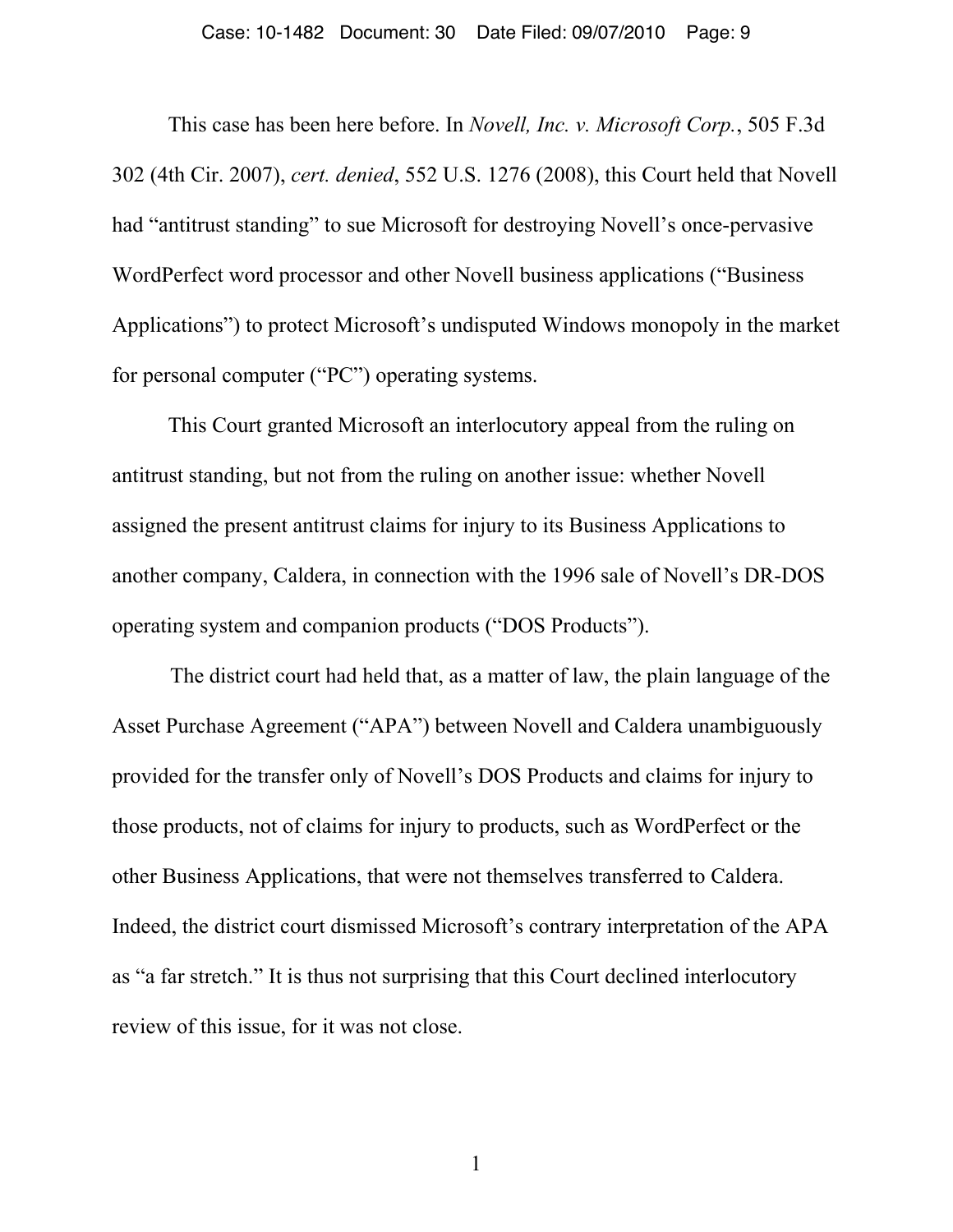This case has been here before. In *Novell, Inc. v. Microsoft Corp.*, 505 F.3d 302 (4th Cir. 2007), *cert. denied*, 552 U.S. 1276 (2008), this Court held that Novell had "antitrust standing" to sue Microsoft for destroying Novell's once-pervasive WordPerfect word processor and other Novell business applications ("Business Applications") to protect Microsoft's undisputed Windows monopoly in the market for personal computer ("PC") operating systems.

This Court granted Microsoft an interlocutory appeal from the ruling on antitrust standing, but not from the ruling on another issue: whether Novell assigned the present antitrust claims for injury to its Business Applications to another company, Caldera, in connection with the 1996 sale of Novell's DR-DOS operating system and companion products ("DOS Products").

The district court had held that, as a matter of law, the plain language of the Asset Purchase Agreement ("APA") between Novell and Caldera unambiguously provided for the transfer only of Novell's DOS Products and claims for injury to those products, not of claims for injury to products, such as WordPerfect or the other Business Applications, that were not themselves transferred to Caldera. Indeed, the district court dismissed Microsoft's contrary interpretation of the APA as "a far stretch." It is thus not surprising that this Court declined interlocutory review of this issue, for it was not close.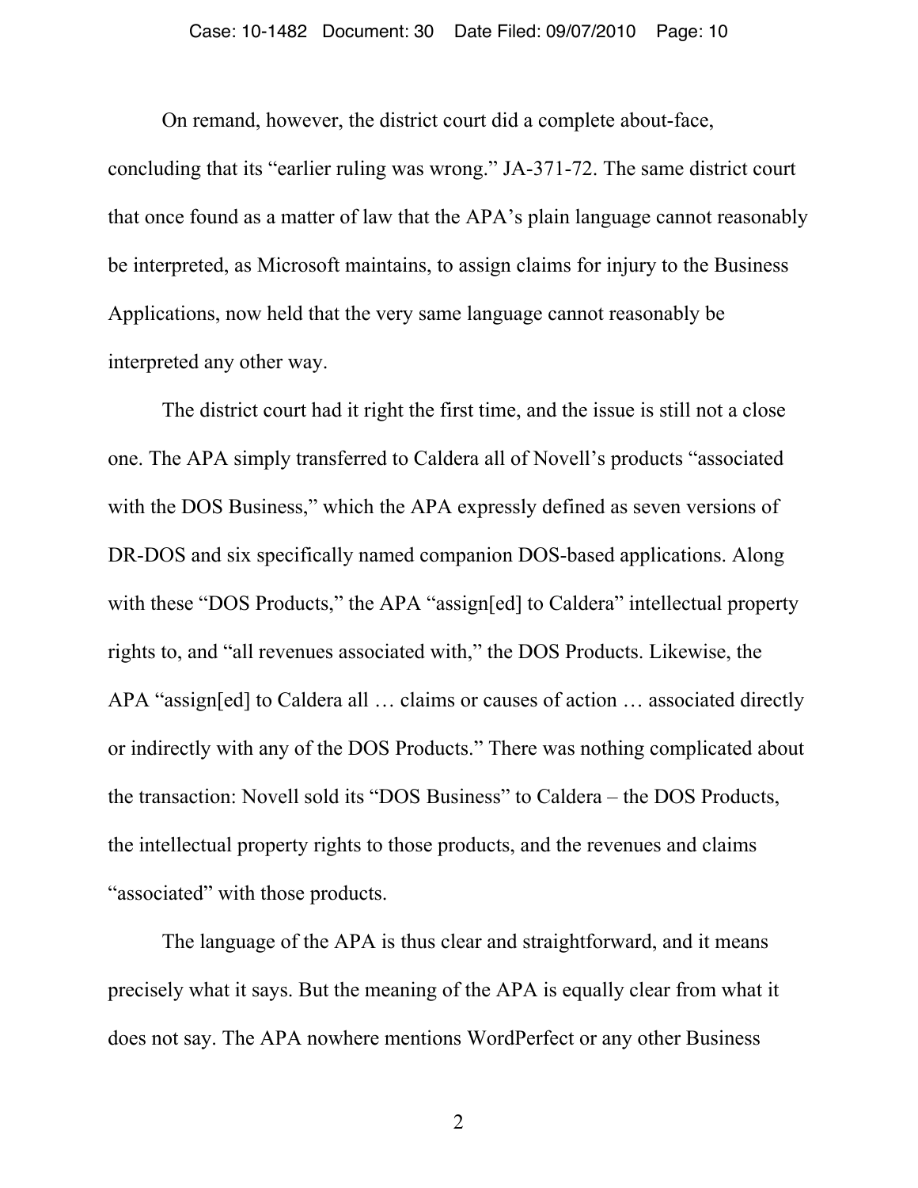On remand, however, the district court did a complete about-face, concluding that its "earlier ruling was wrong." JA-371-72. The same district court that once found as a matter of law that the APA's plain language cannot reasonably be interpreted, as Microsoft maintains, to assign claims for injury to the Business Applications, now held that the very same language cannot reasonably be interpreted any other way.

The district court had it right the first time, and the issue is still not a close one. The APA simply transferred to Caldera all of Novell's products "associated with the DOS Business," which the APA expressly defined as seven versions of DR-DOS and six specifically named companion DOS-based applications. Along with these "DOS Products," the APA "assign[ed] to Caldera" intellectual property rights to, and "all revenues associated with," the DOS Products. Likewise, the APA "assign[ed] to Caldera all … claims or causes of action … associated directly or indirectly with any of the DOS Products." There was nothing complicated about the transaction: Novell sold its "DOS Business" to Caldera – the DOS Products, the intellectual property rights to those products, and the revenues and claims "associated" with those products.

The language of the APA is thus clear and straightforward, and it means precisely what it says. But the meaning of the APA is equally clear from what it does not say. The APA nowhere mentions WordPerfect or any other Business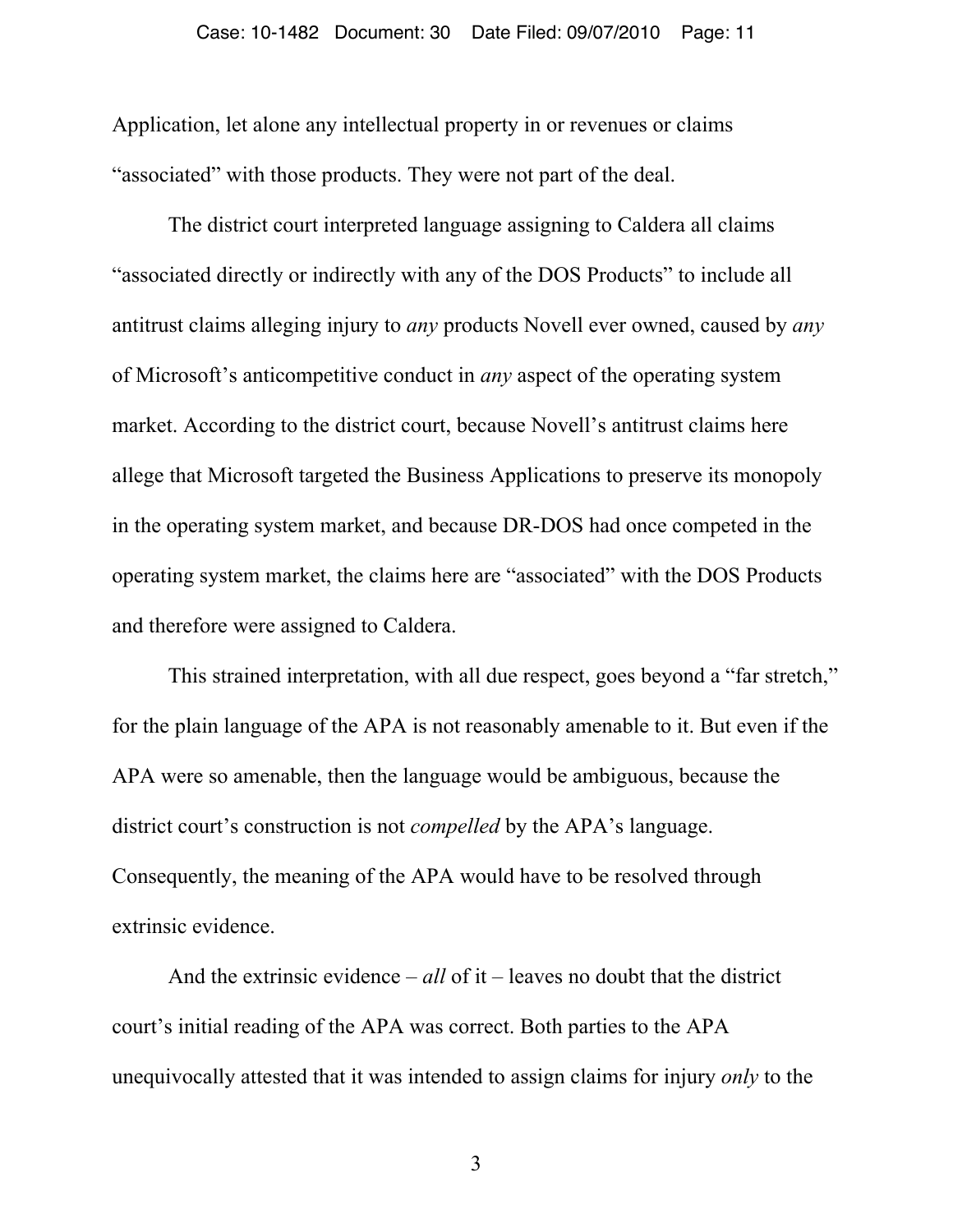Application, let alone any intellectual property in or revenues or claims "associated" with those products. They were not part of the deal.

The district court interpreted language assigning to Caldera all claims "associated directly or indirectly with any of the DOS Products" to include all antitrust claims alleging injury to *any* products Novell ever owned, caused by *any* of Microsoft's anticompetitive conduct in *any* aspect of the operating system market. According to the district court, because Novell's antitrust claims here allege that Microsoft targeted the Business Applications to preserve its monopoly in the operating system market, and because DR-DOS had once competed in the operating system market, the claims here are "associated" with the DOS Products and therefore were assigned to Caldera.

This strained interpretation, with all due respect, goes beyond a "far stretch," for the plain language of the APA is not reasonably amenable to it. But even if the APA were so amenable, then the language would be ambiguous, because the district court's construction is not *compelled* by the APA's language. Consequently, the meaning of the APA would have to be resolved through extrinsic evidence.

And the extrinsic evidence – *all* of it – leaves no doubt that the district court's initial reading of the APA was correct. Both parties to the APA unequivocally attested that it was intended to assign claims for injury *only* to the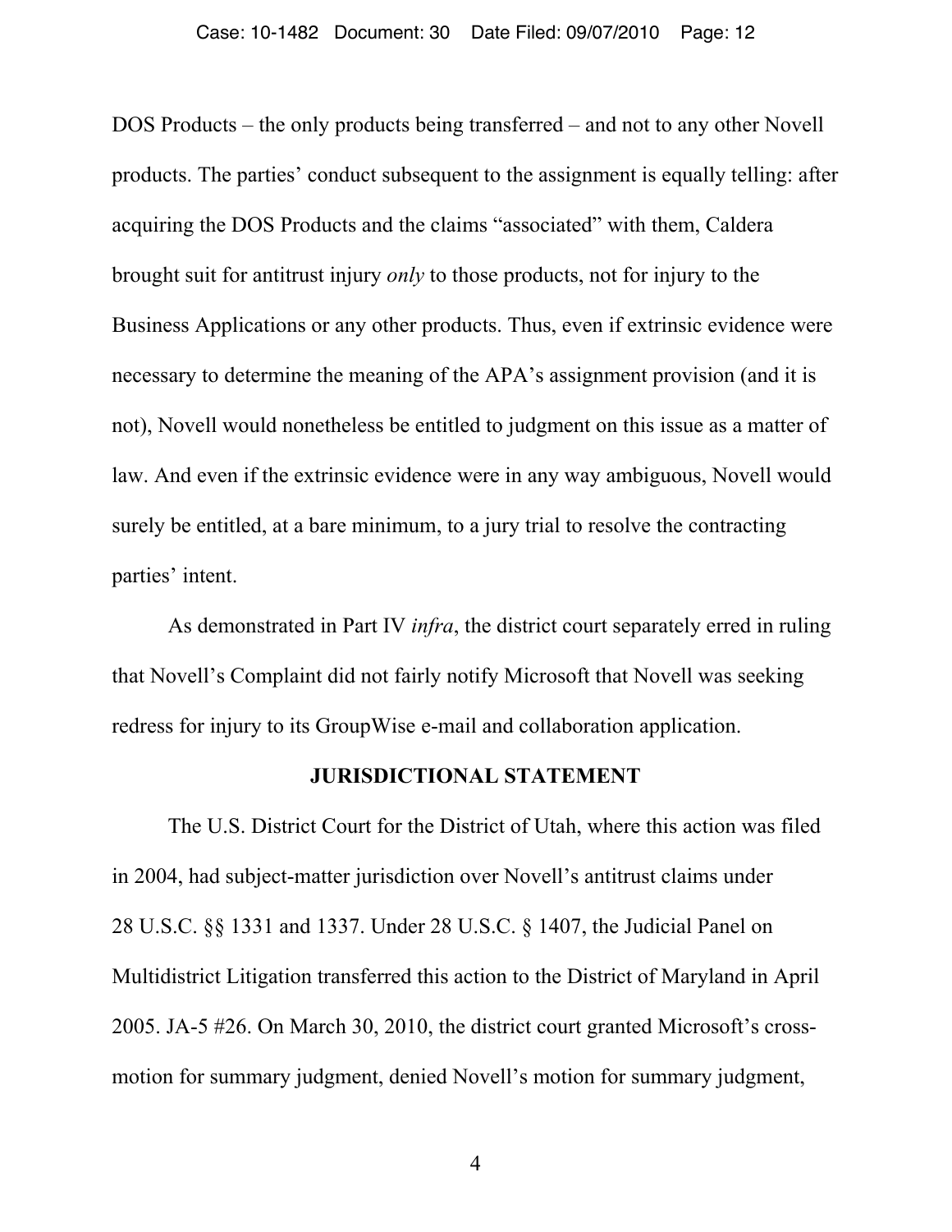DOS Products – the only products being transferred – and not to any other Novell products. The parties' conduct subsequent to the assignment is equally telling: after acquiring the DOS Products and the claims "associated" with them, Caldera brought suit for antitrust injury *only* to those products, not for injury to the Business Applications or any other products. Thus, even if extrinsic evidence were necessary to determine the meaning of the APA's assignment provision (and it is not), Novell would nonetheless be entitled to judgment on this issue as a matter of law. And even if the extrinsic evidence were in any way ambiguous, Novell would surely be entitled, at a bare minimum, to a jury trial to resolve the contracting parties' intent.

As demonstrated in Part IV *infra*, the district court separately erred in ruling that Novell's Complaint did not fairly notify Microsoft that Novell was seeking redress for injury to its GroupWise e-mail and collaboration application.

## JURISDICTIONAL STATEMENT

The U.S. District Court for the District of Utah, where this action was filed in 2004, had subject-matter jurisdiction over Novell's antitrust claims under 28 U.S.C. §§ 1331 and 1337. Under 28 U.S.C. § 1407, the Judicial Panel on Multidistrict Litigation transferred this action to the District of Maryland in April 2005. JA-5 #26. On March 30, 2010, the district court granted Microsoft's cross-motion for summary judgment, denied Novell's motion for summary judgment,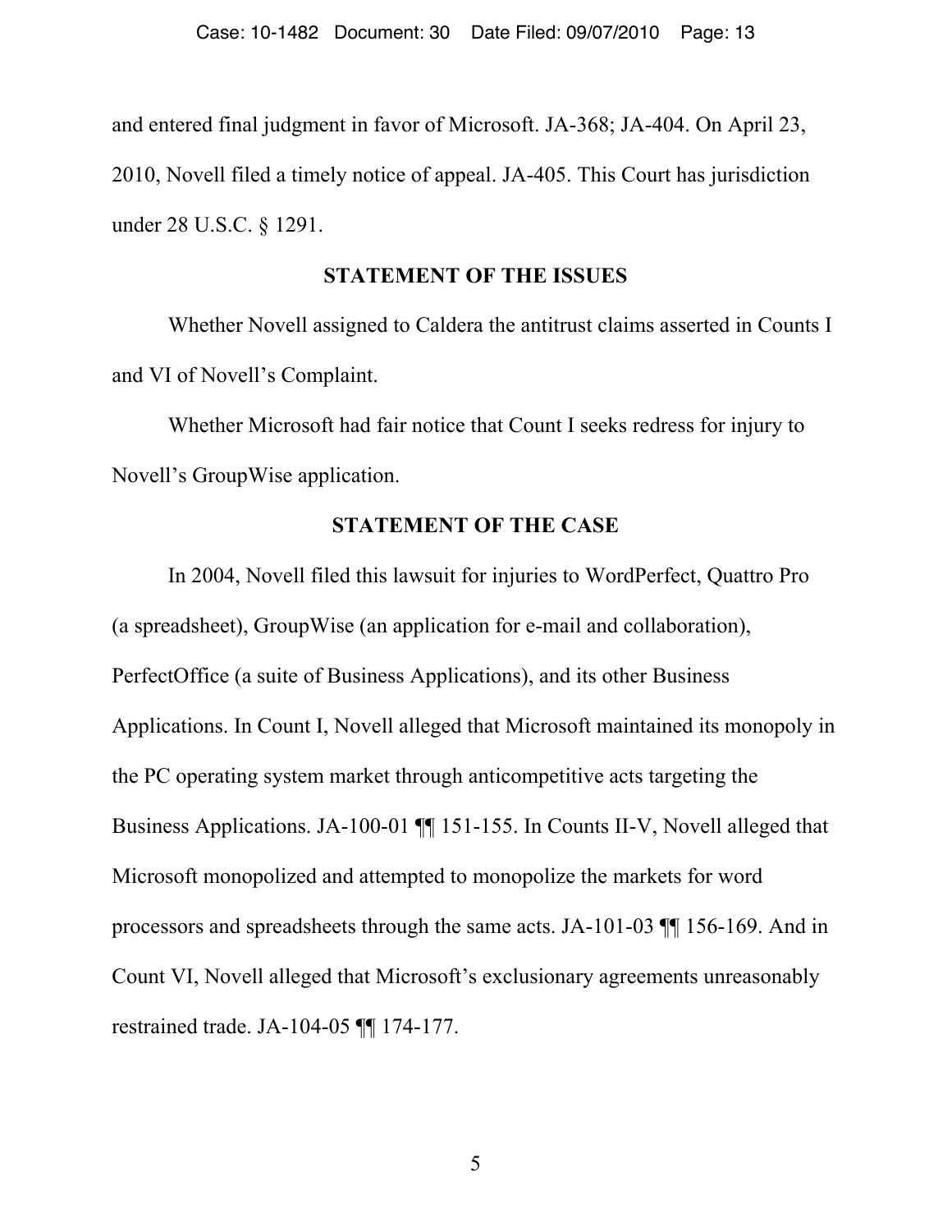and entered final judgment in favor of Microsoft. JA-368; JA-404. On April 23, 2010, Novell filed a timely notice of appeal. JA-405. This Court has jurisdiction under 28 U.S.C. § 1291.

## STATEMENT OF THE ISSUES

Whether Novell assigned to Caldera the antitrust claims asserted in Counts I and VI of Novell's Complaint.

Whether Microsoft had fair notice that Count I seeks redress for injury to Novell's GroupWise application.

## STATEMENT OF THE CASE

In 2004, Novell filed this lawsuit for injuries to WordPerfect, Quattro Pro (a spreadsheet), GroupWise (an application for e-mail and collaboration), PerfectOffice (a suite of Business Applications), and its other Business Applications. In Count I, Novell alleged that Microsoft maintained its monopoly in the PC operating system market through anticompetitive acts targeting the Business Applications. JA-100-01 ¶¶ 151-155. In Counts II-V, Novell alleged that Microsoft monopolized and attempted to monopolize the markets for word processors and spreadsheets through the same acts. JA-101-03 ¶¶ 156-169. And in Count VI, Novell alleged that Microsoft's exclusionary agreements unreasonably restrained trade. JA-104-05 ¶¶ 174-177.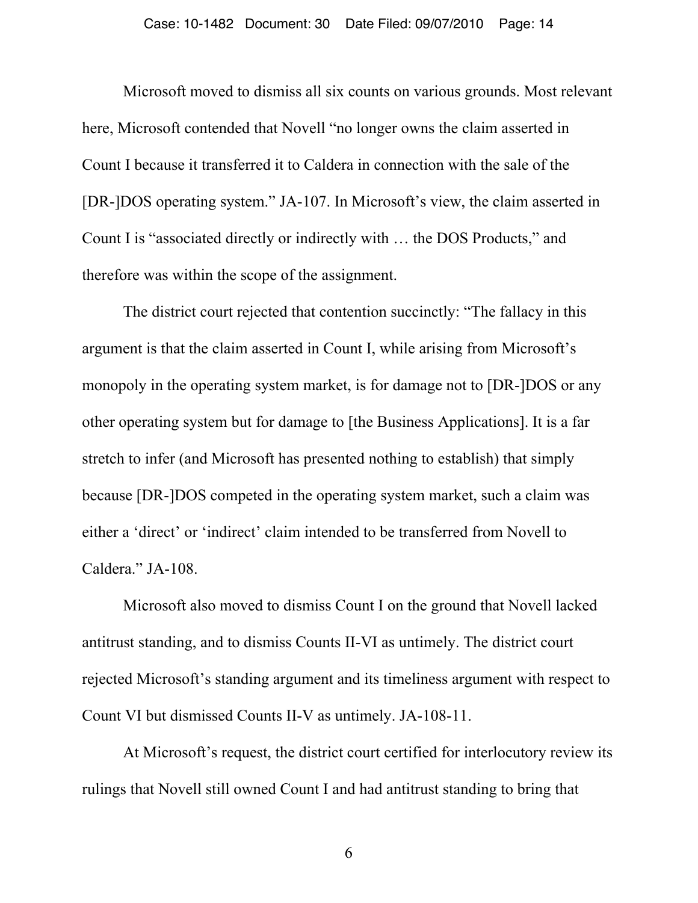Microsoft moved to dismiss all six counts on various grounds. Most relevant here, Microsoft contended that Novell "no longer owns the claim asserted in Count I because it transferred it to Caldera in connection with the sale of the [DR-]DOS operating system." JA-107. In Microsoft's view, the claim asserted in Count I is "associated directly or indirectly with … the DOS Products," and therefore was within the scope of the assignment.

The district court rejected that contention succinctly: "The fallacy in this argument is that the claim asserted in Count I, while arising from Microsoft's monopoly in the operating system market, is for damage not to [DR-]DOS or any other operating system but for damage to [the Business Applications]. It is a far stretch to infer (and Microsoft has presented nothing to establish) that simply because [DR-]DOS competed in the operating system market, such a claim was either a 'direct' or 'indirect' claim intended to be transferred from Novell to Caldera." JA-108.

Microsoft also moved to dismiss Count I on the ground that Novell lacked antitrust standing, and to dismiss Counts II-VI as untimely. The district court rejected Microsoft's standing argument and its timeliness argument with respect to Count VI but dismissed Counts II-V as untimely. JA-108-11.

At Microsoft's request, the district court certified for interlocutory review its rulings that Novell still owned Count I and had antitrust standing to bring that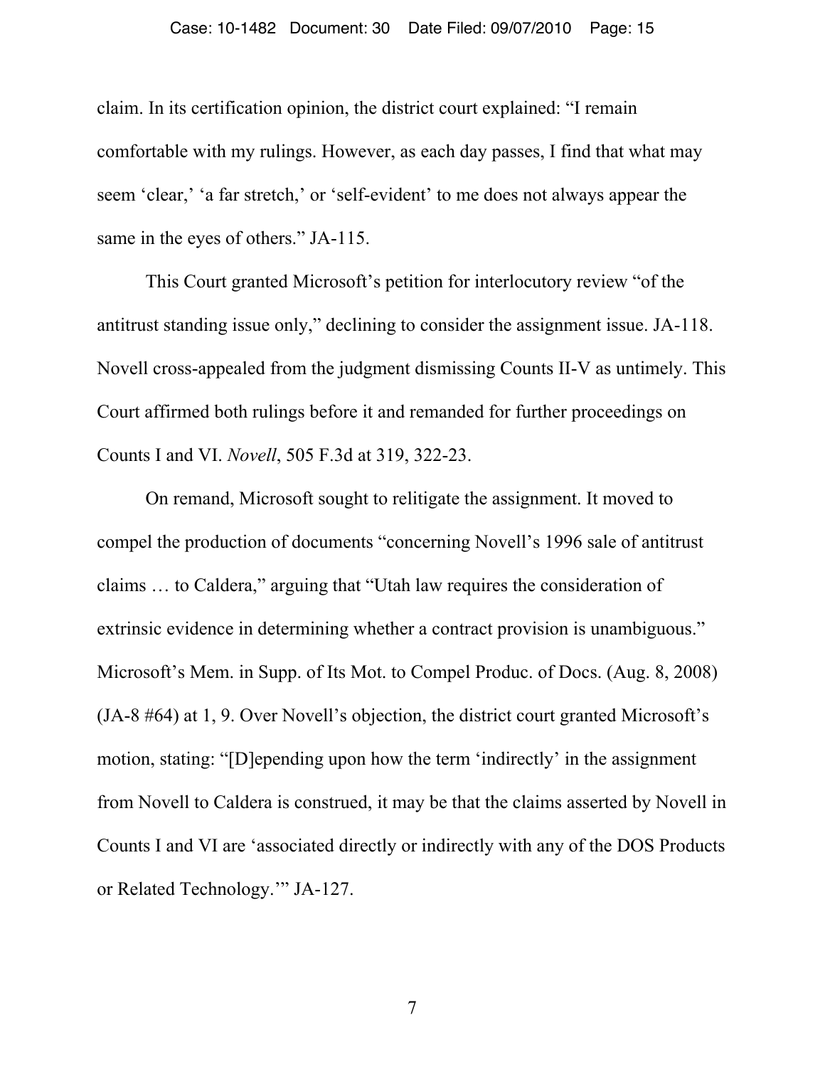claim. In its certification opinion, the district court explained: "I remain comfortable with my rulings. However, as each day passes, I find that what may seem 'clear,' 'a far stretch,' or 'self-evident' to me does not always appear the same in the eyes of others." JA-115.

This Court granted Microsoft's petition for interlocutory review "of the antitrust standing issue only," declining to consider the assignment issue. JA-118. Novell cross-appealed from the judgment dismissing Counts II-V as untimely. This Court affirmed both rulings before it and remanded for further proceedings on Counts I and VI. *Novell*, 505 F.3d at 319, 322-23.

On remand, Microsoft sought to relitigate the assignment. It moved to compel the production of documents "concerning Novell's 1996 sale of antitrust claims … to Caldera," arguing that "Utah law requires the consideration of extrinsic evidence in determining whether a contract provision is unambiguous." Microsoft's Mem. in Supp. of Its Mot. to Compel Produc. of Docs. (Aug. 8, 2008) (JA-8 #64) at 1, 9. Over Novell's objection, the district court granted Microsoft's motion, stating: "[D]epending upon how the term 'indirectly' in the assignment from Novell to Caldera is construed, it may be that the claims asserted by Novell in Counts I and VI are 'associated directly or indirectly with any of the DOS Products or Related Technology.'" JA-127.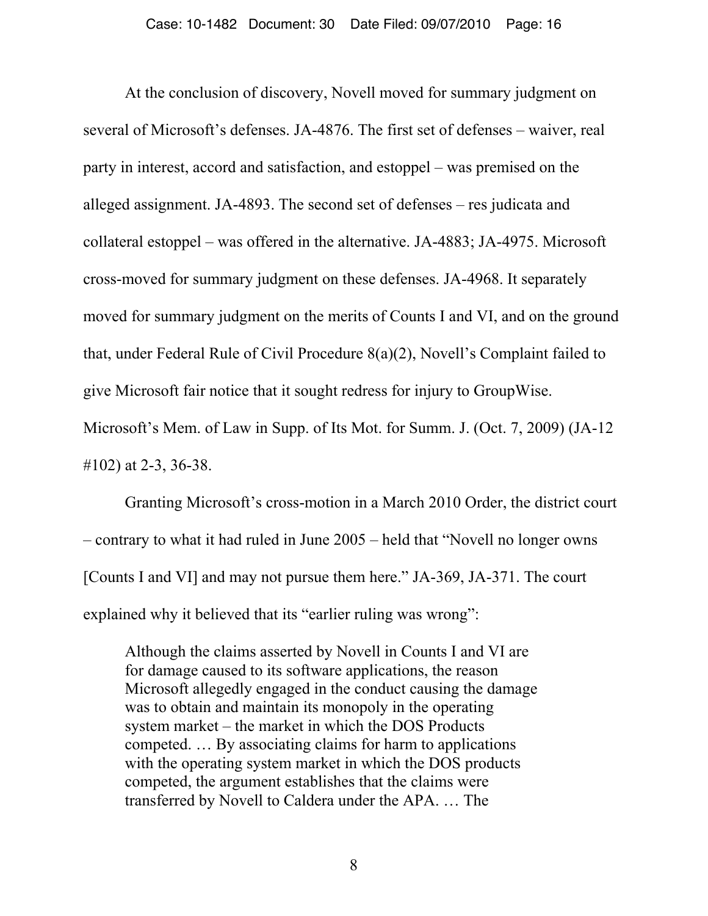At the conclusion of discovery, Novell moved for summary judgment on several of Microsoft's defenses. JA-4876. The first set of defenses – waiver, real party in interest, accord and satisfaction, and estoppel – was premised on the alleged assignment. JA-4893. The second set of defenses – res judicata and collateral estoppel – was offered in the alternative. JA-4883; JA-4975. Microsoft cross-moved for summary judgment on these defenses. JA-4968. It separately moved for summary judgment on the merits of Counts I and VI, and on the ground that, under Federal Rule of Civil Procedure 8(a)(2), Novell's Complaint failed to give Microsoft fair notice that it sought redress for injury to GroupWise. Microsoft's Mem. of Law in Supp. of Its Mot. for Summ. J. (Oct. 7, 2009) (JA-12 #102) at 2-3, 36-38.

Granting Microsoft's cross-motion in a March 2010 Order, the district court – contrary to what it had ruled in June 2005 – held that "Novell no longer owns [Counts I and VI] and may not pursue them here." JA-369, JA-371. The court explained why it believed that its "earlier ruling was wrong":

> Although the claims asserted by Novell in Counts I and VI are for damage caused to its software applications, the reason Microsoft allegedly engaged in the conduct causing the damage was to obtain and maintain its monopoly in the operating system market – the market in which the DOS Products competed. … By associating claims for harm to applications with the operating system market in which the DOS products competed, the argument establishes that the claims were transferred by Novell to Caldera under the APA. … The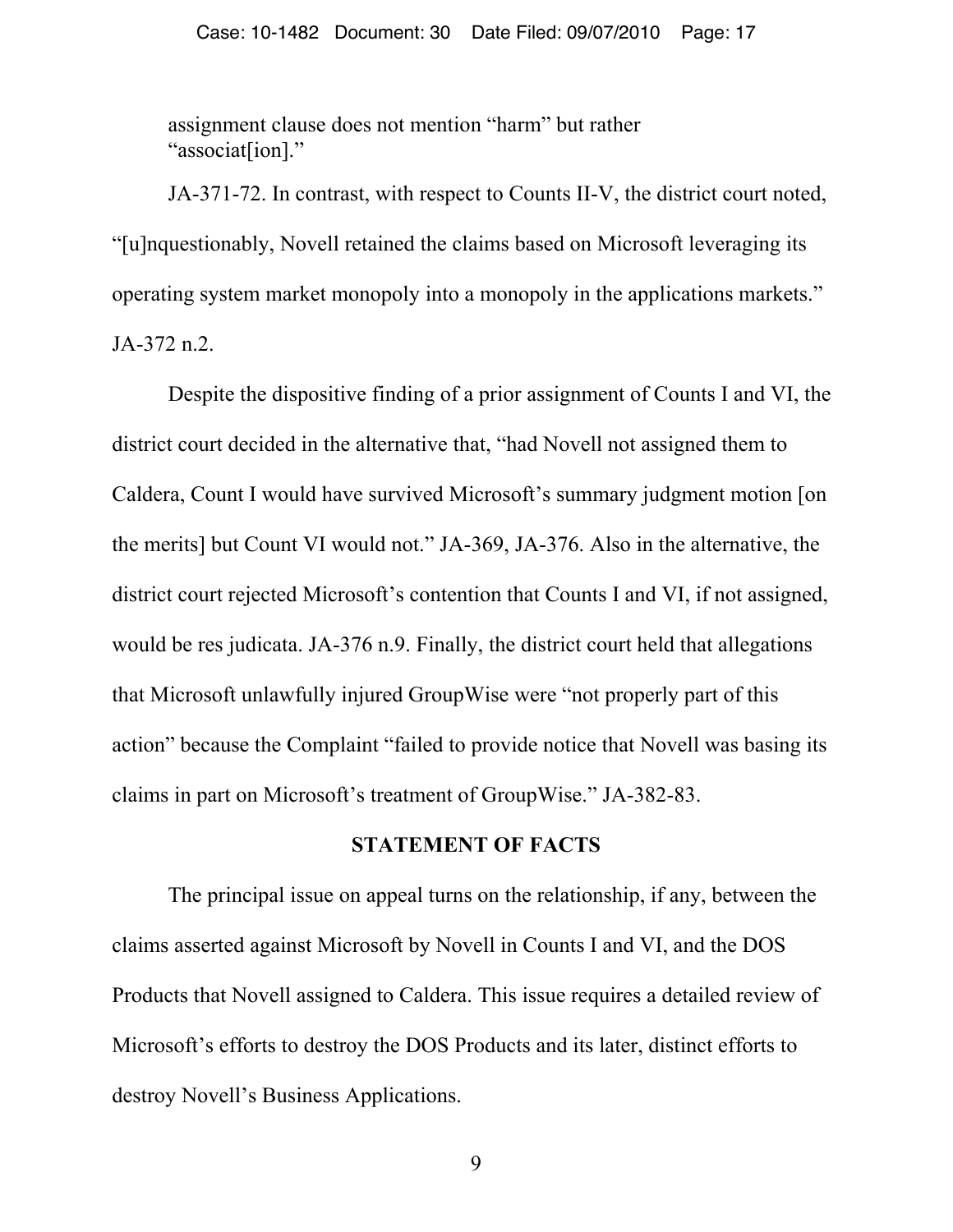assignment clause does not mention "harm" but rather "associat[ion]."

JA-371-72. In contrast, with respect to Counts II-V, the district court noted, "[u]nquestionably, Novell retained the claims based on Microsoft leveraging its operating system market monopoly into a monopoly in the applications markets." JA-372 n.2.

Despite the dispositive finding of a prior assignment of Counts I and VI, the district court decided in the alternative that, "had Novell not assigned them to Caldera, Count I would have survived Microsoft's summary judgment motion [on the merits] but Count VI would not." JA-369, JA-376. Also in the alternative, the district court rejected Microsoft's contention that Counts I and VI, if not assigned, would be res judicata. JA-376 n.9. Finally, the district court held that allegations that Microsoft unlawfully injured GroupWise were "not properly part of this action" because the Complaint "failed to provide notice that Novell was basing its claims in part on Microsoft's treatment of GroupWise." JA-382-83.

## STATEMENT OF FACTS

The principal issue on appeal turns on the relationship, if any, between the claims asserted against Microsoft by Novell in Counts I and VI, and the DOS Products that Novell assigned to Caldera. This issue requires a detailed review of Microsoft's efforts to destroy the DOS Products and its later, distinct efforts to destroy Novell's Business Applications.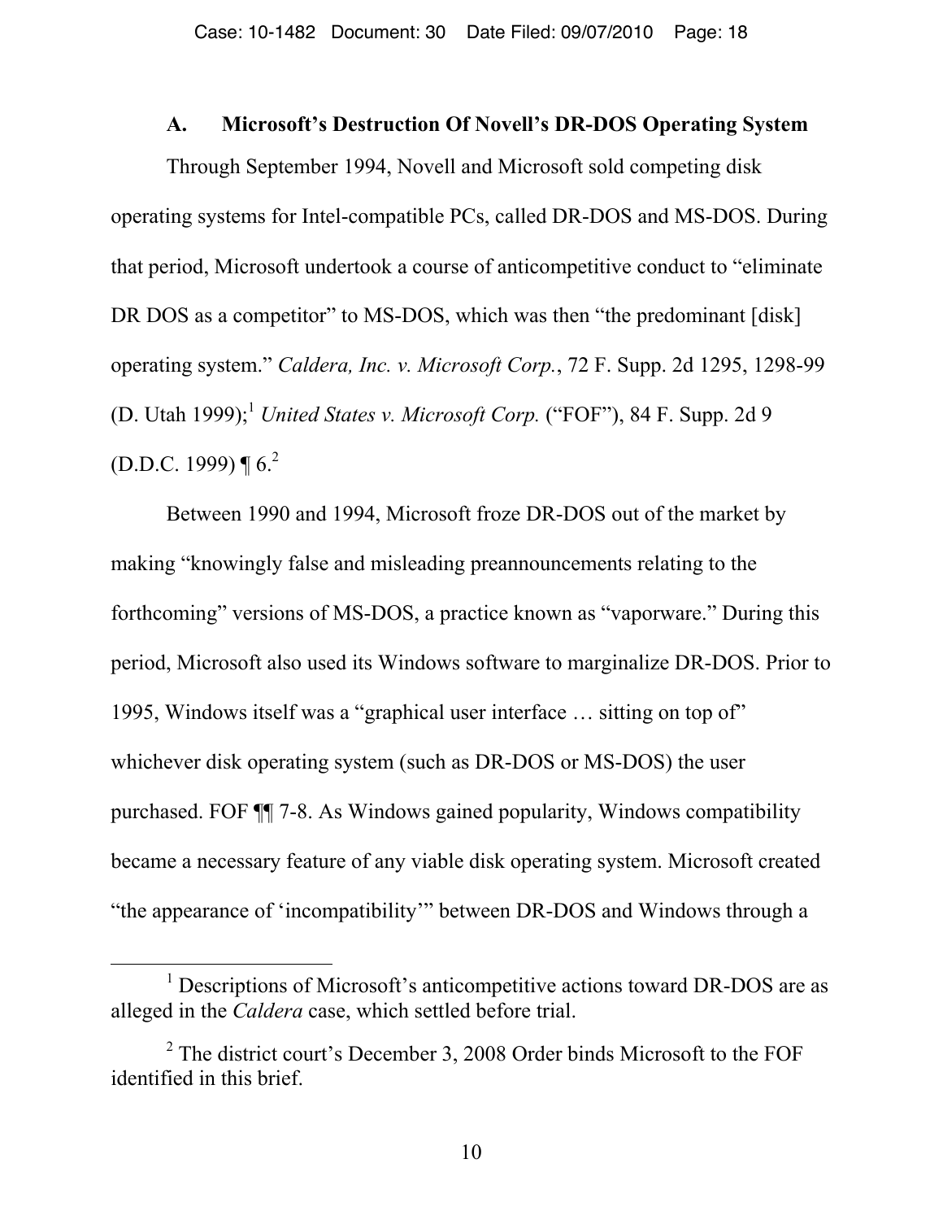### A. Microsoft's Destruction Of Novell's DR-DOS Operating System

Through September 1994, Novell and Microsoft sold competing disk operating systems for Intel-compatible PCs, called DR-DOS and MS-DOS. During that period, Microsoft undertook a course of anticompetitive conduct to "eliminate DR DOS as a competitor" to MS-DOS, which was then "the predominant [disk] operating system." *Caldera, Inc. v. Microsoft Corp.*, 72 F. Supp. 2d 1295, 1298-99 (D. Utah 1999);[1] *United States v. Microsoft Corp.* ("FOF"), 84 F. Supp. 2d 9 (D.D.C. 1999) ¶ 6.[2]

Between 1990 and 1994, Microsoft froze DR-DOS out of the market by making "knowingly false and misleading preannouncements relating to the forthcoming" versions of MS-DOS, a practice known as "vaporware." During this period, Microsoft also used its Windows software to marginalize DR-DOS. Prior to 1995, Windows itself was a "graphical user interface … sitting on top of" whichever disk operating system (such as DR-DOS or MS-DOS) the user purchased. FOF ¶¶ 7-8. As Windows gained popularity, Windows compatibility became a necessary feature of any viable disk operating system. Microsoft created "the appearance of 'incompatibility'" between DR-DOS and Windows through a

---

[1] Descriptions of Microsoft's anticompetitive actions toward DR-DOS are as alleged in the *Caldera* case, which settled before trial.

[2] The district court's December 3, 2008 Order binds Microsoft to the FOF identified in this brief.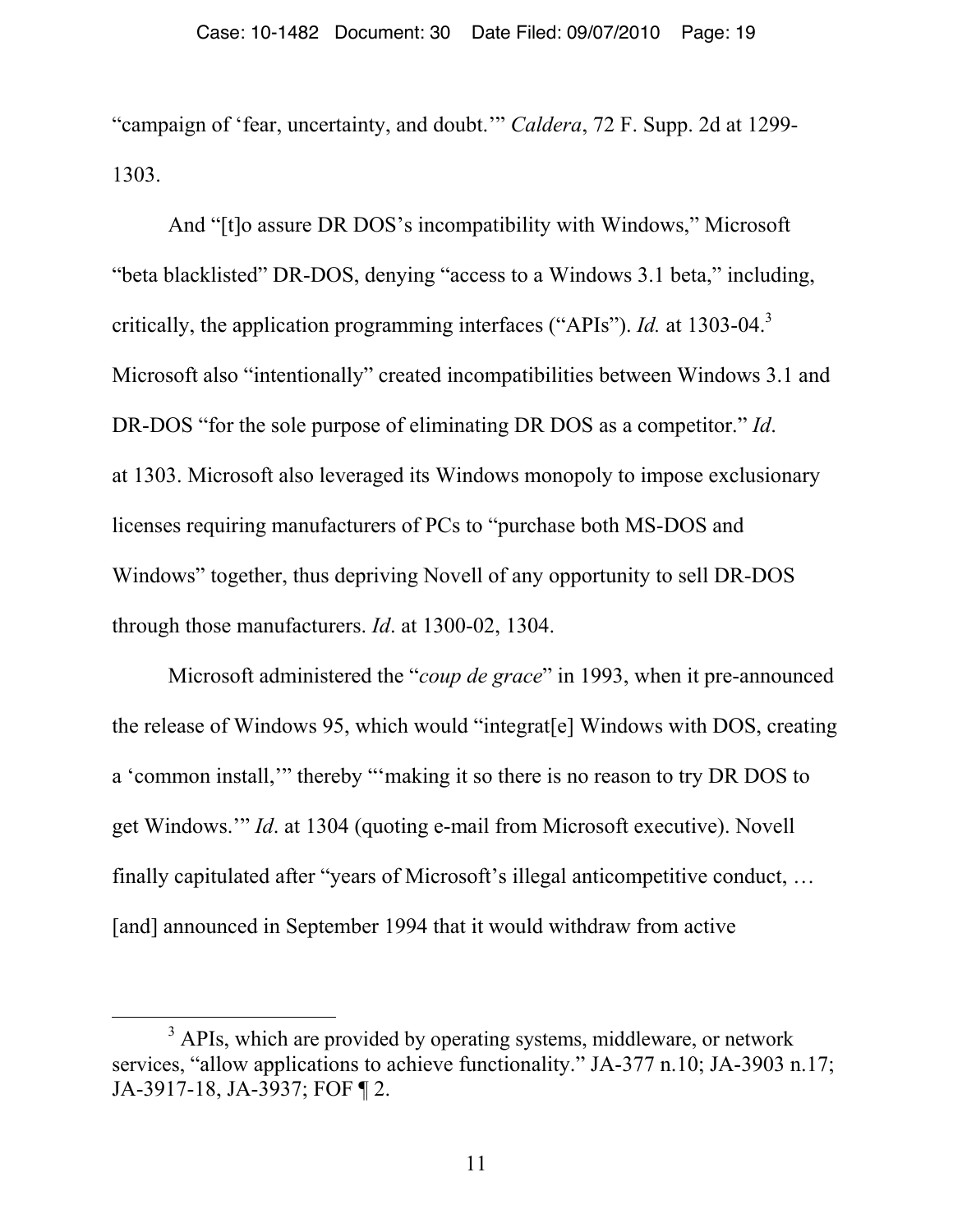"campaign of 'fear, uncertainty, and doubt.'" *Caldera*, 72 F. Supp. 2d at 1299-1303.

And "[t]o assure DR DOS's incompatibility with Windows," Microsoft "beta blacklisted" DR-DOS, denying "access to a Windows 3.1 beta," including, critically, the application programming interfaces ("APIs"). *Id.* at 1303-04.[3] Microsoft also "intentionally" created incompatibilities between Windows 3.1 and DR-DOS "for the sole purpose of eliminating DR DOS as a competitor." *Id*. at 1303. Microsoft also leveraged its Windows monopoly to impose exclusionary licenses requiring manufacturers of PCs to "purchase both MS-DOS and Windows" together, thus depriving Novell of any opportunity to sell DR-DOS through those manufacturers. *Id*. at 1300-02, 1304.

Microsoft administered the "*coup de grace*" in 1993, when it pre-announced the release of Windows 95, which would "integrat[e] Windows with DOS, creating a 'common install,'" thereby "'making it so there is no reason to try DR DOS to get Windows.'" *Id*. at 1304 (quoting e-mail from Microsoft executive). Novell finally capitulated after "years of Microsoft's illegal anticompetitive conduct, … [and] announced in September 1994 that it would withdraw from active

[3] APIs, which are provided by operating systems, middleware, or network services, "allow applications to achieve functionality." JA-377 n.10; JA-3903 n.17; JA-3917-18, JA-3937; FOF ¶ 2.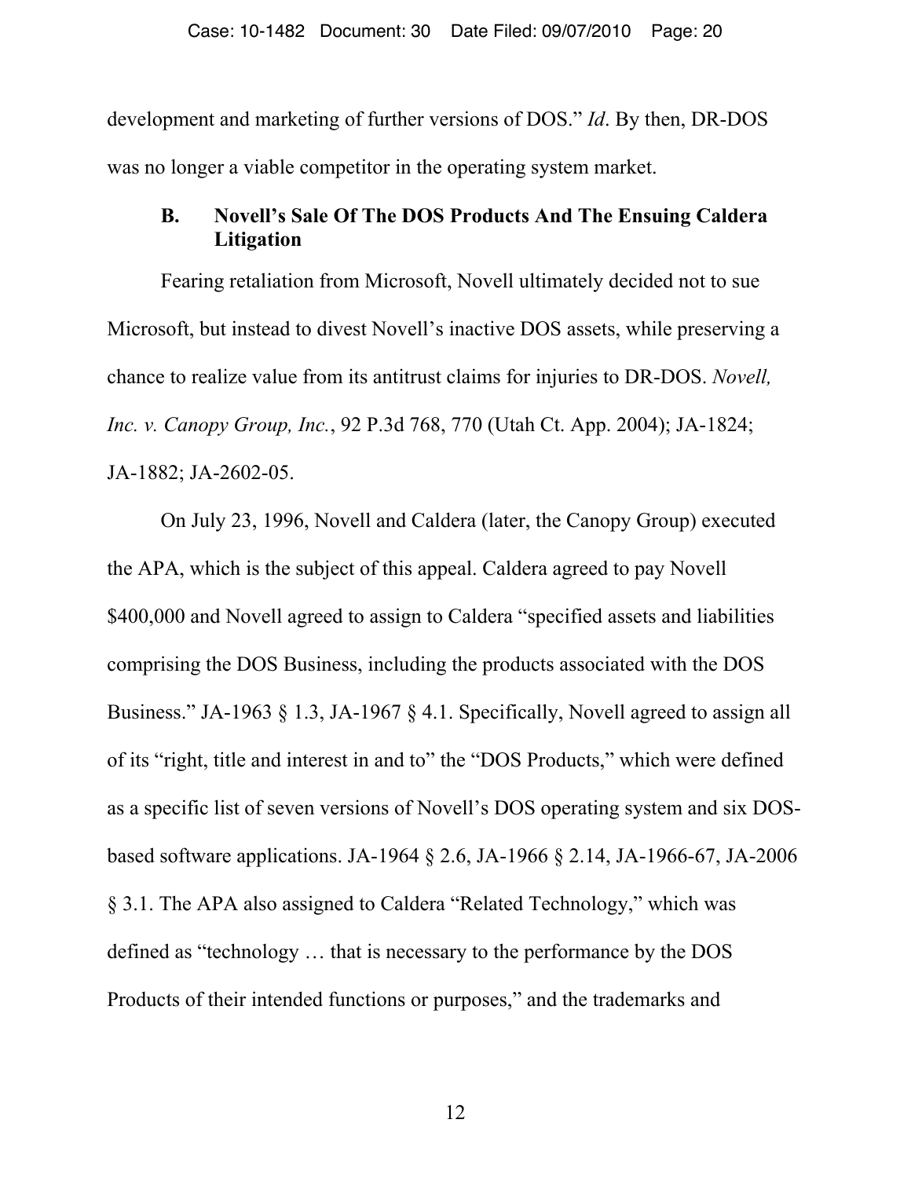development and marketing of further versions of DOS." *Id*. By then, DR-DOS was no longer a viable competitor in the operating system market.

### B. Novell's Sale Of The DOS Products And The Ensuing Caldera Litigation

Fearing retaliation from Microsoft, Novell ultimately decided not to sue Microsoft, but instead to divest Novell's inactive DOS assets, while preserving a chance to realize value from its antitrust claims for injuries to DR-DOS. *Novell, Inc. v. Canopy Group, Inc.*, 92 P.3d 768, 770 (Utah Ct. App. 2004); JA-1824; JA-1882; JA-2602-05.

On July 23, 1996, Novell and Caldera (later, the Canopy Group) executed the APA, which is the subject of this appeal. Caldera agreed to pay Novell $400,000 and Novell agreed to assign to Caldera "specified assets and liabilities comprising the DOS Business, including the products associated with the DOS Business." JA-1963 § 1.3, JA-1967 § 4.1. Specifically, Novell agreed to assign all of its "right, title and interest in and to" the "DOS Products," which were defined as a specific list of seven versions of Novell's DOS operating system and six DOS-based software applications. JA-1964 § 2.6, JA-1966 § 2.14, JA-1966-67, JA-2006 § 3.1. The APA also assigned to Caldera "Related Technology," which was defined as "technology … that is necessary to the performance by the DOS Products of their intended functions or purposes," and the trademarks and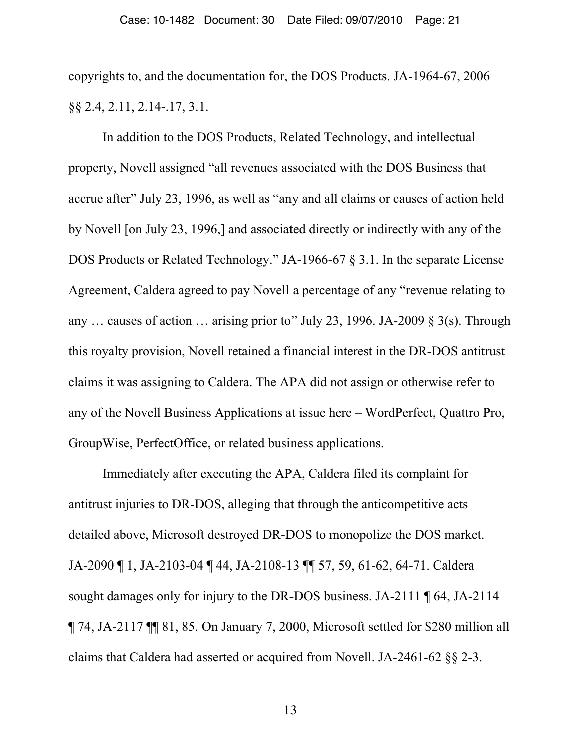copyrights to, and the documentation for, the DOS Products. JA-1964-67, 2006 §§ 2.4, 2.11, 2.14-.17, 3.1.

In addition to the DOS Products, Related Technology, and intellectual property, Novell assigned "all revenues associated with the DOS Business that accrue after" July 23, 1996, as well as "any and all claims or causes of action held by Novell [on July 23, 1996,] and associated directly or indirectly with any of the DOS Products or Related Technology." JA-1966-67 § 3.1. In the separate License Agreement, Caldera agreed to pay Novell a percentage of any "revenue relating to any … causes of action … arising prior to" July 23, 1996. JA-2009 § 3(s). Through this royalty provision, Novell retained a financial interest in the DR-DOS antitrust claims it was assigning to Caldera. The APA did not assign or otherwise refer to any of the Novell Business Applications at issue here – WordPerfect, Quattro Pro, GroupWise, PerfectOffice, or related business applications.

Immediately after executing the APA, Caldera filed its complaint for antitrust injuries to DR-DOS, alleging that through the anticompetitive acts detailed above, Microsoft destroyed DR-DOS to monopolize the DOS market. JA-2090 ¶ 1, JA-2103-04 ¶ 44, JA-2108-13 ¶¶ 57, 59, 61-62, 64-71. Caldera sought damages only for injury to the DR-DOS business. JA-2111 ¶ 64, JA-2114 ¶ 74, JA-2117 ¶¶ 81, 85. On January 7, 2000, Microsoft settled for $280 million all claims that Caldera had asserted or acquired from Novell. JA-2461-62 §§ 2-3.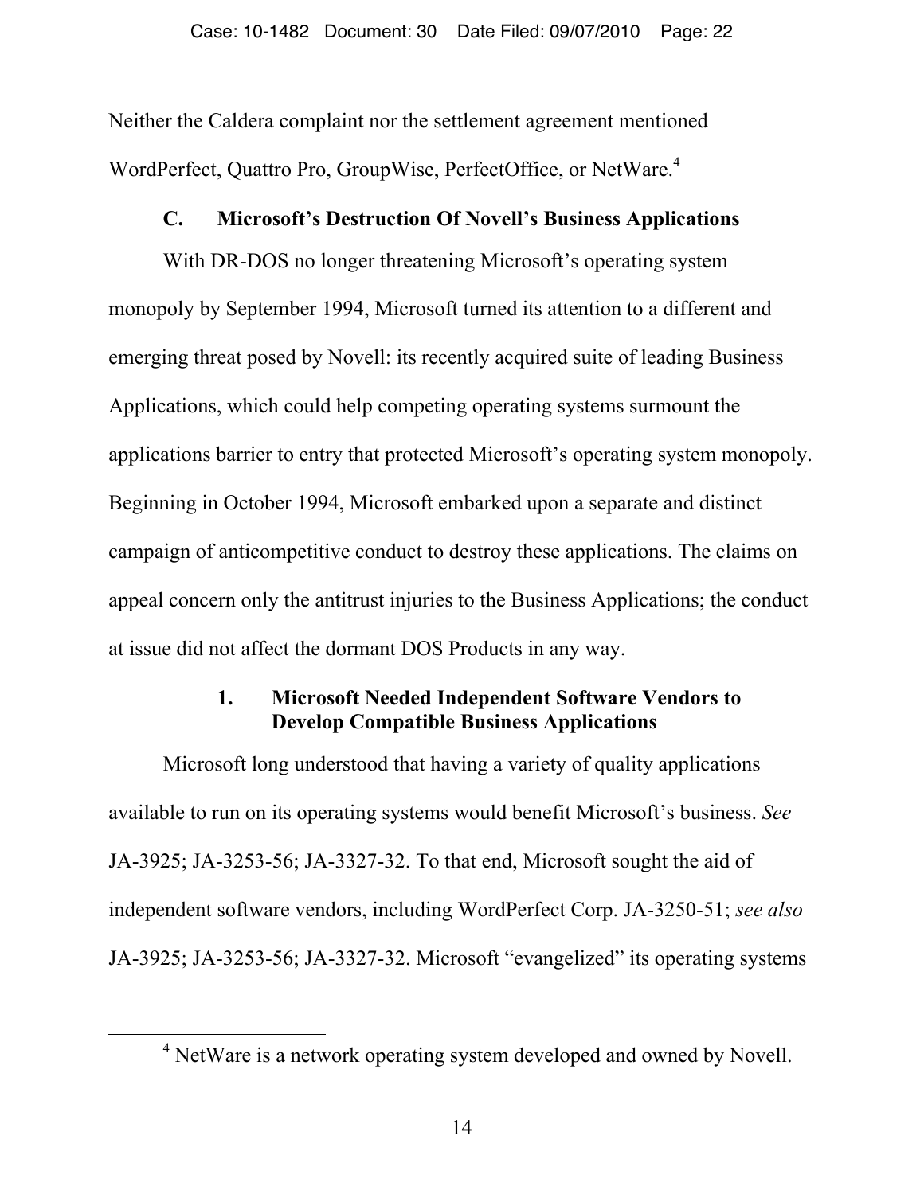Neither the Caldera complaint nor the settlement agreement mentioned WordPerfect, Quattro Pro, GroupWise, PerfectOffice, or NetWare.[4]

### C. Microsoft's Destruction Of Novell's Business Applications

With DR-DOS no longer threatening Microsoft's operating system monopoly by September 1994, Microsoft turned its attention to a different and emerging threat posed by Novell: its recently acquired suite of leading Business Applications, which could help competing operating systems surmount the applications barrier to entry that protected Microsoft's operating system monopoly. Beginning in October 1994, Microsoft embarked upon a separate and distinct campaign of anticompetitive conduct to destroy these applications. The claims on appeal concern only the antitrust injuries to the Business Applications; the conduct at issue did not affect the dormant DOS Products in any way.

#### 1. Microsoft Needed Independent Software Vendors to Develop Compatible Business Applications

Microsoft long understood that having a variety of quality applications available to run on its operating systems would benefit Microsoft's business. *See* JA-3925; JA-3253-56; JA-3327-32. To that end, Microsoft sought the aid of independent software vendors, including WordPerfect Corp. JA-3250-51; *see also* JA-3925; JA-3253-56; JA-3327-32. Microsoft "evangelized" its operating systems

[4] NetWare is a network operating system developed and owned by Novell.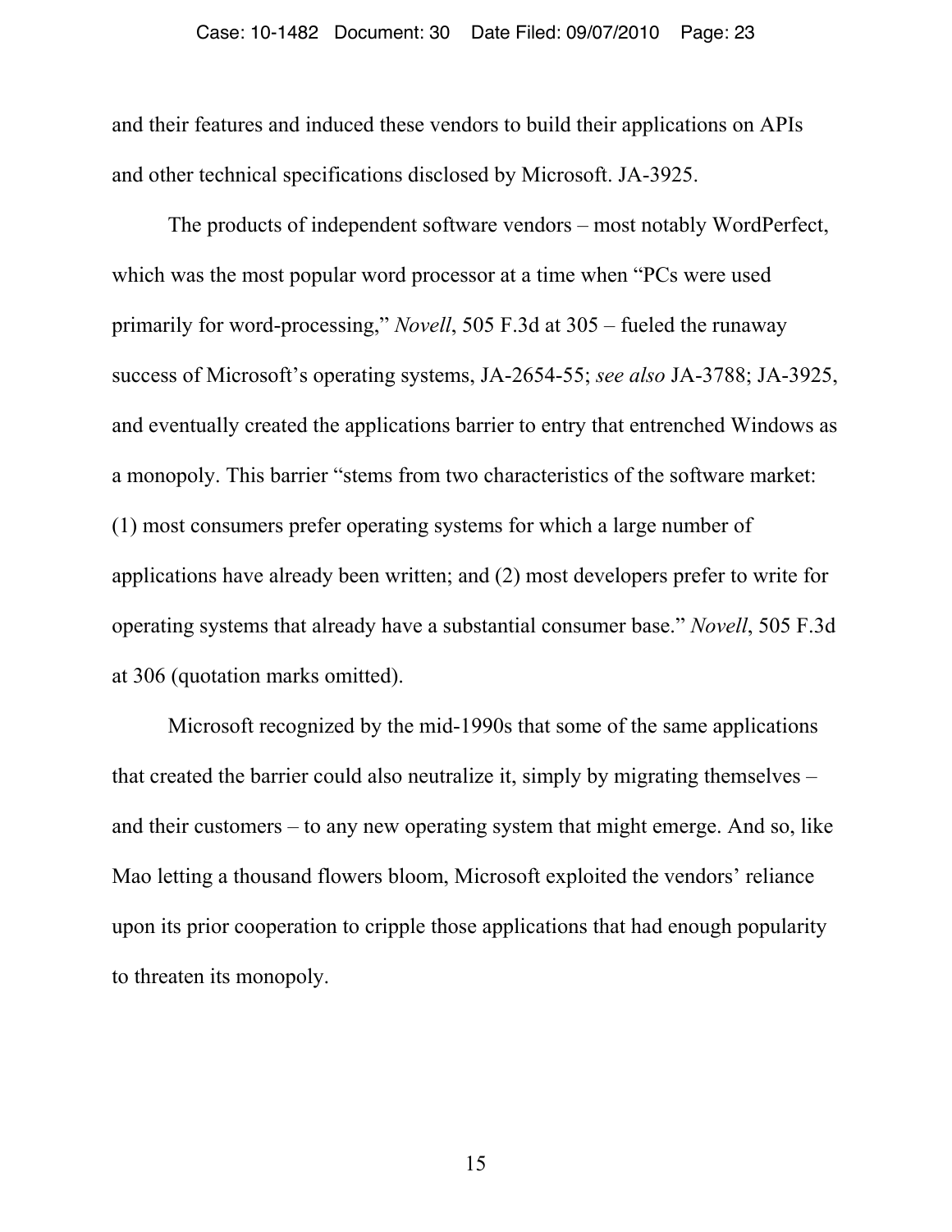and their features and induced these vendors to build their applications on APIs and other technical specifications disclosed by Microsoft. JA-3925.

The products of independent software vendors – most notably WordPerfect, which was the most popular word processor at a time when "PCs were used primarily for word-processing," *Novell*, 505 F.3d at 305 – fueled the runaway success of Microsoft's operating systems, JA-2654-55; *see also* JA-3788; JA-3925, and eventually created the applications barrier to entry that entrenched Windows as a monopoly. This barrier "stems from two characteristics of the software market: (1) most consumers prefer operating systems for which a large number of applications have already been written; and (2) most developers prefer to write for operating systems that already have a substantial consumer base." *Novell*, 505 F.3d at 306 (quotation marks omitted).

Microsoft recognized by the mid-1990s that some of the same applications that created the barrier could also neutralize it, simply by migrating themselves – and their customers – to any new operating system that might emerge. And so, like Mao letting a thousand flowers bloom, Microsoft exploited the vendors' reliance upon its prior cooperation to cripple those applications that had enough popularity to threaten its monopoly.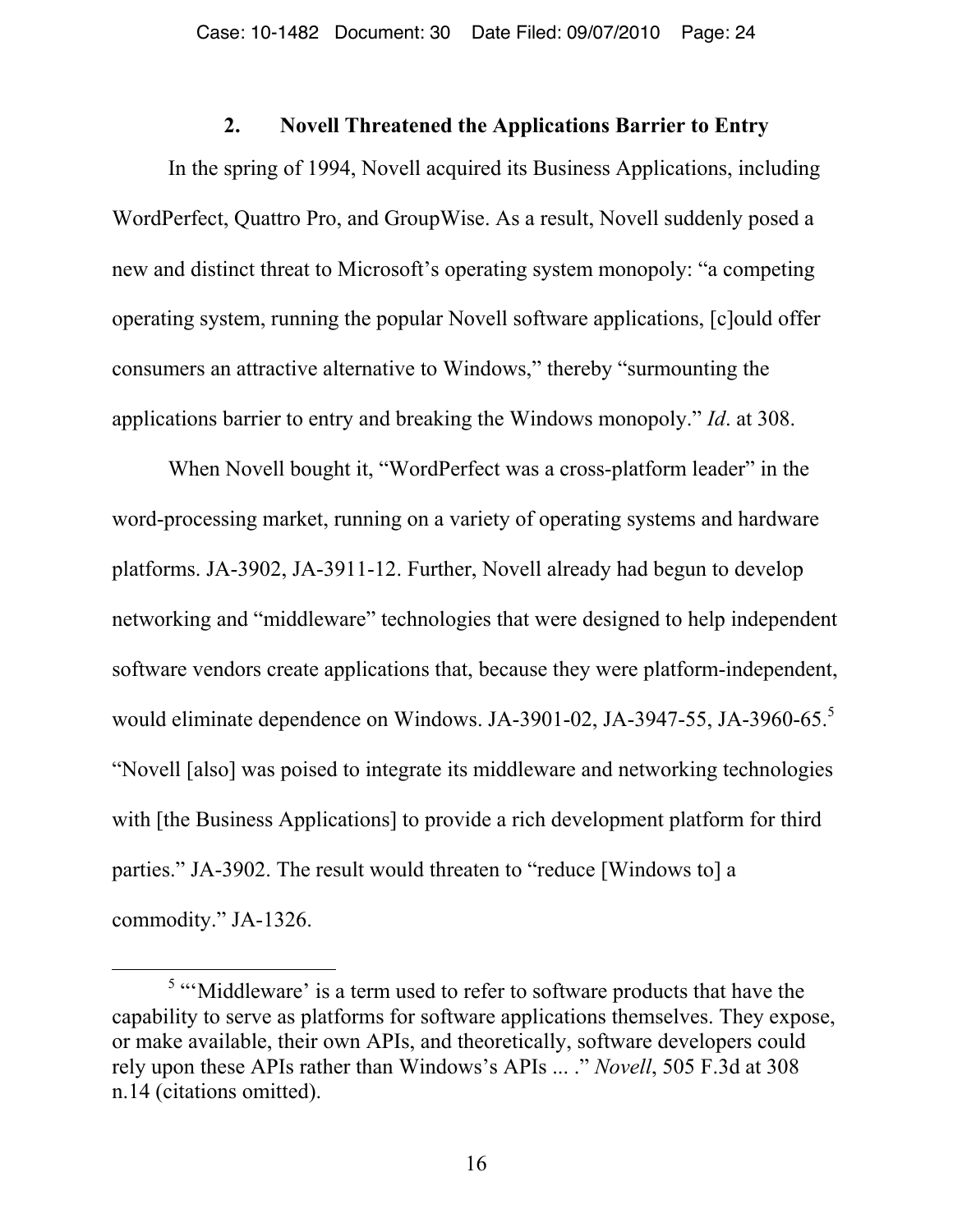## 2. Novell Threatened the Applications Barrier to Entry

In the spring of 1994, Novell acquired its Business Applications, including WordPerfect, Quattro Pro, and GroupWise. As a result, Novell suddenly posed a new and distinct threat to Microsoft's operating system monopoly: "a competing operating system, running the popular Novell software applications, [c]ould offer consumers an attractive alternative to Windows," thereby "surmounting the applications barrier to entry and breaking the Windows monopoly." *Id*. at 308.

When Novell bought it, "WordPerfect was a cross-platform leader" in the word-processing market, running on a variety of operating systems and hardware platforms. JA-3902, JA-3911-12. Further, Novell already had begun to develop networking and "middleware" technologies that were designed to help independent software vendors create applications that, because they were platform-independent, would eliminate dependence on Windows. JA-3901-02, JA-3947-55, JA-3960-65.[5] "Novell [also] was poised to integrate its middleware and networking technologies with [the Business Applications] to provide a rich development platform for third parties." JA-3902. The result would threaten to "reduce [Windows to] a commodity." JA-1326.

---

[5] "'Middleware' is a term used to refer to software products that have the capability to serve as platforms for software applications themselves. They expose, or make available, their own APIs, and theoretically, software developers could rely upon these APIs rather than Windows's APIs ... ." *Novell*, 505 F.3d at 308 n.14 (citations omitted).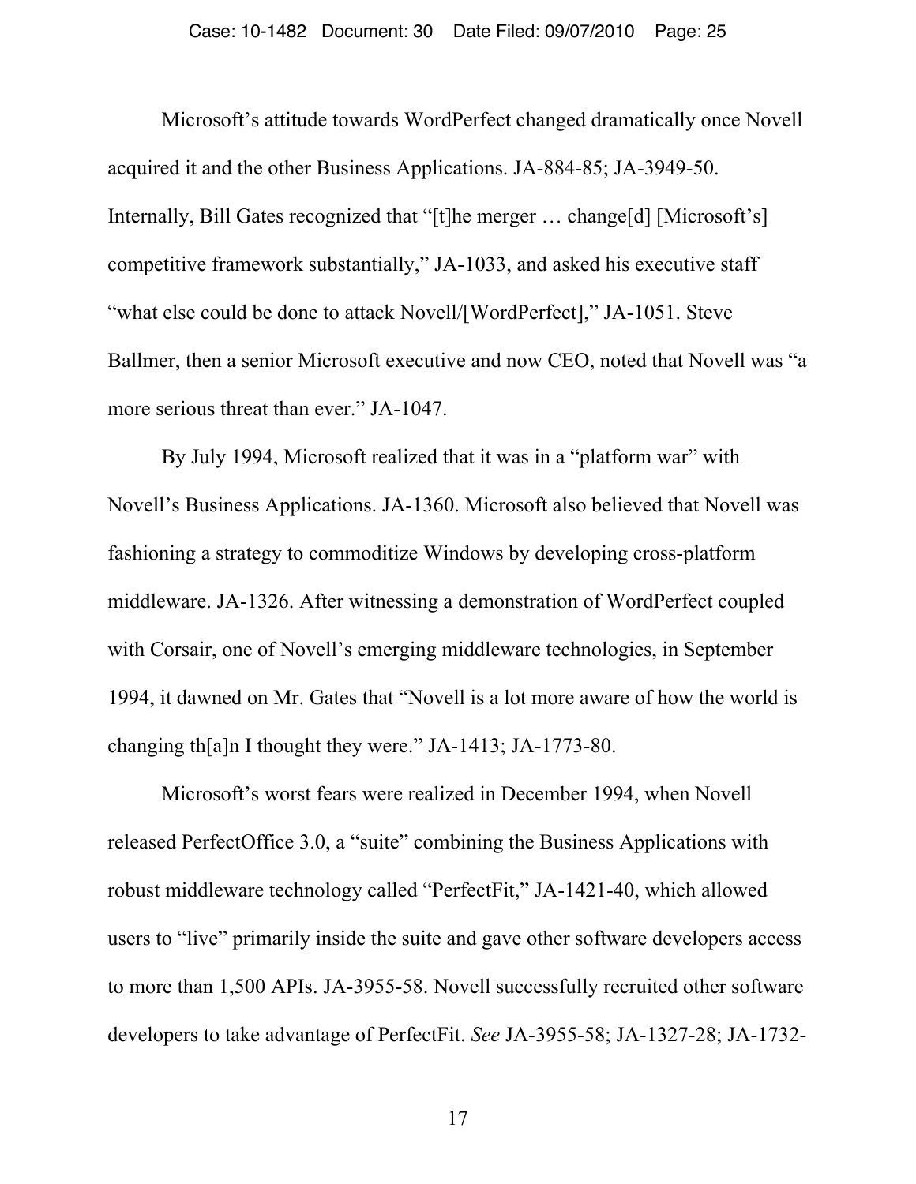Microsoft's attitude towards WordPerfect changed dramatically once Novell acquired it and the other Business Applications. JA-884-85; JA-3949-50. Internally, Bill Gates recognized that "[t]he merger … change[d] [Microsoft's] competitive framework substantially," JA-1033, and asked his executive staff "what else could be done to attack Novell/[WordPerfect]," JA-1051. Steve Ballmer, then a senior Microsoft executive and now CEO, noted that Novell was "a more serious threat than ever." JA-1047.

By July 1994, Microsoft realized that it was in a "platform war" with Novell's Business Applications. JA-1360. Microsoft also believed that Novell was fashioning a strategy to commoditize Windows by developing cross-platform middleware. JA-1326. After witnessing a demonstration of WordPerfect coupled with Corsair, one of Novell's emerging middleware technologies, in September 1994, it dawned on Mr. Gates that "Novell is a lot more aware of how the world is changing th[a]n I thought they were." JA-1413; JA-1773-80.

Microsoft's worst fears were realized in December 1994, when Novell released PerfectOffice 3.0, a "suite" combining the Business Applications with robust middleware technology called "PerfectFit," JA-1421-40, which allowed users to "live" primarily inside the suite and gave other software developers access to more than 1,500 APIs. JA-3955-58. Novell successfully recruited other software developers to take advantage of PerfectFit. *See* JA-3955-58; JA-1327-28; JA-1732-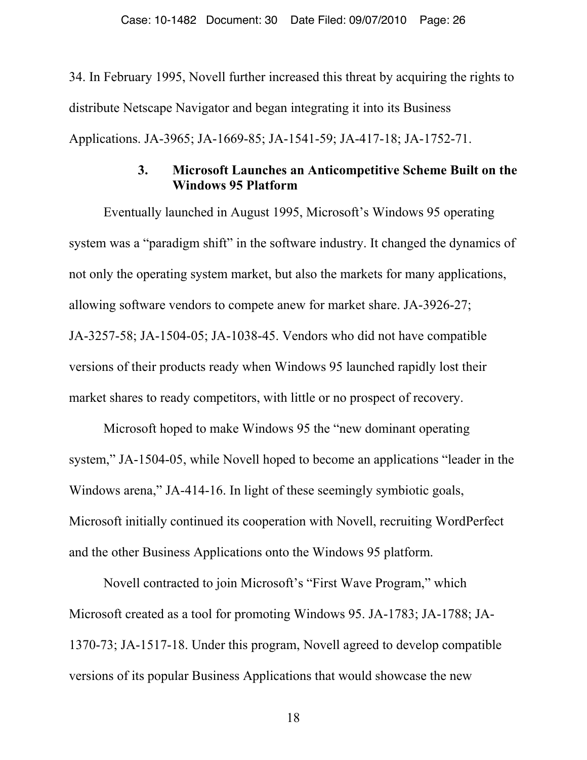34. In February 1995, Novell further increased this threat by acquiring the rights to distribute Netscape Navigator and began integrating it into its Business Applications. JA-3965; JA-1669-85; JA-1541-59; JA-417-18; JA-1752-71.

### 3. Microsoft Launches an Anticompetitive Scheme Built on the Windows 95 Platform

Eventually launched in August 1995, Microsoft's Windows 95 operating system was a "paradigm shift" in the software industry. It changed the dynamics of not only the operating system market, but also the markets for many applications, allowing software vendors to compete anew for market share. JA-3926-27; JA-3257-58; JA-1504-05; JA-1038-45. Vendors who did not have compatible versions of their products ready when Windows 95 launched rapidly lost their market shares to ready competitors, with little or no prospect of recovery.

Microsoft hoped to make Windows 95 the "new dominant operating system," JA-1504-05, while Novell hoped to become an applications "leader in the Windows arena," JA-414-16. In light of these seemingly symbiotic goals, Microsoft initially continued its cooperation with Novell, recruiting WordPerfect and the other Business Applications onto the Windows 95 platform.

Novell contracted to join Microsoft's "First Wave Program," which Microsoft created as a tool for promoting Windows 95. JA-1783; JA-1788; JA-1370-73; JA-1517-18. Under this program, Novell agreed to develop compatible versions of its popular Business Applications that would showcase the new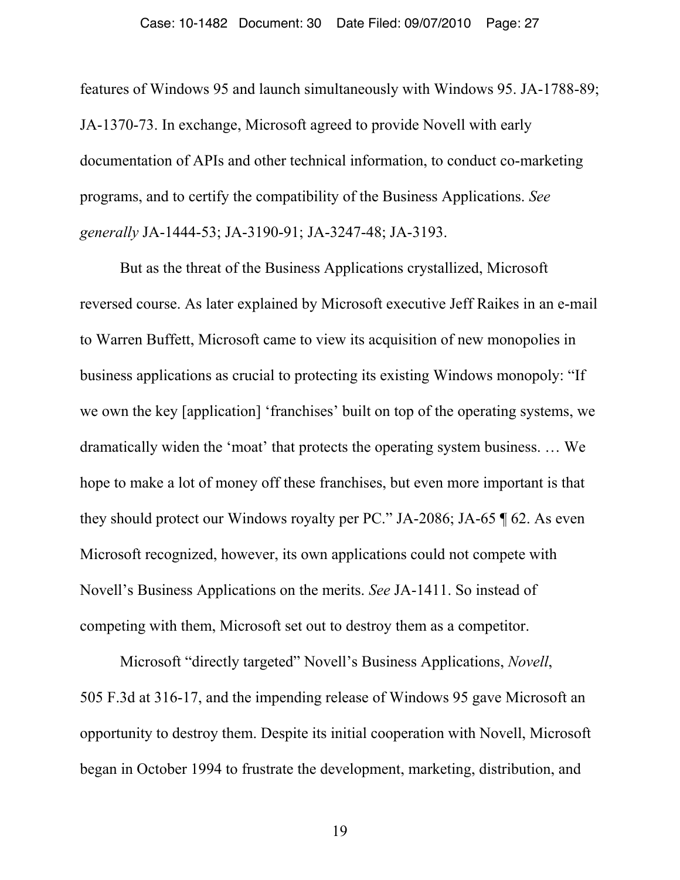features of Windows 95 and launch simultaneously with Windows 95. JA-1788-89; JA-1370-73. In exchange, Microsoft agreed to provide Novell with early documentation of APIs and other technical information, to conduct co-marketing programs, and to certify the compatibility of the Business Applications. *See generally* JA-1444-53; JA-3190-91; JA-3247-48; JA-3193.

But as the threat of the Business Applications crystallized, Microsoft reversed course. As later explained by Microsoft executive Jeff Raikes in an e-mail to Warren Buffett, Microsoft came to view its acquisition of new monopolies in business applications as crucial to protecting its existing Windows monopoly: "If we own the key [application] 'franchises' built on top of the operating systems, we dramatically widen the 'moat' that protects the operating system business. … We hope to make a lot of money off these franchises, but even more important is that they should protect our Windows royalty per PC." JA-2086; JA-65 ¶ 62. As even Microsoft recognized, however, its own applications could not compete with Novell's Business Applications on the merits. *See* JA-1411. So instead of competing with them, Microsoft set out to destroy them as a competitor.

Microsoft "directly targeted" Novell's Business Applications, *Novell*, 505 F.3d at 316-17, and the impending release of Windows 95 gave Microsoft an opportunity to destroy them. Despite its initial cooperation with Novell, Microsoft began in October 1994 to frustrate the development, marketing, distribution, and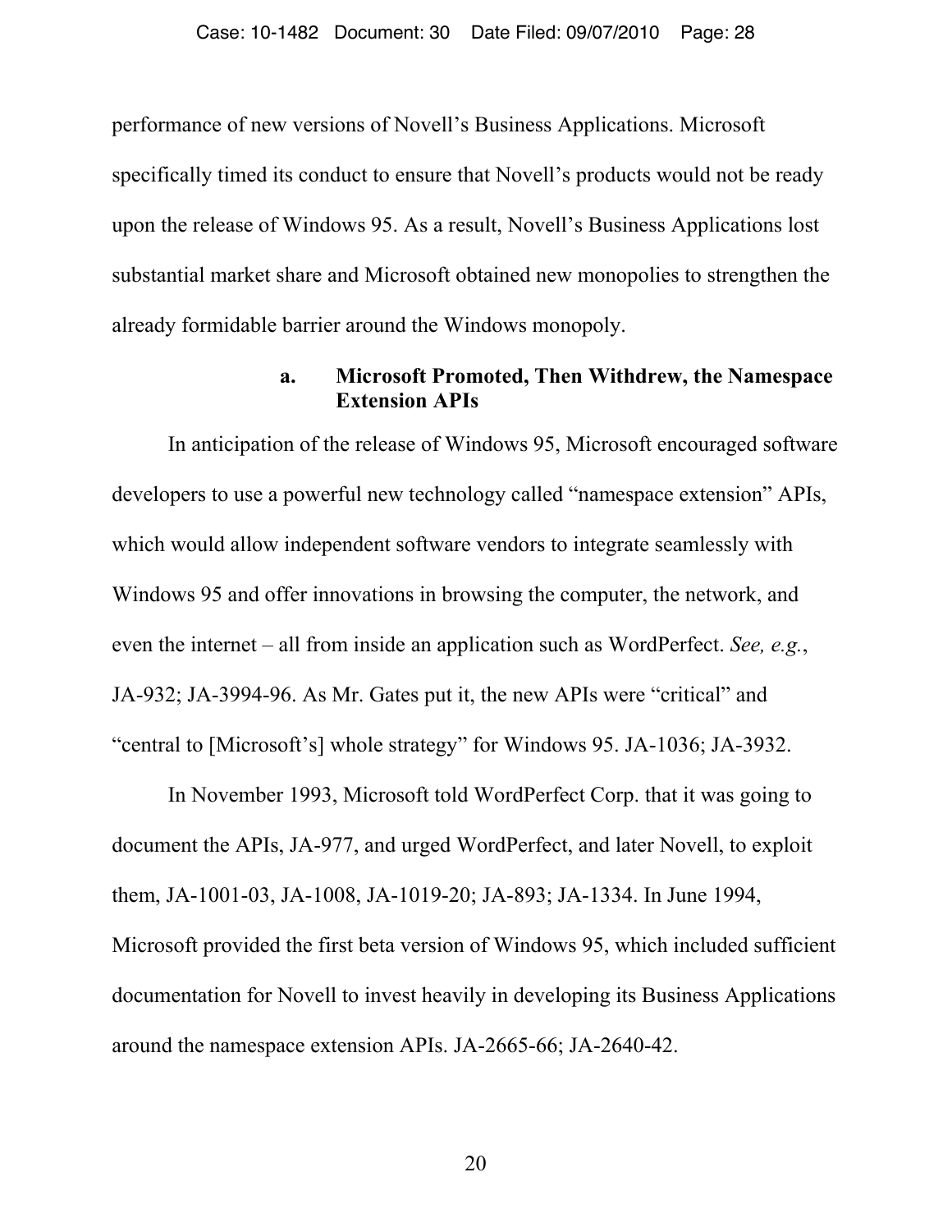performance of new versions of Novell's Business Applications. Microsoft specifically timed its conduct to ensure that Novell's products would not be ready upon the release of Windows 95. As a result, Novell's Business Applications lost substantial market share and Microsoft obtained new monopolies to strengthen the already formidable barrier around the Windows monopoly.

#### a. Microsoft Promoted, Then Withdrew, the Namespace Extension APIs

In anticipation of the release of Windows 95, Microsoft encouraged software developers to use a powerful new technology called "namespace extension" APIs, which would allow independent software vendors to integrate seamlessly with Windows 95 and offer innovations in browsing the computer, the network, and even the internet – all from inside an application such as WordPerfect. *See, e.g.*, JA-932; JA-3994-96. As Mr. Gates put it, the new APIs were "critical" and "central to [Microsoft's] whole strategy" for Windows 95. JA-1036; JA-3932.

In November 1993, Microsoft told WordPerfect Corp. that it was going to document the APIs, JA-977, and urged WordPerfect, and later Novell, to exploit them, JA-1001-03, JA-1008, JA-1019-20; JA-893; JA-1334. In June 1994, Microsoft provided the first beta version of Windows 95, which included sufficient documentation for Novell to invest heavily in developing its Business Applications around the namespace extension APIs. JA-2665-66; JA-2640-42.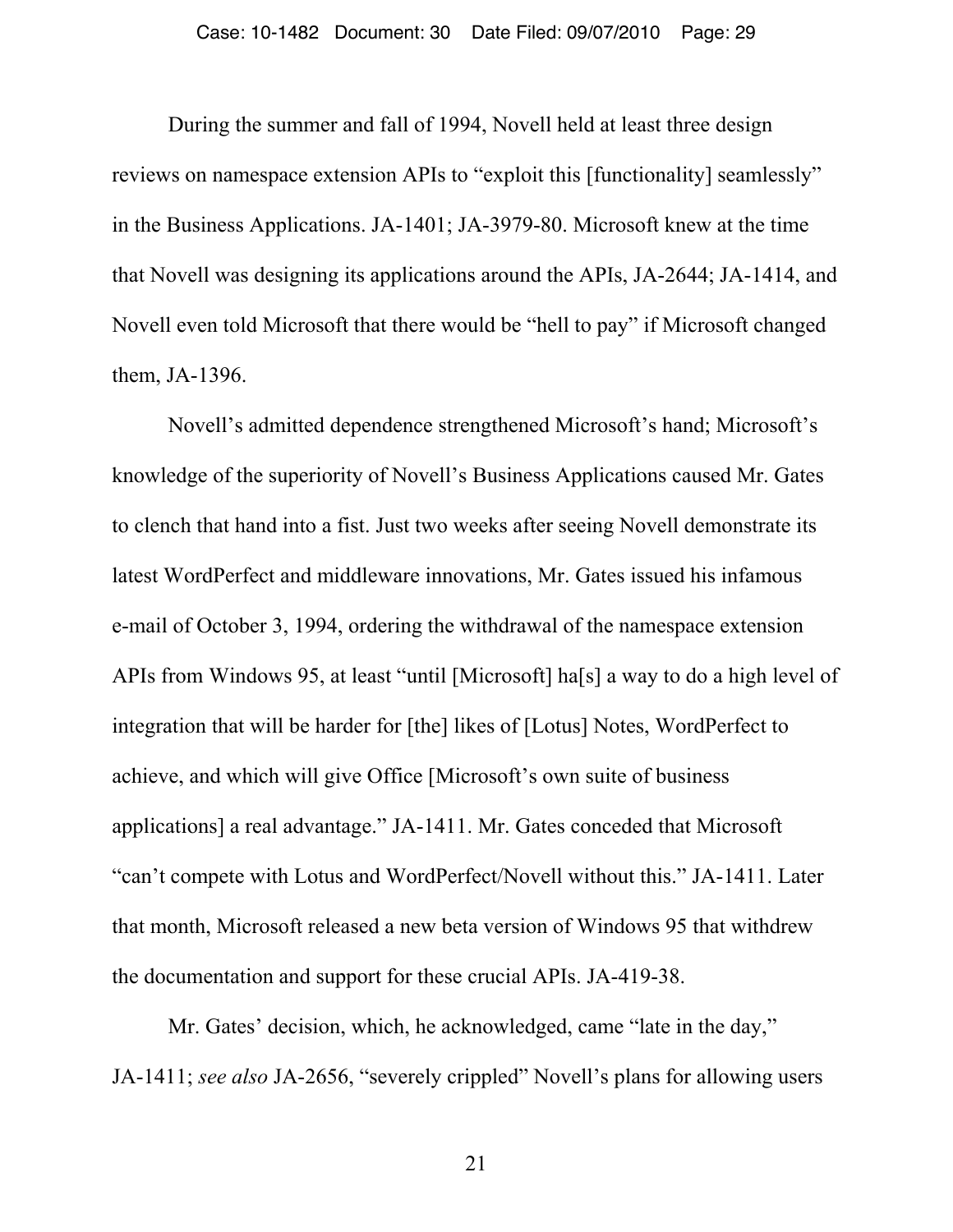During the summer and fall of 1994, Novell held at least three design reviews on namespace extension APIs to "exploit this [functionality] seamlessly" in the Business Applications. JA-1401; JA-3979-80. Microsoft knew at the time that Novell was designing its applications around the APIs, JA-2644; JA-1414, and Novell even told Microsoft that there would be "hell to pay" if Microsoft changed them, JA-1396.

Novell's admitted dependence strengthened Microsoft's hand; Microsoft's knowledge of the superiority of Novell's Business Applications caused Mr. Gates to clench that hand into a fist. Just two weeks after seeing Novell demonstrate its latest WordPerfect and middleware innovations, Mr. Gates issued his infamous e-mail of October 3, 1994, ordering the withdrawal of the namespace extension APIs from Windows 95, at least "until [Microsoft] ha[s] a way to do a high level of integration that will be harder for [the] likes of [Lotus] Notes, WordPerfect to achieve, and which will give Office [Microsoft's own suite of business applications] a real advantage." JA-1411. Mr. Gates conceded that Microsoft "can't compete with Lotus and WordPerfect/Novell without this." JA-1411. Later that month, Microsoft released a new beta version of Windows 95 that withdrew the documentation and support for these crucial APIs. JA-419-38.

Mr. Gates' decision, which, he acknowledged, came "late in the day," JA-1411; *see also* JA-2656, "severely crippled" Novell's plans for allowing users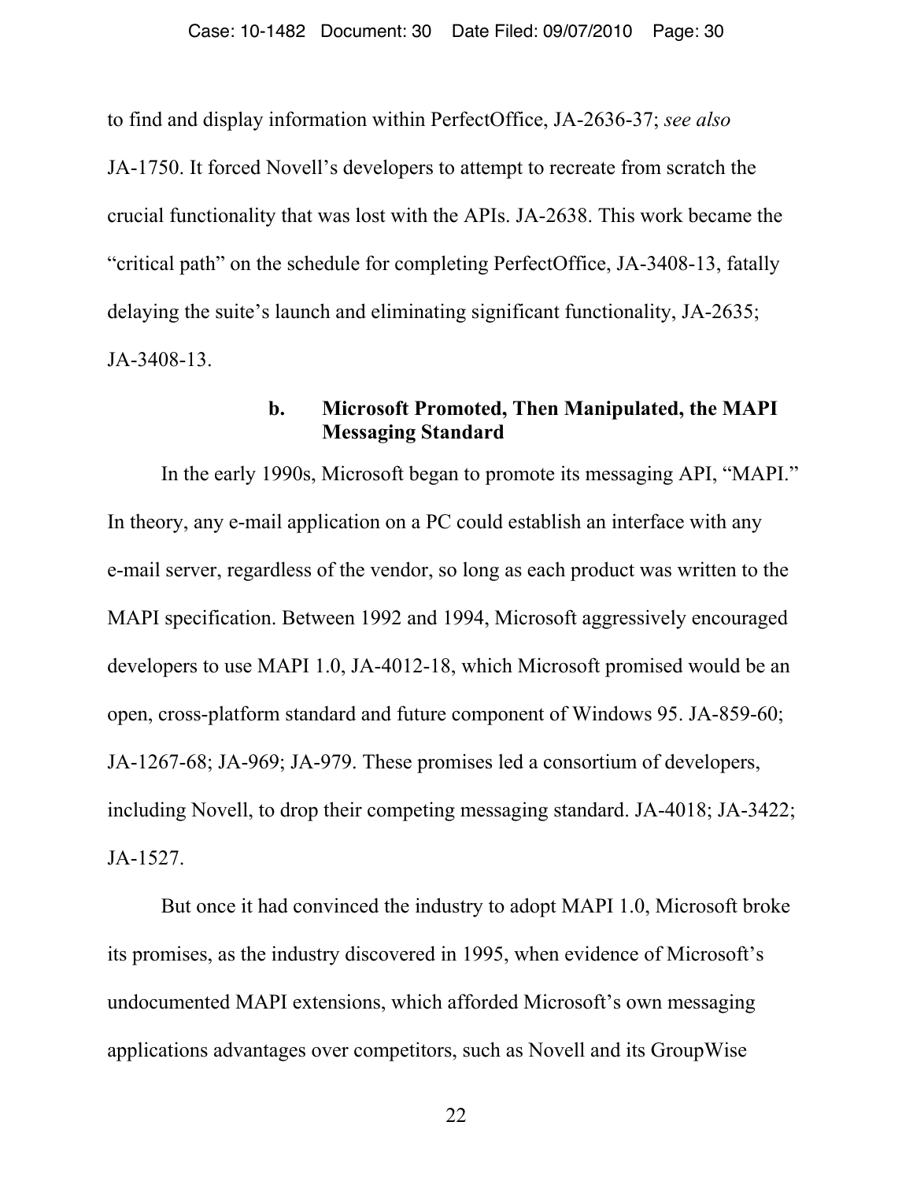to find and display information within PerfectOffice, JA-2636-37; *see also* JA-1750. It forced Novell's developers to attempt to recreate from scratch the crucial functionality that was lost with the APIs. JA-2638. This work became the "critical path" on the schedule for completing PerfectOffice, JA-3408-13, fatally delaying the suite's launch and eliminating significant functionality, JA-2635; JA-3408-13.

#### b. Microsoft Promoted, Then Manipulated, the MAPI Messaging Standard

In the early 1990s, Microsoft began to promote its messaging API, "MAPI." In theory, any e-mail application on a PC could establish an interface with any e-mail server, regardless of the vendor, so long as each product was written to the MAPI specification. Between 1992 and 1994, Microsoft aggressively encouraged developers to use MAPI 1.0, JA-4012-18, which Microsoft promised would be an open, cross-platform standard and future component of Windows 95. JA-859-60; JA-1267-68; JA-969; JA-979. These promises led a consortium of developers, including Novell, to drop their competing messaging standard. JA-4018; JA-3422; JA-1527.

But once it had convinced the industry to adopt MAPI 1.0, Microsoft broke its promises, as the industry discovered in 1995, when evidence of Microsoft's undocumented MAPI extensions, which afforded Microsoft's own messaging applications advantages over competitors, such as Novell and its GroupWise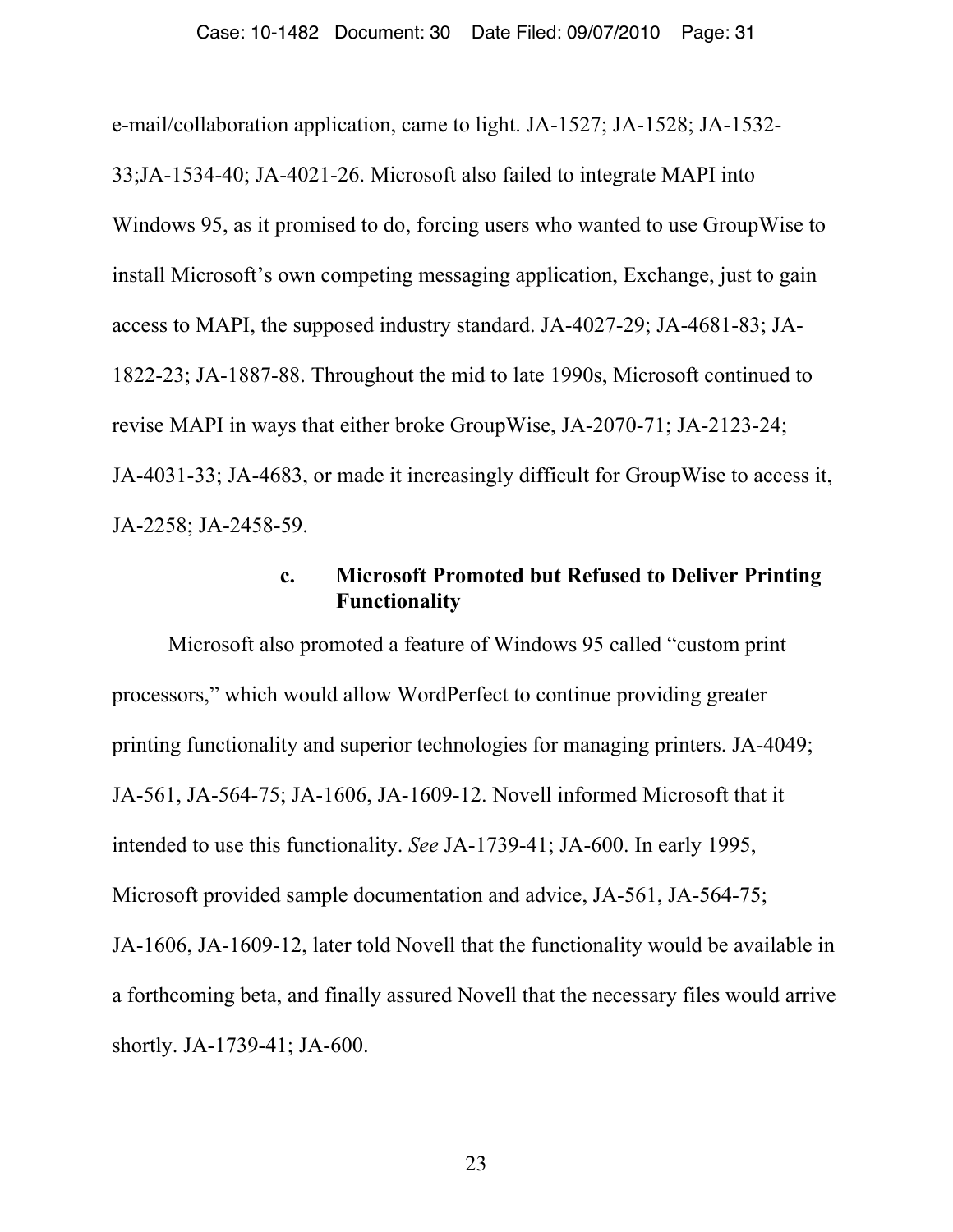e-mail/collaboration application, came to light. JA-1527; JA-1528; JA-1532-33;JA-1534-40; JA-4021-26. Microsoft also failed to integrate MAPI into Windows 95, as it promised to do, forcing users who wanted to use GroupWise to install Microsoft's own competing messaging application, Exchange, just to gain access to MAPI, the supposed industry standard. JA-4027-29; JA-4681-83; JA-1822-23; JA-1887-88. Throughout the mid to late 1990s, Microsoft continued to revise MAPI in ways that either broke GroupWise, JA-2070-71; JA-2123-24; JA-4031-33; JA-4683, or made it increasingly difficult for GroupWise to access it, JA-2258; JA-2458-59.

#### c. Microsoft Promoted but Refused to Deliver Printing Functionality

Microsoft also promoted a feature of Windows 95 called "custom print processors," which would allow WordPerfect to continue providing greater printing functionality and superior technologies for managing printers. JA-4049; JA-561, JA-564-75; JA-1606, JA-1609-12. Novell informed Microsoft that it intended to use this functionality. *See* JA-1739-41; JA-600. In early 1995, Microsoft provided sample documentation and advice, JA-561, JA-564-75; JA-1606, JA-1609-12, later told Novell that the functionality would be available in a forthcoming beta, and finally assured Novell that the necessary files would arrive shortly. JA-1739-41; JA-600.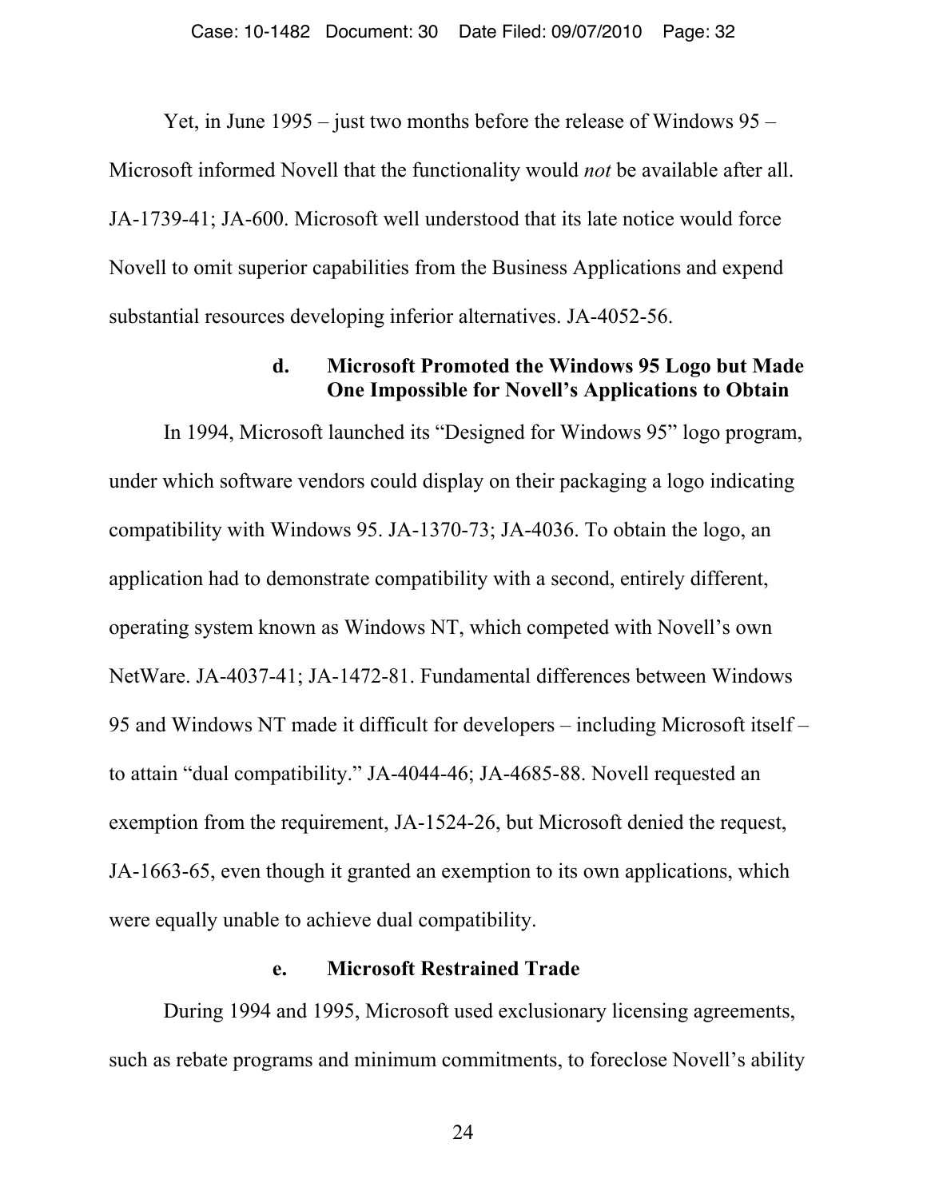Yet, in June 1995 – just two months before the release of Windows 95 – Microsoft informed Novell that the functionality would *not* be available after all. JA-1739-41; JA-600. Microsoft well understood that its late notice would force Novell to omit superior capabilities from the Business Applications and expend substantial resources developing inferior alternatives. JA-4052-56.

#### d. Microsoft Promoted the Windows 95 Logo but Made One Impossible for Novell's Applications to Obtain

In 1994, Microsoft launched its "Designed for Windows 95" logo program, under which software vendors could display on their packaging a logo indicating compatibility with Windows 95. JA-1370-73; JA-4036. To obtain the logo, an application had to demonstrate compatibility with a second, entirely different, operating system known as Windows NT, which competed with Novell's own NetWare. JA-4037-41; JA-1472-81. Fundamental differences between Windows 95 and Windows NT made it difficult for developers – including Microsoft itself – to attain "dual compatibility." JA-4044-46; JA-4685-88. Novell requested an exemption from the requirement, JA-1524-26, but Microsoft denied the request, JA-1663-65, even though it granted an exemption to its own applications, which were equally unable to achieve dual compatibility.

#### e. Microsoft Restrained Trade

During 1994 and 1995, Microsoft used exclusionary licensing agreements, such as rebate programs and minimum commitments, to foreclose Novell's ability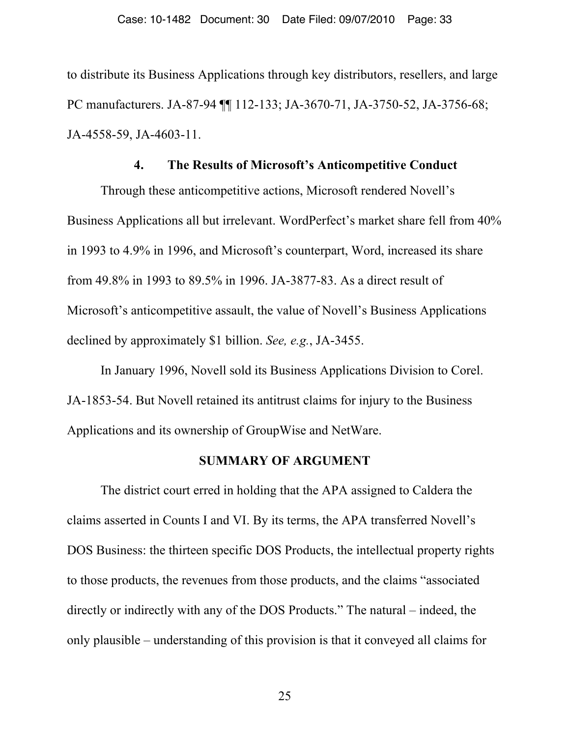to distribute its Business Applications through key distributors, resellers, and large PC manufacturers. JA-87-94 ¶¶ 112-133; JA-3670-71, JA-3750-52, JA-3756-68; JA-4558-59, JA-4603-11.

### 4. The Results of Microsoft's Anticompetitive Conduct

Through these anticompetitive actions, Microsoft rendered Novell's Business Applications all but irrelevant. WordPerfect's market share fell from 40% in 1993 to 4.9% in 1996, and Microsoft's counterpart, Word, increased its share from 49.8% in 1993 to 89.5% in 1996. JA-3877-83. As a direct result of Microsoft's anticompetitive assault, the value of Novell's Business Applications declined by approximately $1 billion. *See, e.g.*, JA-3455.

In January 1996, Novell sold its Business Applications Division to Corel. JA-1853-54. But Novell retained its antitrust claims for injury to the Business Applications and its ownership of GroupWise and NetWare.

## SUMMARY OF ARGUMENT

The district court erred in holding that the APA assigned to Caldera the claims asserted in Counts I and VI. By its terms, the APA transferred Novell's DOS Business: the thirteen specific DOS Products, the intellectual property rights to those products, the revenues from those products, and the claims "associated directly or indirectly with any of the DOS Products." The natural – indeed, the only plausible – understanding of this provision is that it conveyed all claims for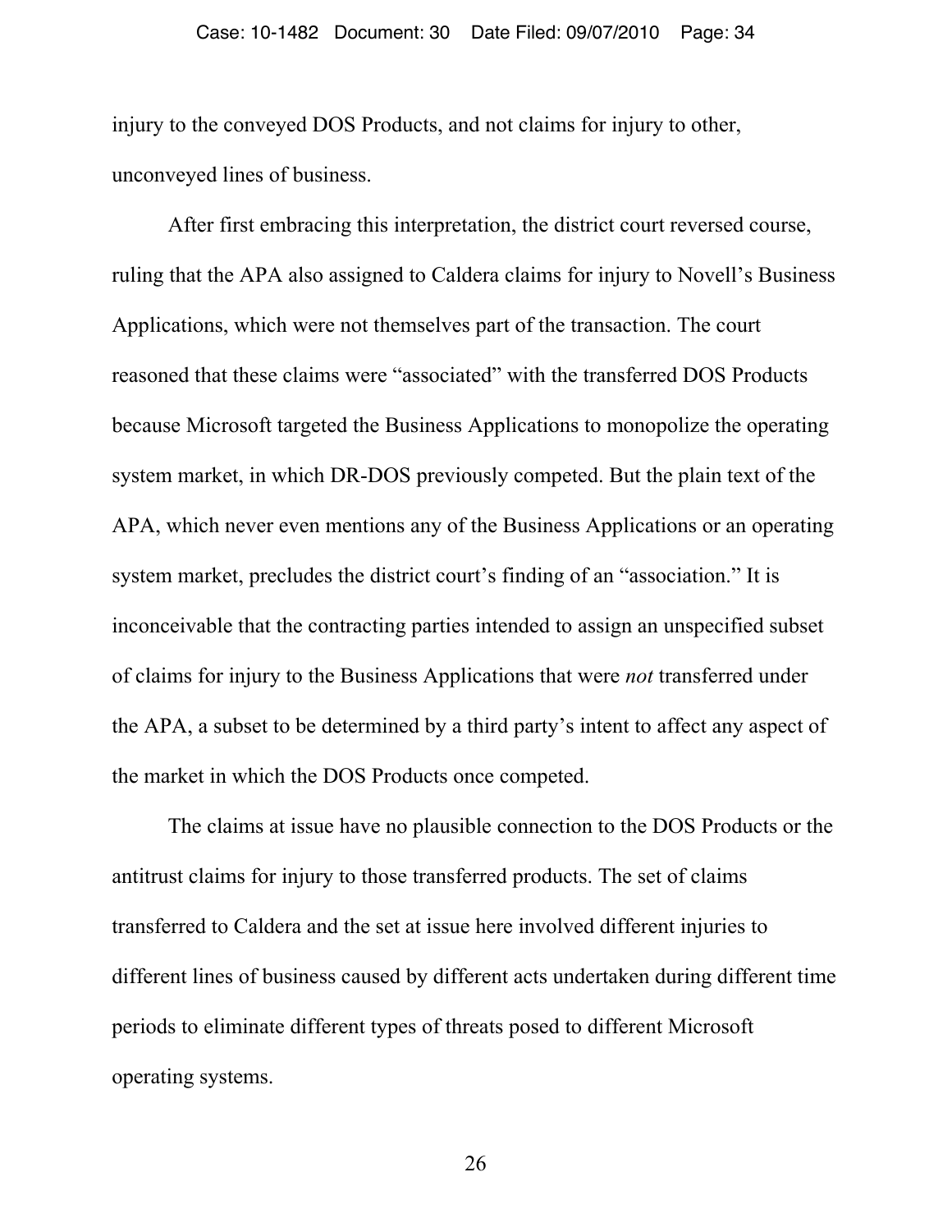injury to the conveyed DOS Products, and not claims for injury to other, unconveyed lines of business.

After first embracing this interpretation, the district court reversed course, ruling that the APA also assigned to Caldera claims for injury to Novell's Business Applications, which were not themselves part of the transaction. The court reasoned that these claims were "associated" with the transferred DOS Products because Microsoft targeted the Business Applications to monopolize the operating system market, in which DR-DOS previously competed. But the plain text of the APA, which never even mentions any of the Business Applications or an operating system market, precludes the district court's finding of an "association." It is inconceivable that the contracting parties intended to assign an unspecified subset of claims for injury to the Business Applications that were *not* transferred under the APA, a subset to be determined by a third party's intent to affect any aspect of the market in which the DOS Products once competed.

The claims at issue have no plausible connection to the DOS Products or the antitrust claims for injury to those transferred products. The set of claims transferred to Caldera and the set at issue here involved different injuries to different lines of business caused by different acts undertaken during different time periods to eliminate different types of threats posed to different Microsoft operating systems.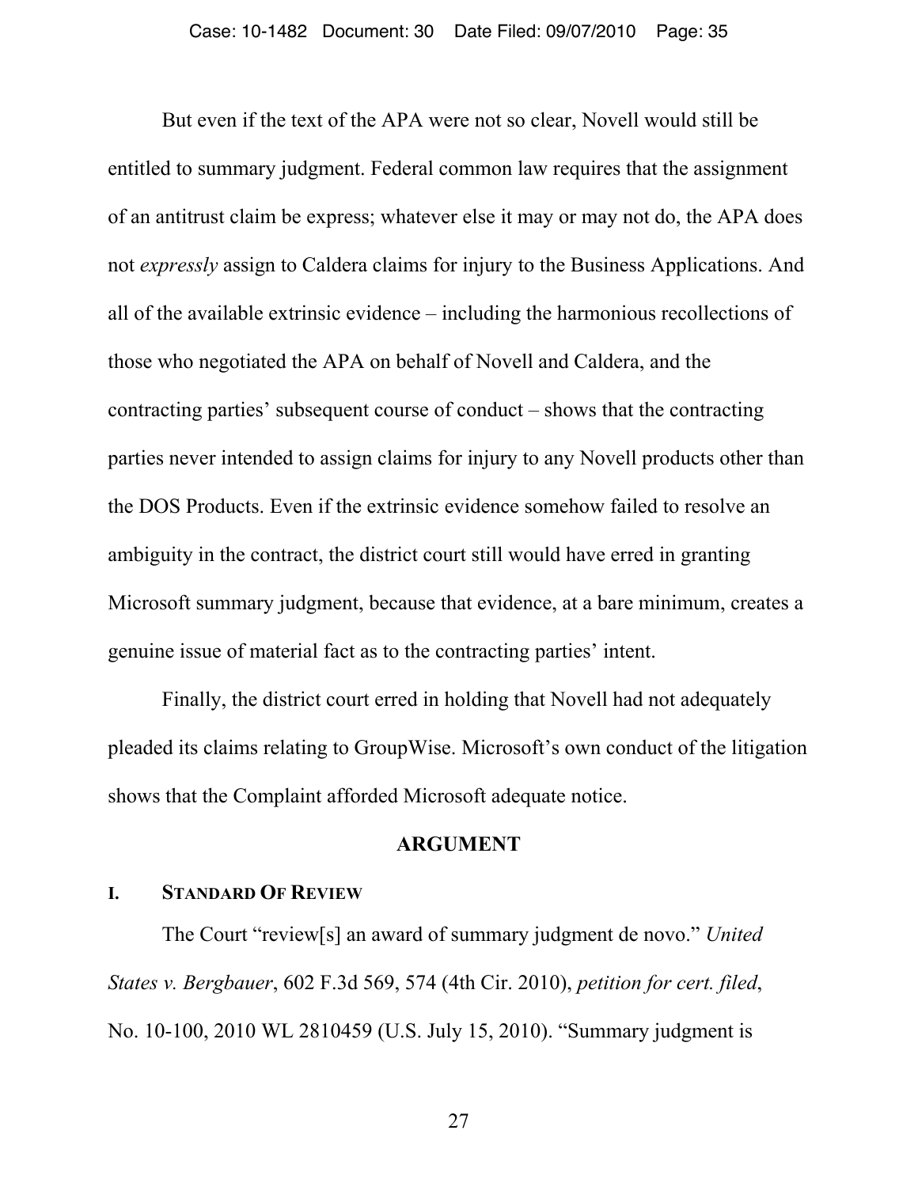But even if the text of the APA were not so clear, Novell would still be entitled to summary judgment. Federal common law requires that the assignment of an antitrust claim be express; whatever else it may or may not do, the APA does not *expressly* assign to Caldera claims for injury to the Business Applications. And all of the available extrinsic evidence – including the harmonious recollections of those who negotiated the APA on behalf of Novell and Caldera, and the contracting parties' subsequent course of conduct – shows that the contracting parties never intended to assign claims for injury to any Novell products other than the DOS Products. Even if the extrinsic evidence somehow failed to resolve an ambiguity in the contract, the district court still would have erred in granting Microsoft summary judgment, because that evidence, at a bare minimum, creates a genuine issue of material fact as to the contracting parties' intent.

Finally, the district court erred in holding that Novell had not adequately pleaded its claims relating to GroupWise. Microsoft's own conduct of the litigation shows that the Complaint afforded Microsoft adequate notice.

## ARGUMENT

### I. STANDARD OF REVIEW

The Court "review[s] an award of summary judgment de novo." *United States v. Bergbauer*, 602 F.3d 569, 574 (4th Cir. 2010), *petition for cert. filed*, No. 10-100, 2010 WL 2810459 (U.S. July 15, 2010). "Summary judgment is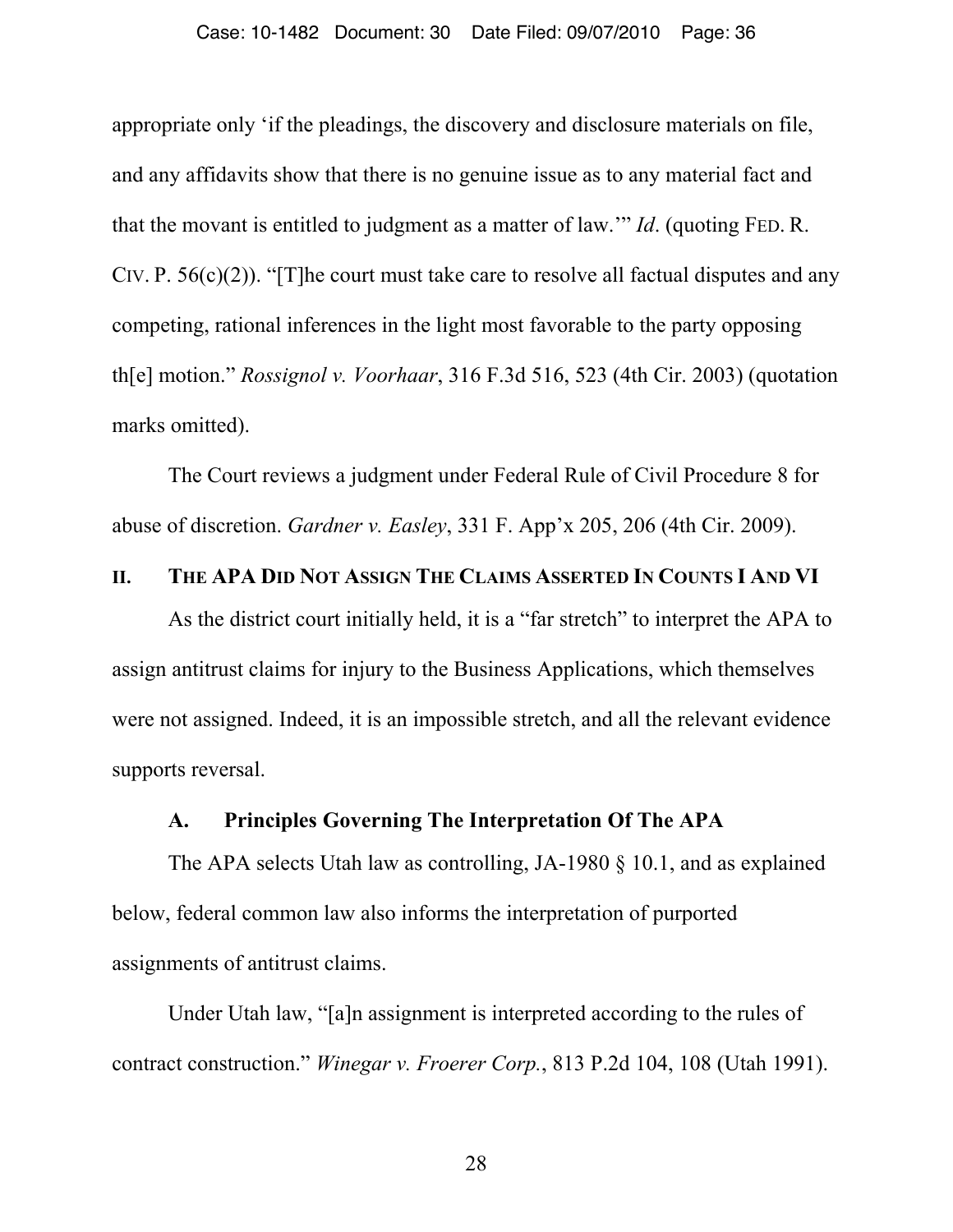appropriate only 'if the pleadings, the discovery and disclosure materials on file, and any affidavits show that there is no genuine issue as to any material fact and that the movant is entitled to judgment as a matter of law.'" *Id*. (quoting FED. R. CIV. P. 56(c)(2)). "[T]he court must take care to resolve all factual disputes and any competing, rational inferences in the light most favorable to the party opposing th[e] motion." *Rossignol v. Voorhaar*, 316 F.3d 516, 523 (4th Cir. 2003) (quotation marks omitted).

The Court reviews a judgment under Federal Rule of Civil Procedure 8 for abuse of discretion. *Gardner v. Easley*, 331 F. App'x 205, 206 (4th Cir. 2009).

## II. THE APA DID NOT ASSIGN THE CLAIMS ASSERTED IN COUNTS I AND VI

As the district court initially held, it is a "far stretch" to interpret the APA to assign antitrust claims for injury to the Business Applications, which themselves were not assigned. Indeed, it is an impossible stretch, and all the relevant evidence supports reversal.

### A. Principles Governing The Interpretation Of The APA

The APA selects Utah law as controlling, JA-1980 § 10.1, and as explained below, federal common law also informs the interpretation of purported assignments of antitrust claims.

Under Utah law, "[a]n assignment is interpreted according to the rules of contract construction." *Winegar v. Froerer Corp.*, 813 P.2d 104, 108 (Utah 1991).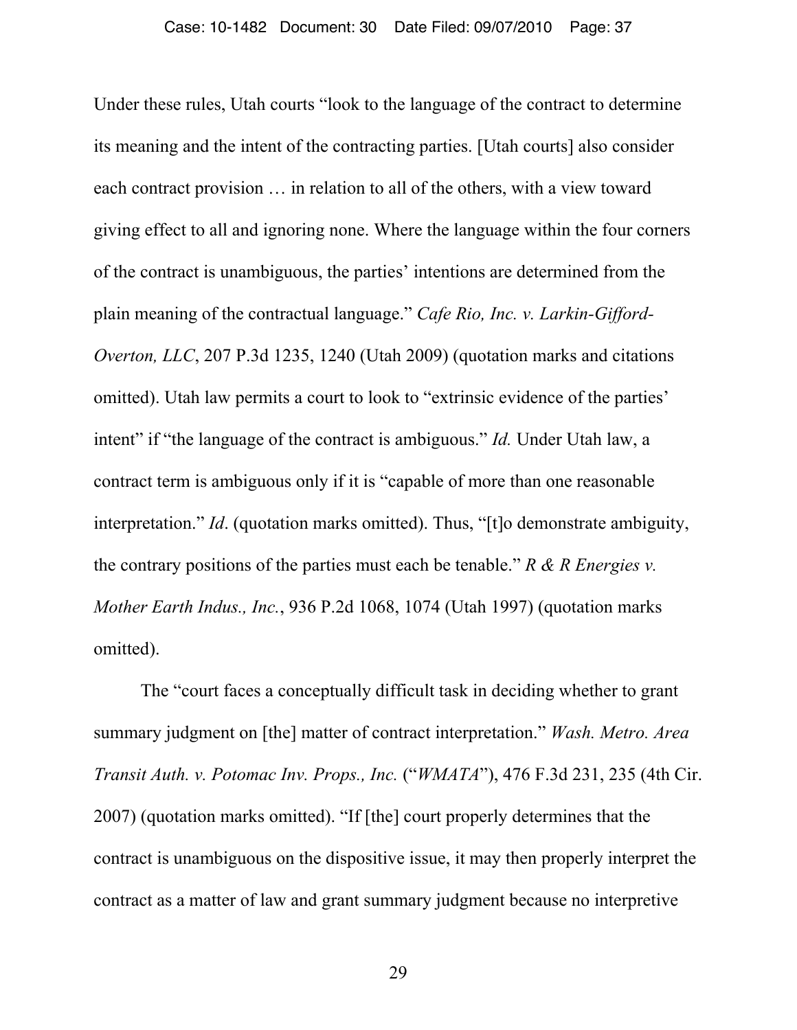Under these rules, Utah courts "look to the language of the contract to determine its meaning and the intent of the contracting parties. [Utah courts] also consider each contract provision … in relation to all of the others, with a view toward giving effect to all and ignoring none. Where the language within the four corners of the contract is unambiguous, the parties' intentions are determined from the plain meaning of the contractual language." *Cafe Rio, Inc. v. Larkin-Gifford-Overton, LLC*, 207 P.3d 1235, 1240 (Utah 2009) (quotation marks and citations omitted). Utah law permits a court to look to "extrinsic evidence of the parties' intent" if "the language of the contract is ambiguous." *Id.* Under Utah law, a contract term is ambiguous only if it is "capable of more than one reasonable interpretation." *Id*. (quotation marks omitted). Thus, "[t]o demonstrate ambiguity, the contrary positions of the parties must each be tenable." *R & R Energies v. Mother Earth Indus., Inc.*, 936 P.2d 1068, 1074 (Utah 1997) (quotation marks omitted).

The "court faces a conceptually difficult task in deciding whether to grant summary judgment on [the] matter of contract interpretation." *Wash. Metro. Area Transit Auth. v. Potomac Inv. Props., Inc.* ("*WMATA*"), 476 F.3d 231, 235 (4th Cir. 2007) (quotation marks omitted). "If [the] court properly determines that the contract is unambiguous on the dispositive issue, it may then properly interpret the contract as a matter of law and grant summary judgment because no interpretive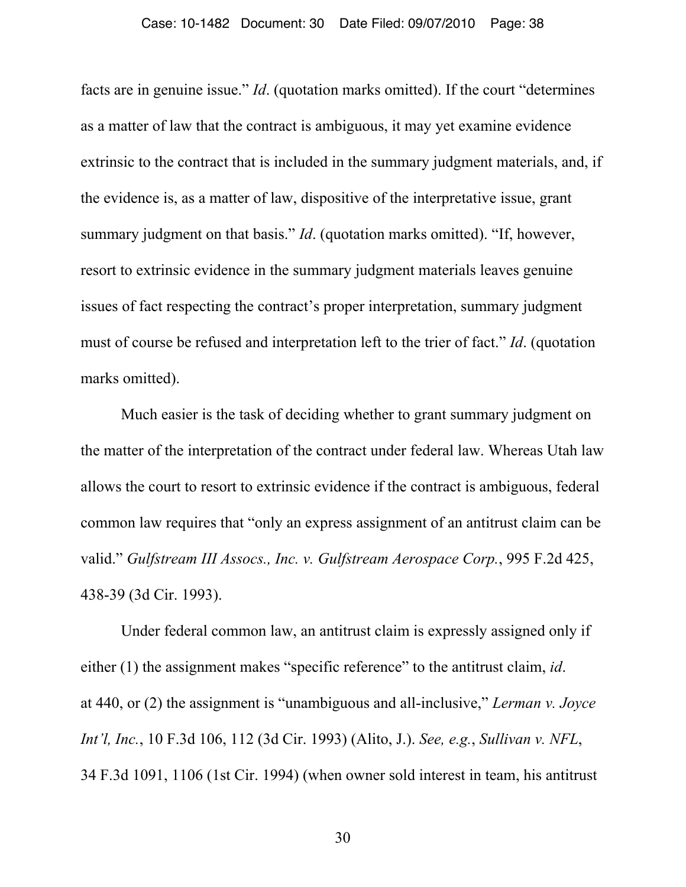facts are in genuine issue." *Id*. (quotation marks omitted). If the court "determines as a matter of law that the contract is ambiguous, it may yet examine evidence extrinsic to the contract that is included in the summary judgment materials, and, if the evidence is, as a matter of law, dispositive of the interpretative issue, grant summary judgment on that basis." *Id*. (quotation marks omitted). "If, however, resort to extrinsic evidence in the summary judgment materials leaves genuine issues of fact respecting the contract's proper interpretation, summary judgment must of course be refused and interpretation left to the trier of fact." *Id*. (quotation marks omitted).

Much easier is the task of deciding whether to grant summary judgment on the matter of the interpretation of the contract under federal law. Whereas Utah law allows the court to resort to extrinsic evidence if the contract is ambiguous, federal common law requires that "only an express assignment of an antitrust claim can be valid." *Gulfstream III Assocs., Inc. v. Gulfstream Aerospace Corp.*, 995 F.2d 425, 438-39 (3d Cir. 1993).

Under federal common law, an antitrust claim is expressly assigned only if either (1) the assignment makes "specific reference" to the antitrust claim, *id*. at 440, or (2) the assignment is "unambiguous and all-inclusive," *Lerman v. Joyce Int'l, Inc.*, 10 F.3d 106, 112 (3d Cir. 1993) (Alito, J.). *See, e.g.*, *Sullivan v. NFL*, 34 F.3d 1091, 1106 (1st Cir. 1994) (when owner sold interest in team, his antitrust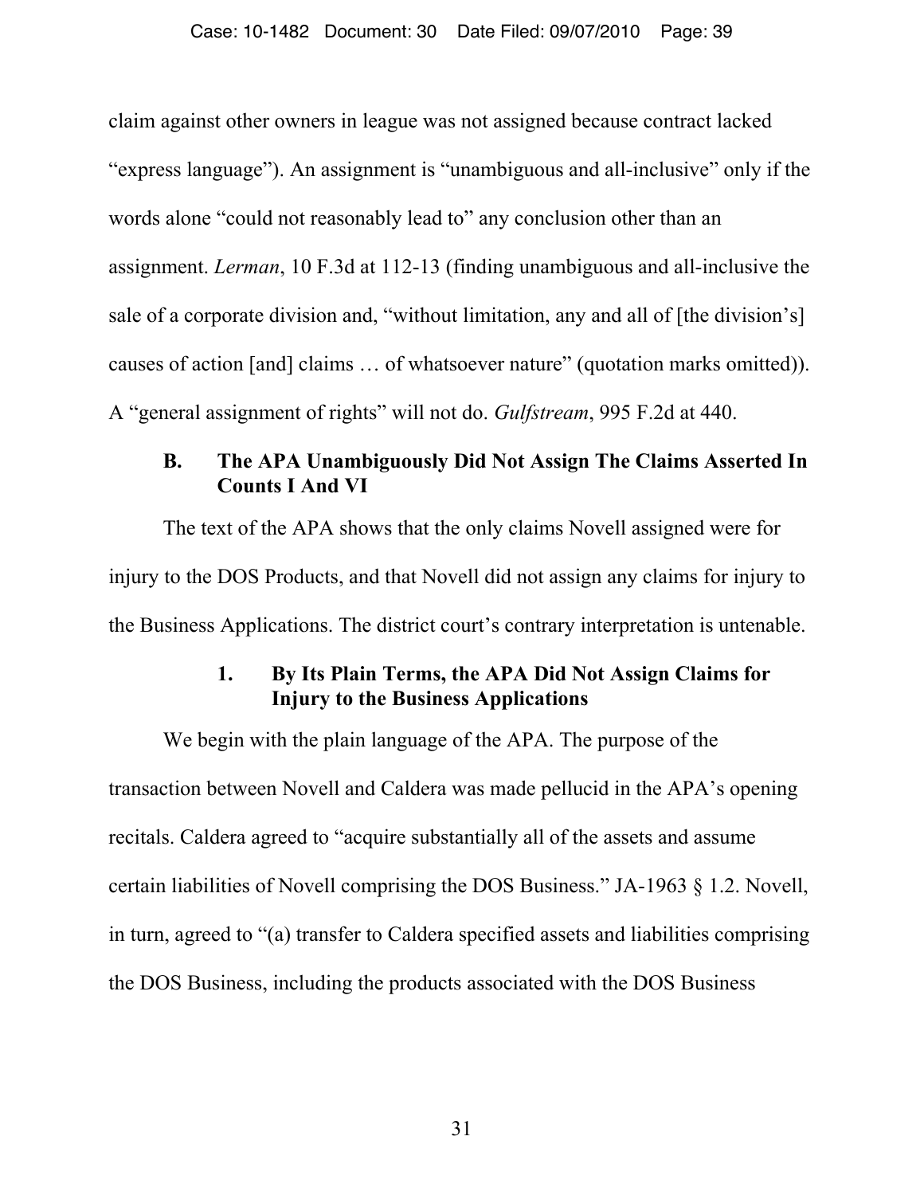claim against other owners in league was not assigned because contract lacked "express language"). An assignment is "unambiguous and all-inclusive" only if the words alone "could not reasonably lead to" any conclusion other than an assignment. *Lerman*, 10 F.3d at 112-13 (finding unambiguous and all-inclusive the sale of a corporate division and, "without limitation, any and all of [the division's] causes of action [and] claims … of whatsoever nature" (quotation marks omitted)). A "general assignment of rights" will not do. *Gulfstream*, 995 F.2d at 440.

### B. The APA Unambiguously Did Not Assign The Claims Asserted In Counts I And VI

The text of the APA shows that the only claims Novell assigned were for injury to the DOS Products, and that Novell did not assign any claims for injury to the Business Applications. The district court's contrary interpretation is untenable.

#### 1. By Its Plain Terms, the APA Did Not Assign Claims for Injury to the Business Applications

We begin with the plain language of the APA. The purpose of the transaction between Novell and Caldera was made pellucid in the APA's opening recitals. Caldera agreed to "acquire substantially all of the assets and assume certain liabilities of Novell comprising the DOS Business." JA-1963 § 1.2. Novell, in turn, agreed to "(a) transfer to Caldera specified assets and liabilities comprising the DOS Business, including the products associated with the DOS Business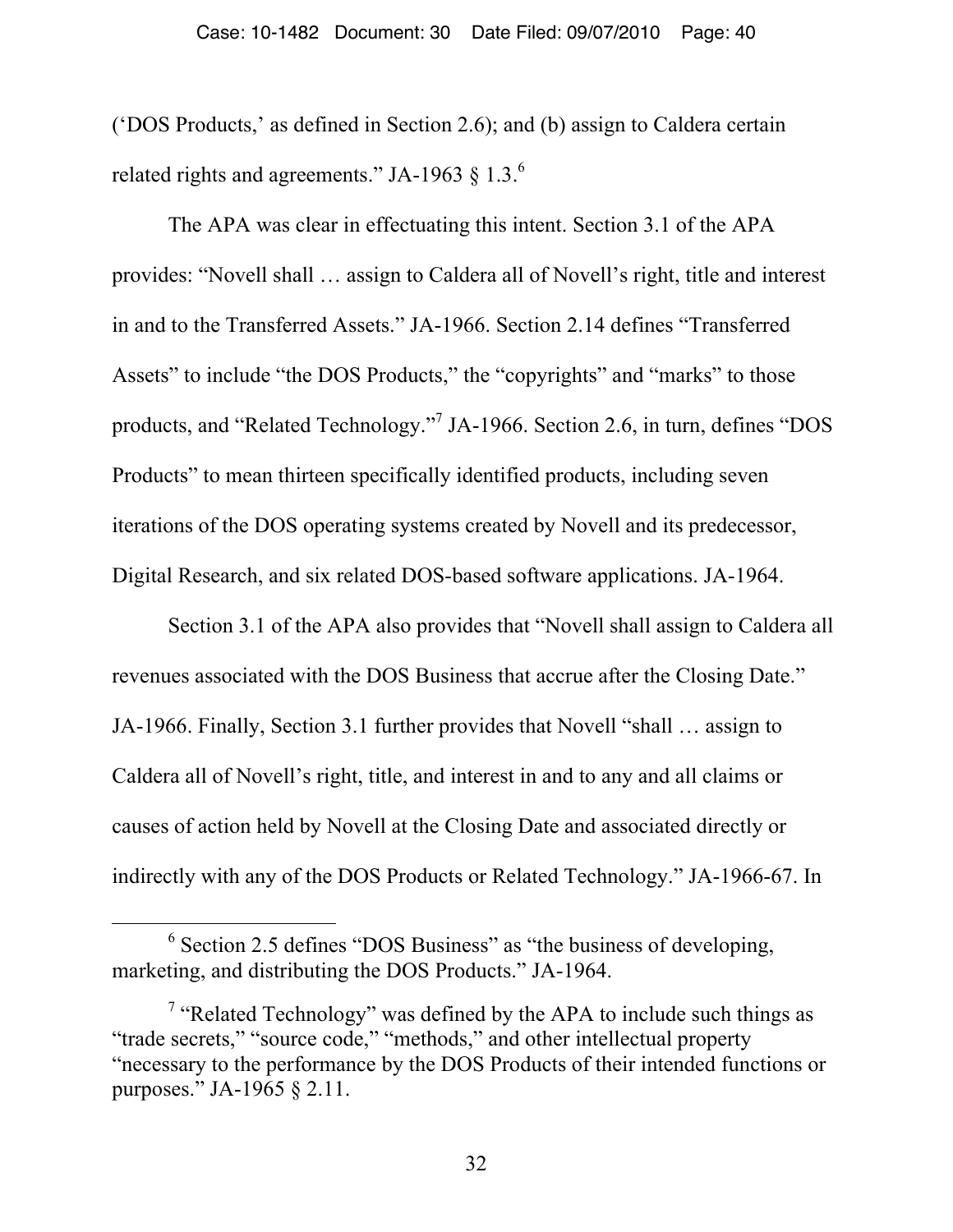('DOS Products,' as defined in Section 2.6); and (b) assign to Caldera certain related rights and agreements." JA-1963 § 1.3.[6]

The APA was clear in effectuating this intent. Section 3.1 of the APA provides: "Novell shall … assign to Caldera all of Novell's right, title and interest in and to the Transferred Assets." JA-1966. Section 2.14 defines "Transferred Assets" to include "the DOS Products," the "copyrights" and "marks" to those products, and "Related Technology."[7] JA-1966. Section 2.6, in turn, defines "DOS Products" to mean thirteen specifically identified products, including seven iterations of the DOS operating systems created by Novell and its predecessor, Digital Research, and six related DOS-based software applications. JA-1964.

Section 3.1 of the APA also provides that "Novell shall assign to Caldera all revenues associated with the DOS Business that accrue after the Closing Date." JA-1966. Finally, Section 3.1 further provides that Novell "shall … assign to Caldera all of Novell's right, title, and interest in and to any and all claims or causes of action held by Novell at the Closing Date and associated directly or indirectly with any of the DOS Products or Related Technology." JA-1966-67. In

---

[6] Section 2.5 defines "DOS Business" as "the business of developing, marketing, and distributing the DOS Products." JA-1964.

[7] "Related Technology" was defined by the APA to include such things as "trade secrets," "source code," "methods," and other intellectual property "necessary to the performance by the DOS Products of their intended functions or purposes." JA-1965 § 2.11.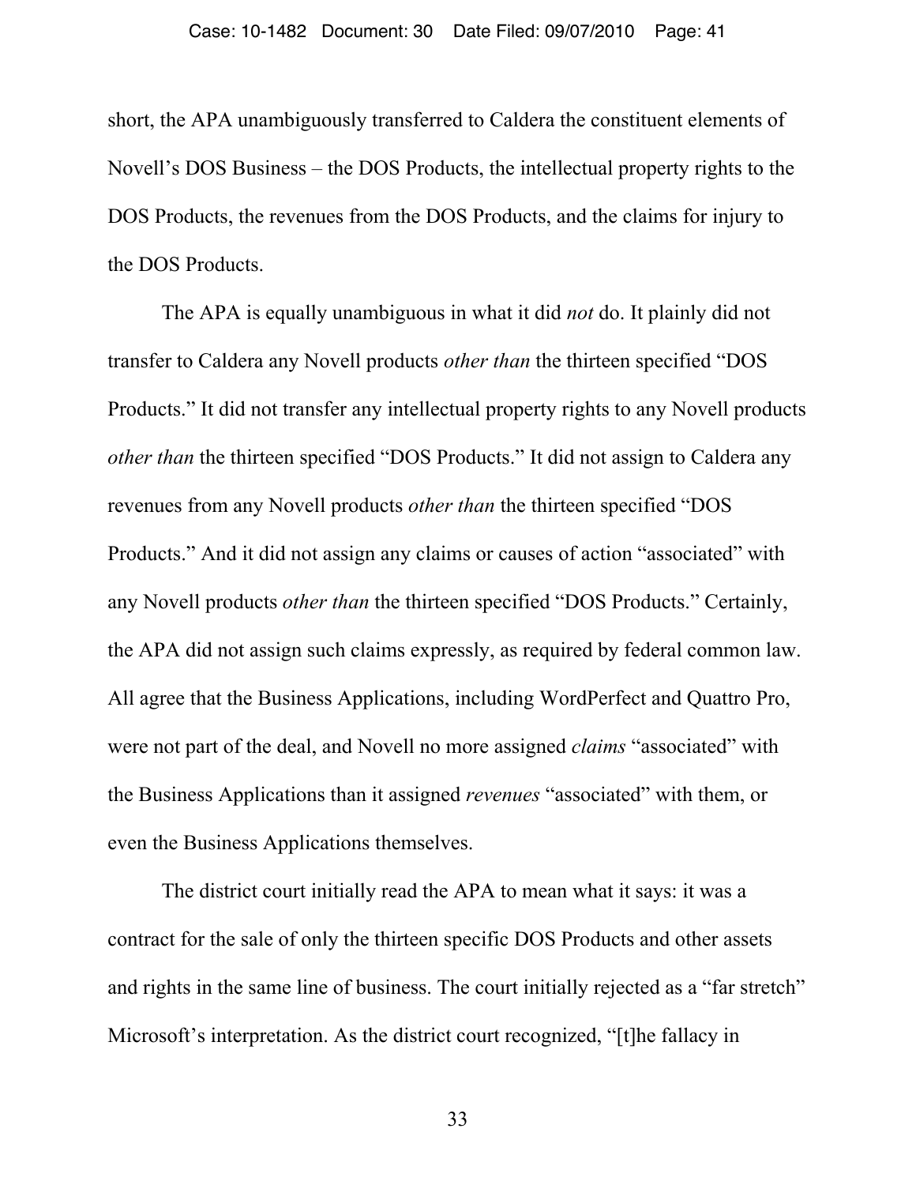short, the APA unambiguously transferred to Caldera the constituent elements of Novell's DOS Business – the DOS Products, the intellectual property rights to the DOS Products, the revenues from the DOS Products, and the claims for injury to the DOS Products.

The APA is equally unambiguous in what it did *not* do. It plainly did not transfer to Caldera any Novell products *other than* the thirteen specified "DOS Products." It did not transfer any intellectual property rights to any Novell products *other than* the thirteen specified "DOS Products." It did not assign to Caldera any revenues from any Novell products *other than* the thirteen specified "DOS Products." And it did not assign any claims or causes of action "associated" with any Novell products *other than* the thirteen specified "DOS Products." Certainly, the APA did not assign such claims expressly, as required by federal common law. All agree that the Business Applications, including WordPerfect and Quattro Pro, were not part of the deal, and Novell no more assigned *claims* "associated" with the Business Applications than it assigned *revenues* "associated" with them, or even the Business Applications themselves.

The district court initially read the APA to mean what it says: it was a contract for the sale of only the thirteen specific DOS Products and other assets and rights in the same line of business. The court initially rejected as a "far stretch" Microsoft's interpretation. As the district court recognized, "[t]he fallacy in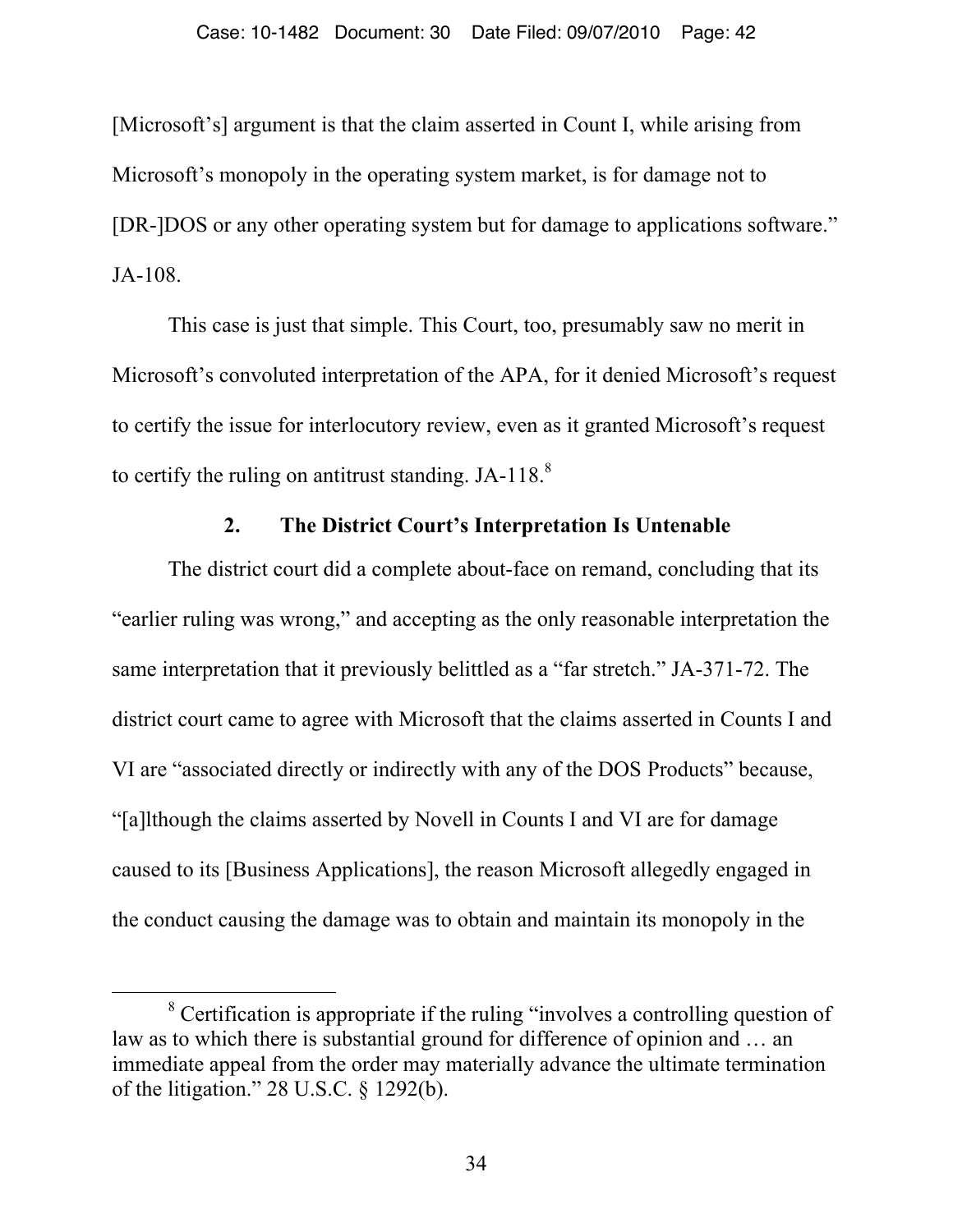[Microsoft's] argument is that the claim asserted in Count I, while arising from Microsoft's monopoly in the operating system market, is for damage not to [DR-]DOS or any other operating system but for damage to applications software." JA-108.

This case is just that simple. This Court, too, presumably saw no merit in Microsoft's convoluted interpretation of the APA, for it denied Microsoft's request to certify the issue for interlocutory review, even as it granted Microsoft's request to certify the ruling on antitrust standing. JA-118.[8]

### 2. The District Court's Interpretation Is Untenable

The district court did a complete about-face on remand, concluding that its "earlier ruling was wrong," and accepting as the only reasonable interpretation the same interpretation that it previously belittled as a "far stretch." JA-371-72. The district court came to agree with Microsoft that the claims asserted in Counts I and VI are "associated directly or indirectly with any of the DOS Products" because, "[a]lthough the claims asserted by Novell in Counts I and VI are for damage caused to its [Business Applications], the reason Microsoft allegedly engaged in the conduct causing the damage was to obtain and maintain its monopoly in the

---

[8] Certification is appropriate if the ruling "involves a controlling question of law as to which there is substantial ground for difference of opinion and … an immediate appeal from the order may materially advance the ultimate termination of the litigation." 28 U.S.C. § 1292(b).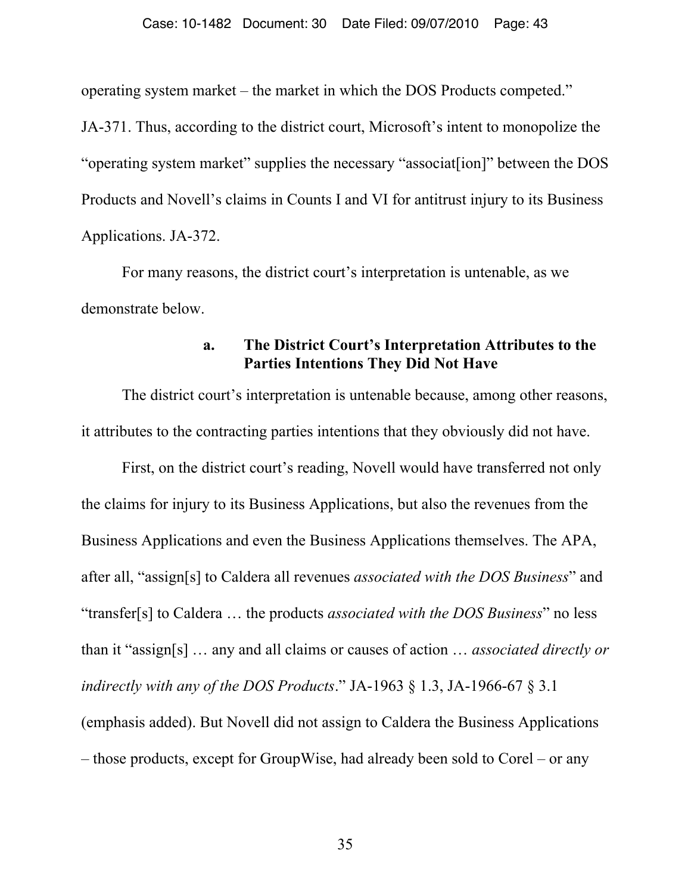operating system market – the market in which the DOS Products competed." JA-371. Thus, according to the district court, Microsoft's intent to monopolize the "operating system market" supplies the necessary "associat[ion]" between the DOS Products and Novell's claims in Counts I and VI for antitrust injury to its Business Applications. JA-372.

For many reasons, the district court's interpretation is untenable, as we demonstrate below.

#### a. The District Court's Interpretation Attributes to the Parties Intentions They Did Not Have

The district court's interpretation is untenable because, among other reasons, it attributes to the contracting parties intentions that they obviously did not have.

First, on the district court's reading, Novell would have transferred not only the claims for injury to its Business Applications, but also the revenues from the Business Applications and even the Business Applications themselves. The APA, after all, "assign[s] to Caldera all revenues *associated with the DOS Business*" and "transfer[s] to Caldera … the products *associated with the DOS Business*" no less than it "assign[s] … any and all claims or causes of action … *associated directly or indirectly with any of the DOS Products*." JA-1963 § 1.3, JA-1966-67 § 3.1 (emphasis added). But Novell did not assign to Caldera the Business Applications – those products, except for GroupWise, had already been sold to Corel – or any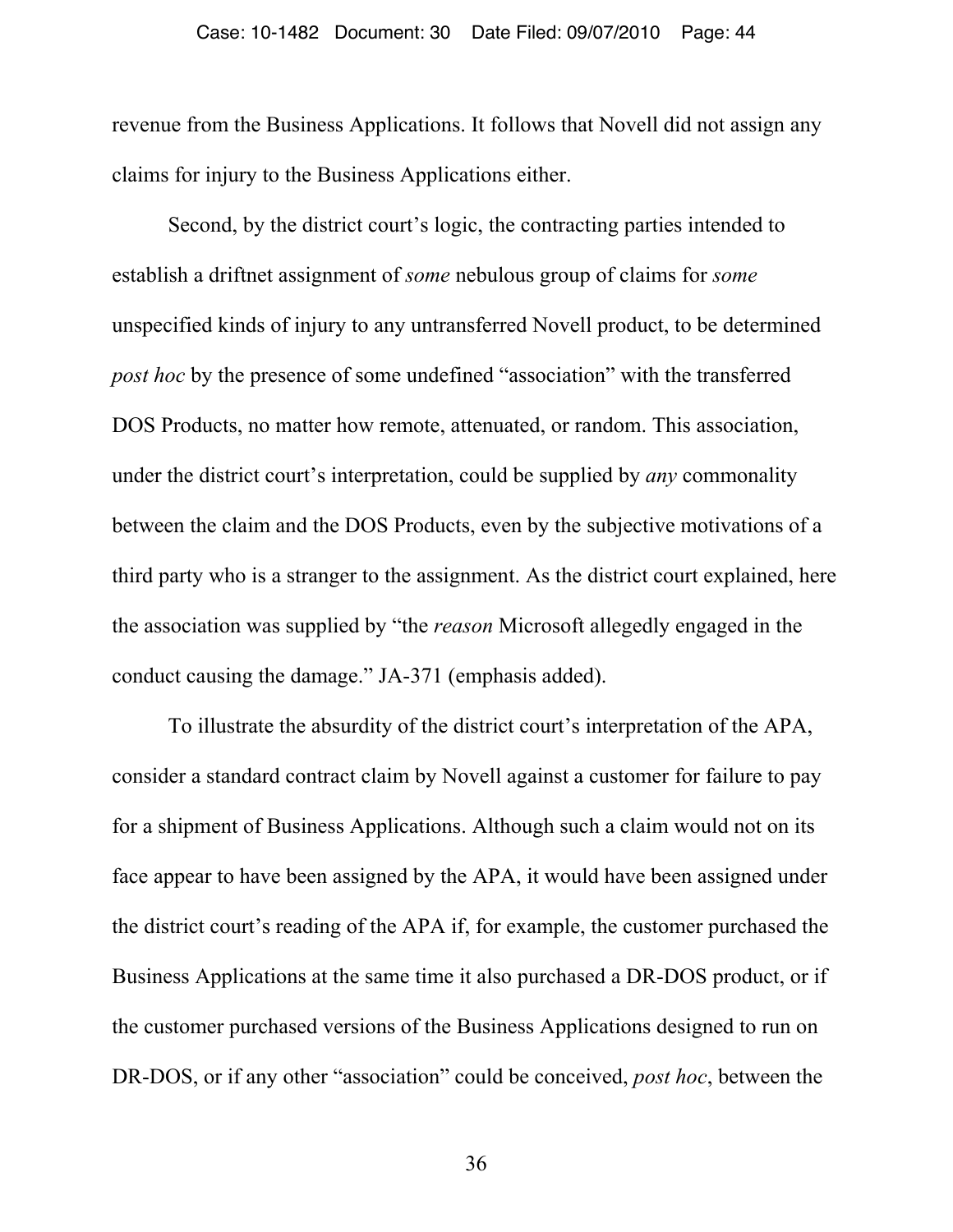revenue from the Business Applications. It follows that Novell did not assign any claims for injury to the Business Applications either.

Second, by the district court's logic, the contracting parties intended to establish a driftnet assignment of *some* nebulous group of claims for *some* unspecified kinds of injury to any untransferred Novell product, to be determined *post hoc* by the presence of some undefined "association" with the transferred DOS Products, no matter how remote, attenuated, or random. This association, under the district court's interpretation, could be supplied by *any* commonality between the claim and the DOS Products, even by the subjective motivations of a third party who is a stranger to the assignment. As the district court explained, here the association was supplied by "the *reason* Microsoft allegedly engaged in the conduct causing the damage." JA-371 (emphasis added).

To illustrate the absurdity of the district court's interpretation of the APA, consider a standard contract claim by Novell against a customer for failure to pay for a shipment of Business Applications. Although such a claim would not on its face appear to have been assigned by the APA, it would have been assigned under the district court's reading of the APA if, for example, the customer purchased the Business Applications at the same time it also purchased a DR-DOS product, or if the customer purchased versions of the Business Applications designed to run on DR-DOS, or if any other "association" could be conceived, *post hoc*, between the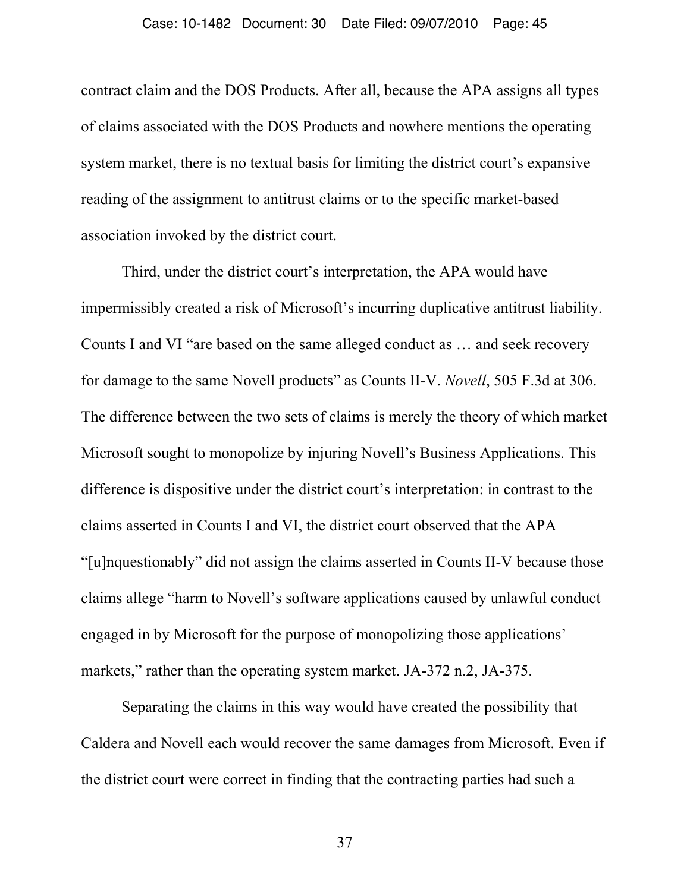contract claim and the DOS Products. After all, because the APA assigns all types of claims associated with the DOS Products and nowhere mentions the operating system market, there is no textual basis for limiting the district court's expansive reading of the assignment to antitrust claims or to the specific market-based association invoked by the district court.

Third, under the district court's interpretation, the APA would have impermissibly created a risk of Microsoft's incurring duplicative antitrust liability. Counts I and VI "are based on the same alleged conduct as … and seek recovery for damage to the same Novell products" as Counts II-V. *Novell*, 505 F.3d at 306. The difference between the two sets of claims is merely the theory of which market Microsoft sought to monopolize by injuring Novell's Business Applications. This difference is dispositive under the district court's interpretation: in contrast to the claims asserted in Counts I and VI, the district court observed that the APA "[u]nquestionably" did not assign the claims asserted in Counts II-V because those claims allege "harm to Novell's software applications caused by unlawful conduct engaged in by Microsoft for the purpose of monopolizing those applications' markets," rather than the operating system market. JA-372 n.2, JA-375.

Separating the claims in this way would have created the possibility that Caldera and Novell each would recover the same damages from Microsoft. Even if the district court were correct in finding that the contracting parties had such a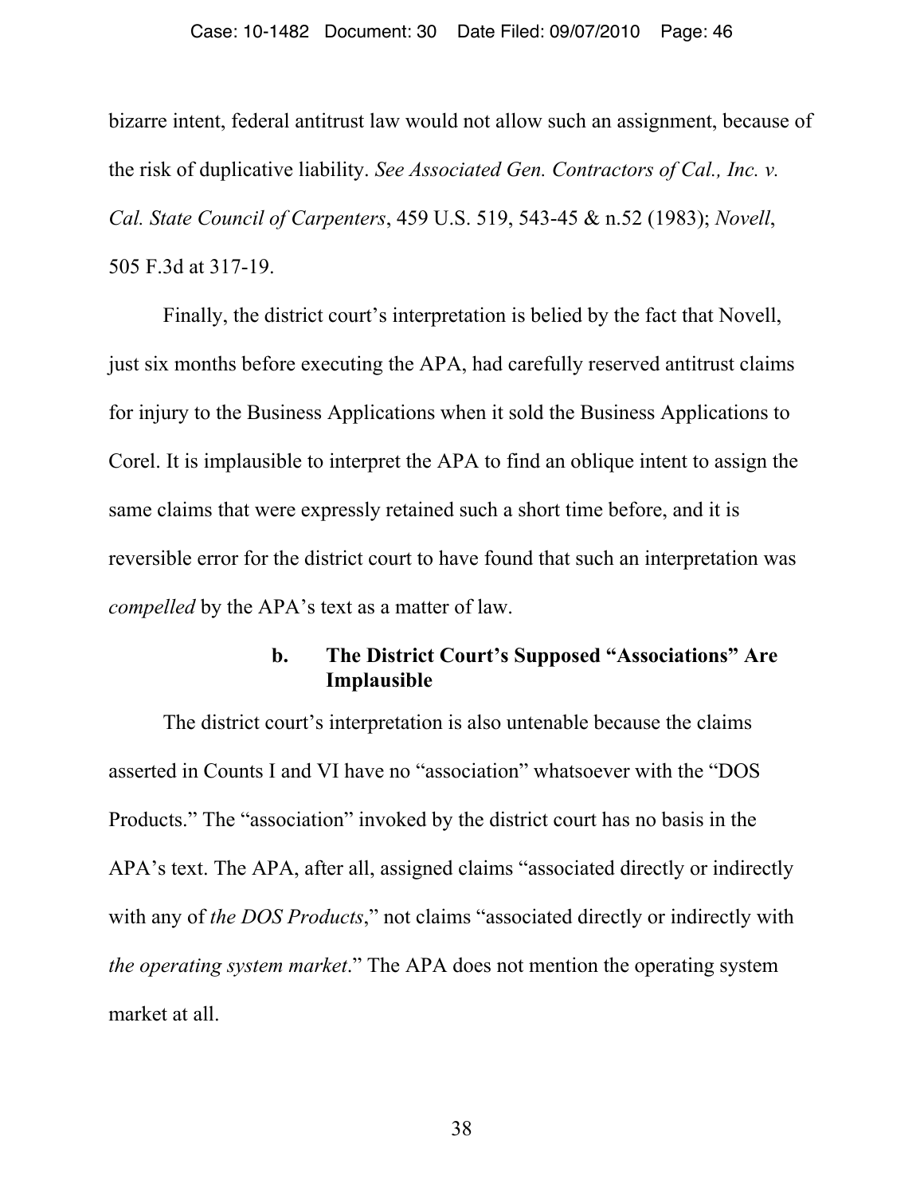bizarre intent, federal antitrust law would not allow such an assignment, because of the risk of duplicative liability. *See Associated Gen. Contractors of Cal., Inc. v. Cal. State Council of Carpenters*, 459 U.S. 519, 543-45 & n.52 (1983); *Novell*, 505 F.3d at 317-19.

Finally, the district court's interpretation is belied by the fact that Novell, just six months before executing the APA, had carefully reserved antitrust claims for injury to the Business Applications when it sold the Business Applications to Corel. It is implausible to interpret the APA to find an oblique intent to assign the same claims that were expressly retained such a short time before, and it is reversible error for the district court to have found that such an interpretation was *compelled* by the APA's text as a matter of law.

#### b. The District Court's Supposed "Associations" Are Implausible

The district court's interpretation is also untenable because the claims asserted in Counts I and VI have no "association" whatsoever with the "DOS Products." The "association" invoked by the district court has no basis in the APA's text. The APA, after all, assigned claims "associated directly or indirectly with any of *the DOS Products*," not claims "associated directly or indirectly with *the operating system market*." The APA does not mention the operating system market at all.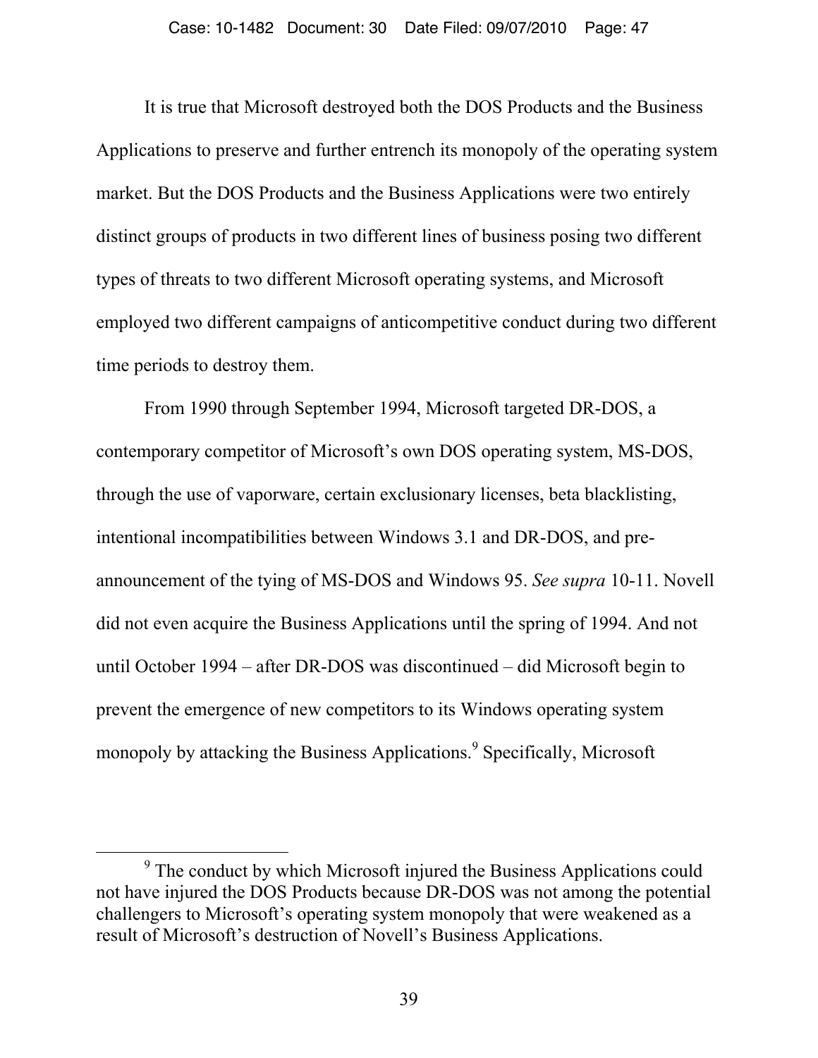It is true that Microsoft destroyed both the DOS Products and the Business Applications to preserve and further entrench its monopoly of the operating system market. But the DOS Products and the Business Applications were two entirely distinct groups of products in two different lines of business posing two different types of threats to two different Microsoft operating systems, and Microsoft employed two different campaigns of anticompetitive conduct during two different time periods to destroy them.

From 1990 through September 1994, Microsoft targeted DR-DOS, a contemporary competitor of Microsoft's own DOS operating system, MS-DOS, through the use of vaporware, certain exclusionary licenses, beta blacklisting, intentional incompatibilities between Windows 3.1 and DR-DOS, and pre-announcement of the tying of MS-DOS and Windows 95. *See supra* 10-11. Novell did not even acquire the Business Applications until the spring of 1994. And not until October 1994 – after DR-DOS was discontinued – did Microsoft begin to prevent the emergence of new competitors to its Windows operating system monopoly by attacking the Business Applications.[9] Specifically, Microsoft

[9] The conduct by which Microsoft injured the Business Applications could not have injured the DOS Products because DR-DOS was not among the potential challengers to Microsoft's operating system monopoly that were weakened as a result of Microsoft's destruction of Novell's Business Applications.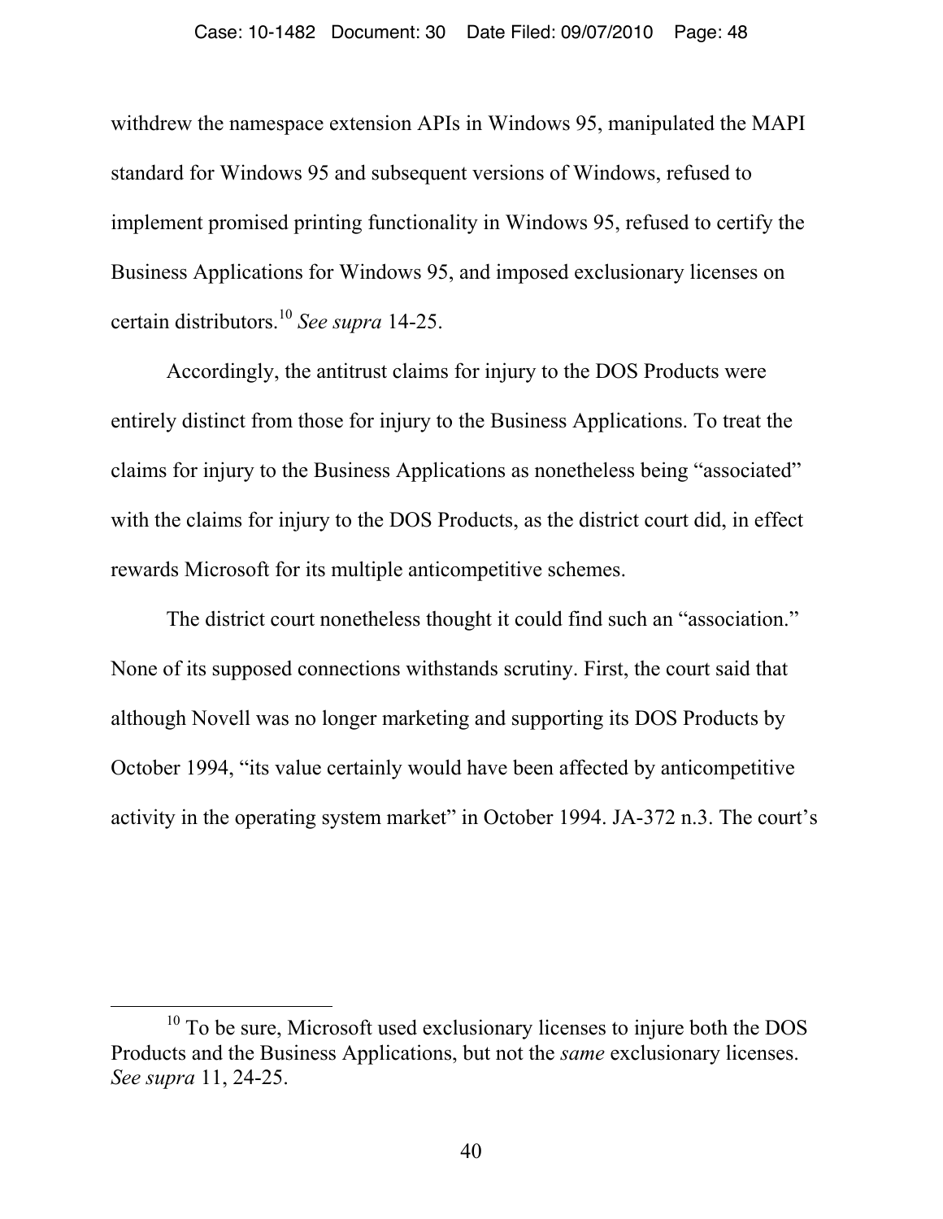withdrew the namespace extension APIs in Windows 95, manipulated the MAPI standard for Windows 95 and subsequent versions of Windows, refused to implement promised printing functionality in Windows 95, refused to certify the Business Applications for Windows 95, and imposed exclusionary licenses on certain distributors.[10] *See supra* 14-25.

Accordingly, the antitrust claims for injury to the DOS Products were entirely distinct from those for injury to the Business Applications. To treat the claims for injury to the Business Applications as nonetheless being "associated" with the claims for injury to the DOS Products, as the district court did, in effect rewards Microsoft for its multiple anticompetitive schemes.

The district court nonetheless thought it could find such an "association." None of its supposed connections withstands scrutiny. First, the court said that although Novell was no longer marketing and supporting its DOS Products by October 1994, "its value certainly would have been affected by anticompetitive activity in the operating system market" in October 1994. JA-372 n.3. The court's

[10] To be sure, Microsoft used exclusionary licenses to injure both the DOS Products and the Business Applications, but not the *same* exclusionary licenses. *See supra* 11, 24-25.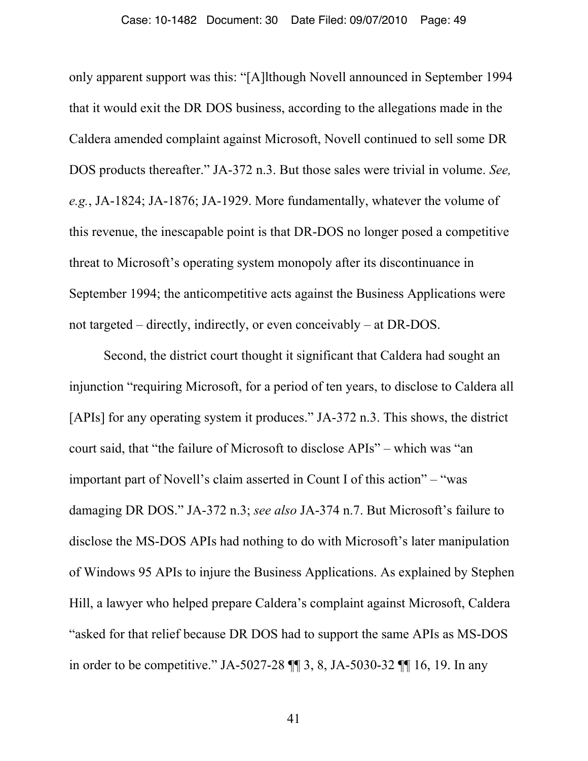only apparent support was this: "[A]lthough Novell announced in September 1994 that it would exit the DR DOS business, according to the allegations made in the Caldera amended complaint against Microsoft, Novell continued to sell some DR DOS products thereafter." JA-372 n.3. But those sales were trivial in volume. *See, e.g.*, JA-1824; JA-1876; JA-1929. More fundamentally, whatever the volume of this revenue, the inescapable point is that DR-DOS no longer posed a competitive threat to Microsoft's operating system monopoly after its discontinuance in September 1994; the anticompetitive acts against the Business Applications were not targeted – directly, indirectly, or even conceivably – at DR-DOS.

Second, the district court thought it significant that Caldera had sought an injunction "requiring Microsoft, for a period of ten years, to disclose to Caldera all [APIs] for any operating system it produces." JA-372 n.3. This shows, the district court said, that "the failure of Microsoft to disclose APIs" – which was "an important part of Novell's claim asserted in Count I of this action" – "was damaging DR DOS." JA-372 n.3; *see also* JA-374 n.7. But Microsoft's failure to disclose the MS-DOS APIs had nothing to do with Microsoft's later manipulation of Windows 95 APIs to injure the Business Applications. As explained by Stephen Hill, a lawyer who helped prepare Caldera's complaint against Microsoft, Caldera "asked for that relief because DR DOS had to support the same APIs as MS-DOS in order to be competitive." JA-5027-28 ¶¶ 3, 8, JA-5030-32 ¶¶ 16, 19. In any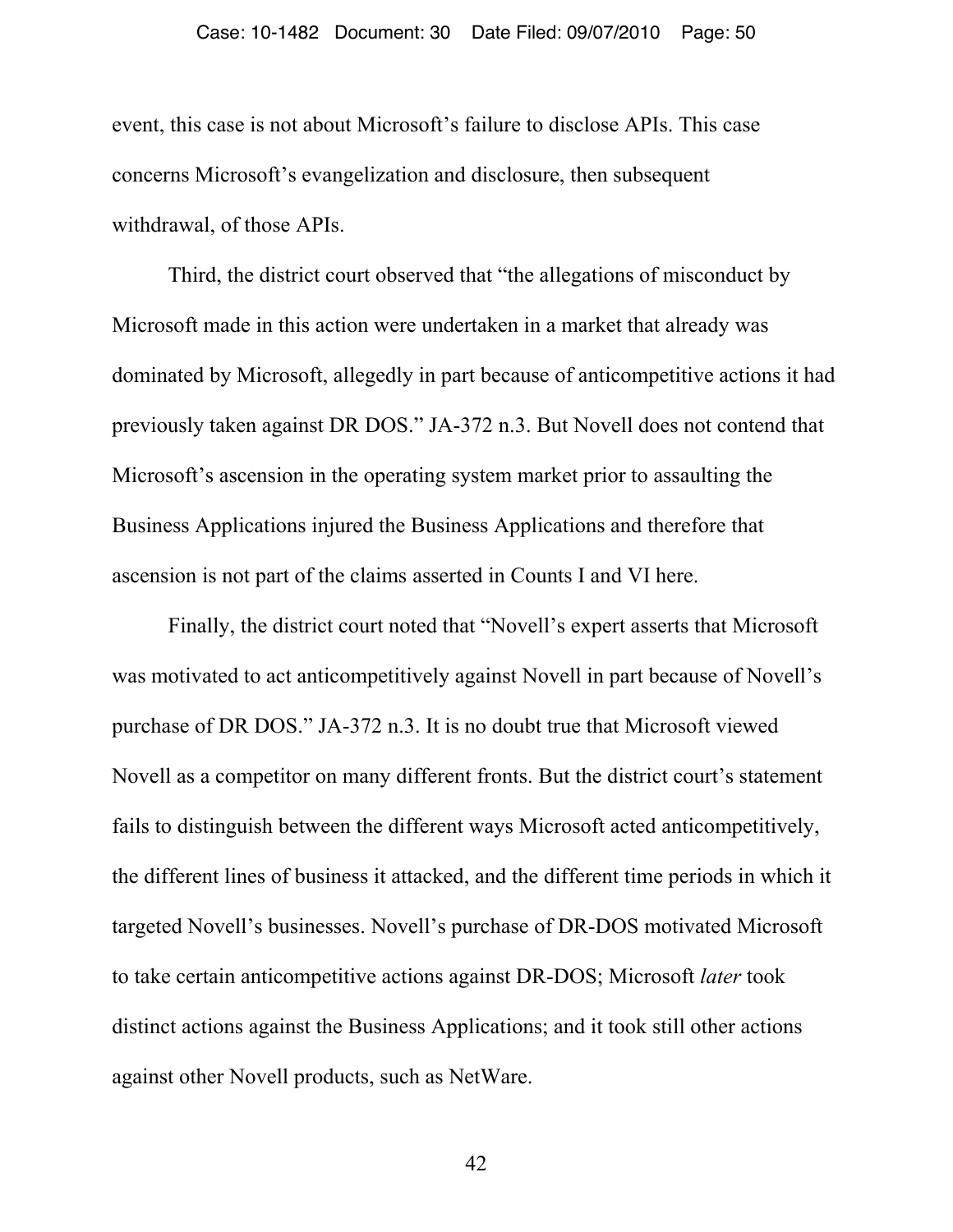event, this case is not about Microsoft's failure to disclose APIs. This case concerns Microsoft's evangelization and disclosure, then subsequent withdrawal, of those APIs.

Third, the district court observed that "the allegations of misconduct by Microsoft made in this action were undertaken in a market that already was dominated by Microsoft, allegedly in part because of anticompetitive actions it had previously taken against DR DOS." JA-372 n.3. But Novell does not contend that Microsoft's ascension in the operating system market prior to assaulting the Business Applications injured the Business Applications and therefore that ascension is not part of the claims asserted in Counts I and VI here.

Finally, the district court noted that "Novell's expert asserts that Microsoft was motivated to act anticompetitively against Novell in part because of Novell's purchase of DR DOS." JA-372 n.3. It is no doubt true that Microsoft viewed Novell as a competitor on many different fronts. But the district court's statement fails to distinguish between the different ways Microsoft acted anticompetitively, the different lines of business it attacked, and the different time periods in which it targeted Novell's businesses. Novell's purchase of DR-DOS motivated Microsoft to take certain anticompetitive actions against DR-DOS; Microsoft *later* took distinct actions against the Business Applications; and it took still other actions against other Novell products, such as NetWare.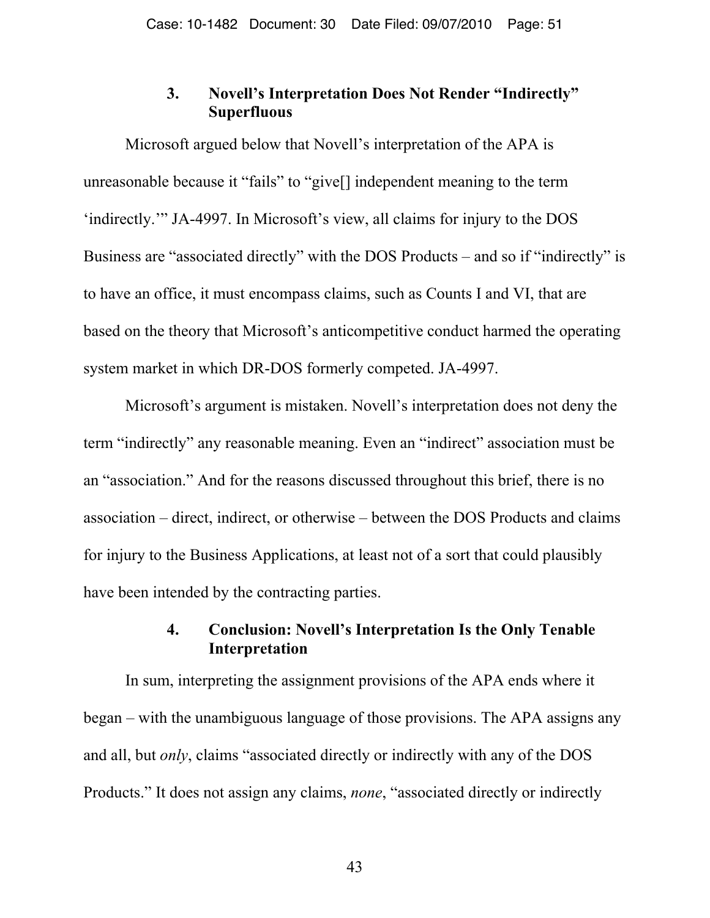### 3. Novell's Interpretation Does Not Render "Indirectly" Superfluous

Microsoft argued below that Novell's interpretation of the APA is unreasonable because it "fails" to "give[] independent meaning to the term 'indirectly.'" JA-4997. In Microsoft's view, all claims for injury to the DOS Business are "associated directly" with the DOS Products – and so if "indirectly" is to have an office, it must encompass claims, such as Counts I and VI, that are based on the theory that Microsoft's anticompetitive conduct harmed the operating system market in which DR-DOS formerly competed. JA-4997.

Microsoft's argument is mistaken. Novell's interpretation does not deny the term "indirectly" any reasonable meaning. Even an "indirect" association must be an "association." And for the reasons discussed throughout this brief, there is no association – direct, indirect, or otherwise – between the DOS Products and claims for injury to the Business Applications, at least not of a sort that could plausibly have been intended by the contracting parties.

### 4. Conclusion: Novell's Interpretation Is the Only Tenable Interpretation

In sum, interpreting the assignment provisions of the APA ends where it began – with the unambiguous language of those provisions. The APA assigns any and all, but *only*, claims "associated directly or indirectly with any of the DOS Products." It does not assign any claims, *none*, "associated directly or indirectly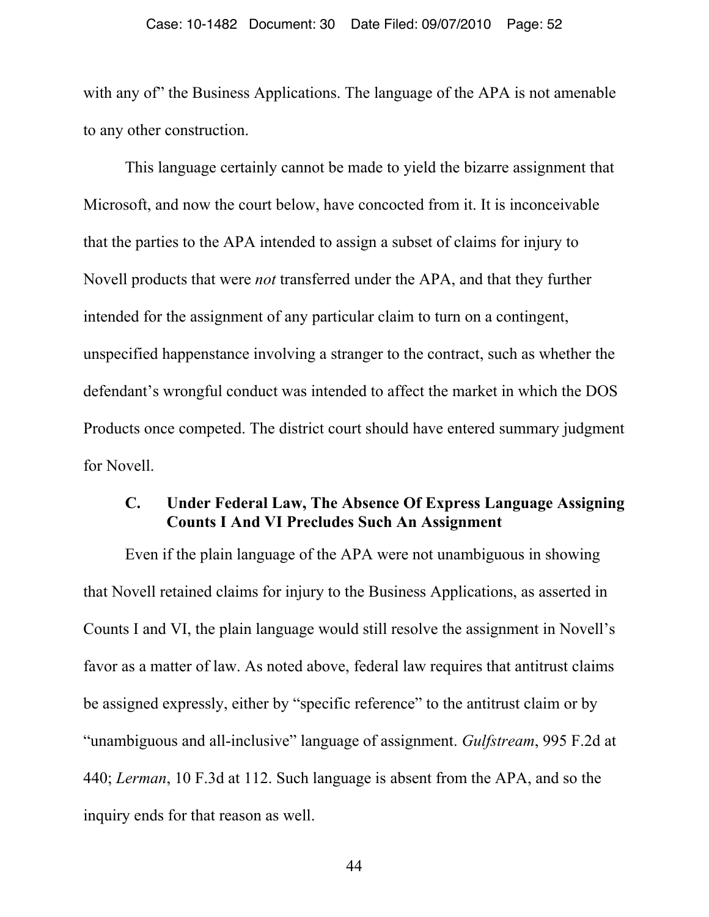with any of" the Business Applications. The language of the APA is not amenable to any other construction.

This language certainly cannot be made to yield the bizarre assignment that Microsoft, and now the court below, have concocted from it. It is inconceivable that the parties to the APA intended to assign a subset of claims for injury to Novell products that were *not* transferred under the APA, and that they further intended for the assignment of any particular claim to turn on a contingent, unspecified happenstance involving a stranger to the contract, such as whether the defendant's wrongful conduct was intended to affect the market in which the DOS Products once competed. The district court should have entered summary judgment for Novell.

### C. Under Federal Law, The Absence Of Express Language Assigning Counts I And VI Precludes Such An Assignment

Even if the plain language of the APA were not unambiguous in showing that Novell retained claims for injury to the Business Applications, as asserted in Counts I and VI, the plain language would still resolve the assignment in Novell's favor as a matter of law. As noted above, federal law requires that antitrust claims be assigned expressly, either by "specific reference" to the antitrust claim or by "unambiguous and all-inclusive" language of assignment. *Gulfstream*, 995 F.2d at 440; *Lerman*, 10 F.3d at 112. Such language is absent from the APA, and so the inquiry ends for that reason as well.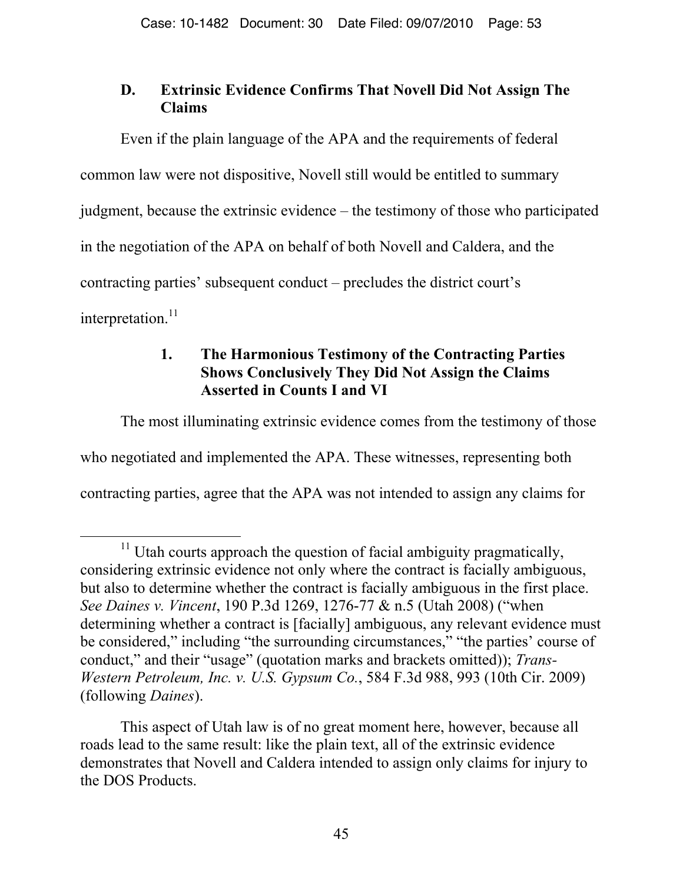### D. Extrinsic Evidence Confirms That Novell Did Not Assign The Claims

Even if the plain language of the APA and the requirements of federal common law were not dispositive, Novell still would be entitled to summary judgment, because the extrinsic evidence – the testimony of those who participated in the negotiation of the APA on behalf of both Novell and Caldera, and the contracting parties' subsequent conduct – precludes the district court's interpretation.[11]

#### 1. The Harmonious Testimony of the Contracting Parties Shows Conclusively They Did Not Assign the Claims Asserted in Counts I and VI

The most illuminating extrinsic evidence comes from the testimony of those who negotiated and implemented the APA. These witnesses, representing both contracting parties, agree that the APA was not intended to assign any claims for

---

[11] Utah courts approach the question of facial ambiguity pragmatically, considering extrinsic evidence not only where the contract is facially ambiguous, but also to determine whether the contract is facially ambiguous in the first place. *See Daines v. Vincent*, 190 P.3d 1269, 1276-77 & n.5 (Utah 2008) ("when determining whether a contract is [facially] ambiguous, any relevant evidence must be considered," including "the surrounding circumstances," "the parties' course of conduct," and their "usage" (quotation marks and brackets omitted)); *Trans-Western Petroleum, Inc. v. U.S. Gypsum Co.*, 584 F.3d 988, 993 (10th Cir. 2009) (following *Daines*).

This aspect of Utah law is of no great moment here, however, because all roads lead to the same result: like the plain text, all of the extrinsic evidence demonstrates that Novell and Caldera intended to assign only claims for injury to the DOS Products.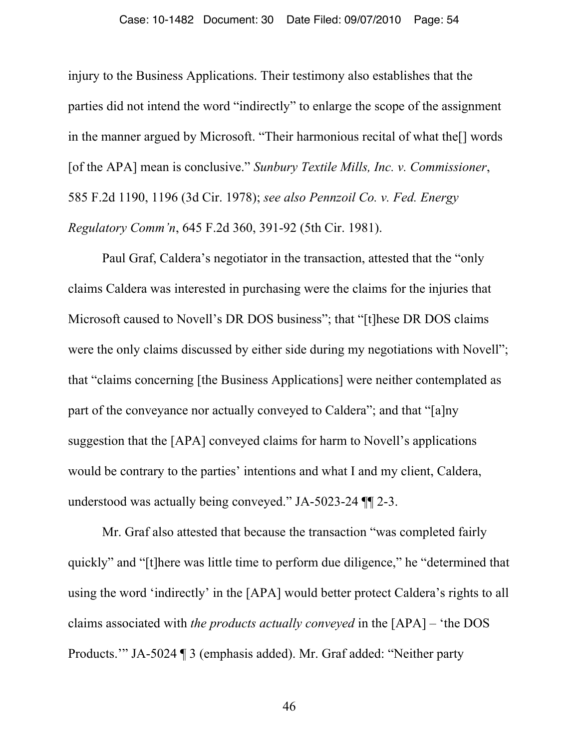injury to the Business Applications. Their testimony also establishes that the parties did not intend the word "indirectly" to enlarge the scope of the assignment in the manner argued by Microsoft. "Their harmonious recital of what the[] words [of the APA] mean is conclusive." *Sunbury Textile Mills, Inc. v. Commissioner*, 585 F.2d 1190, 1196 (3d Cir. 1978); *see also Pennzoil Co. v. Fed. Energy Regulatory Comm'n*, 645 F.2d 360, 391-92 (5th Cir. 1981).

Paul Graf, Caldera's negotiator in the transaction, attested that the "only claims Caldera was interested in purchasing were the claims for the injuries that Microsoft caused to Novell's DR DOS business"; that "[t]hese DR DOS claims were the only claims discussed by either side during my negotiations with Novell"; that "claims concerning [the Business Applications] were neither contemplated as part of the conveyance nor actually conveyed to Caldera"; and that "[a]ny suggestion that the [APA] conveyed claims for harm to Novell's applications would be contrary to the parties' intentions and what I and my client, Caldera, understood was actually being conveyed." JA-5023-24 ¶¶ 2-3.

Mr. Graf also attested that because the transaction "was completed fairly quickly" and "[t]here was little time to perform due diligence," he "determined that using the word 'indirectly' in the [APA] would better protect Caldera's rights to all claims associated with *the products actually conveyed* in the [APA] – 'the DOS Products.'" JA-5024 ¶ 3 (emphasis added). Mr. Graf added: "Neither party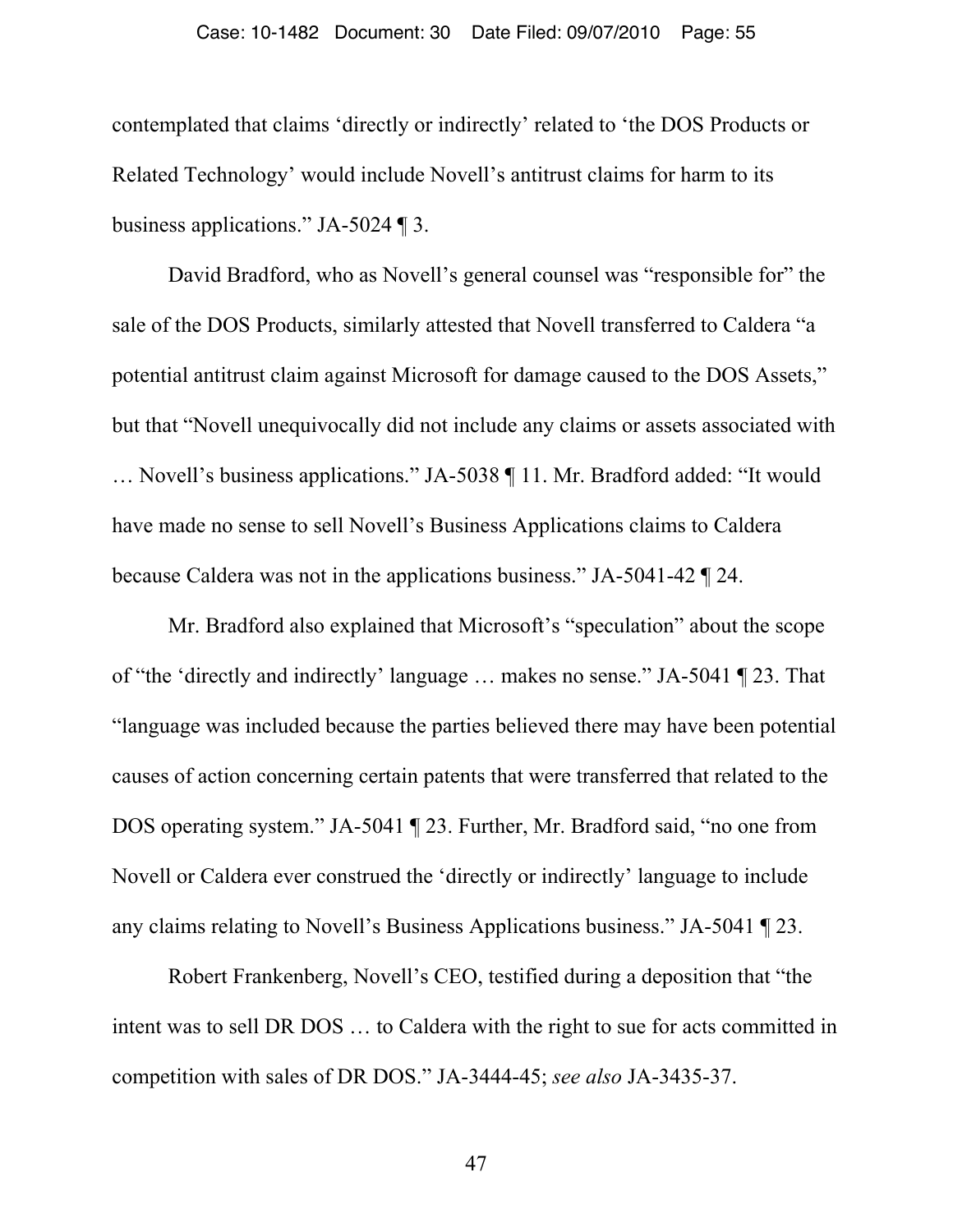contemplated that claims 'directly or indirectly' related to 'the DOS Products or Related Technology' would include Novell's antitrust claims for harm to its business applications." JA-5024 ¶ 3.

David Bradford, who as Novell's general counsel was "responsible for" the sale of the DOS Products, similarly attested that Novell transferred to Caldera "a potential antitrust claim against Microsoft for damage caused to the DOS Assets," but that "Novell unequivocally did not include any claims or assets associated with … Novell's business applications." JA-5038 ¶ 11. Mr. Bradford added: "It would have made no sense to sell Novell's Business Applications claims to Caldera because Caldera was not in the applications business." JA-5041-42 ¶ 24.

Mr. Bradford also explained that Microsoft's "speculation" about the scope of "the 'directly and indirectly' language … makes no sense." JA-5041 ¶ 23. That "language was included because the parties believed there may have been potential causes of action concerning certain patents that were transferred that related to the DOS operating system." JA-5041 ¶ 23. Further, Mr. Bradford said, "no one from Novell or Caldera ever construed the 'directly or indirectly' language to include any claims relating to Novell's Business Applications business." JA-5041 ¶ 23.

Robert Frankenberg, Novell's CEO, testified during a deposition that "the intent was to sell DR DOS … to Caldera with the right to sue for acts committed in competition with sales of DR DOS." JA-3444-45; *see also* JA-3435-37.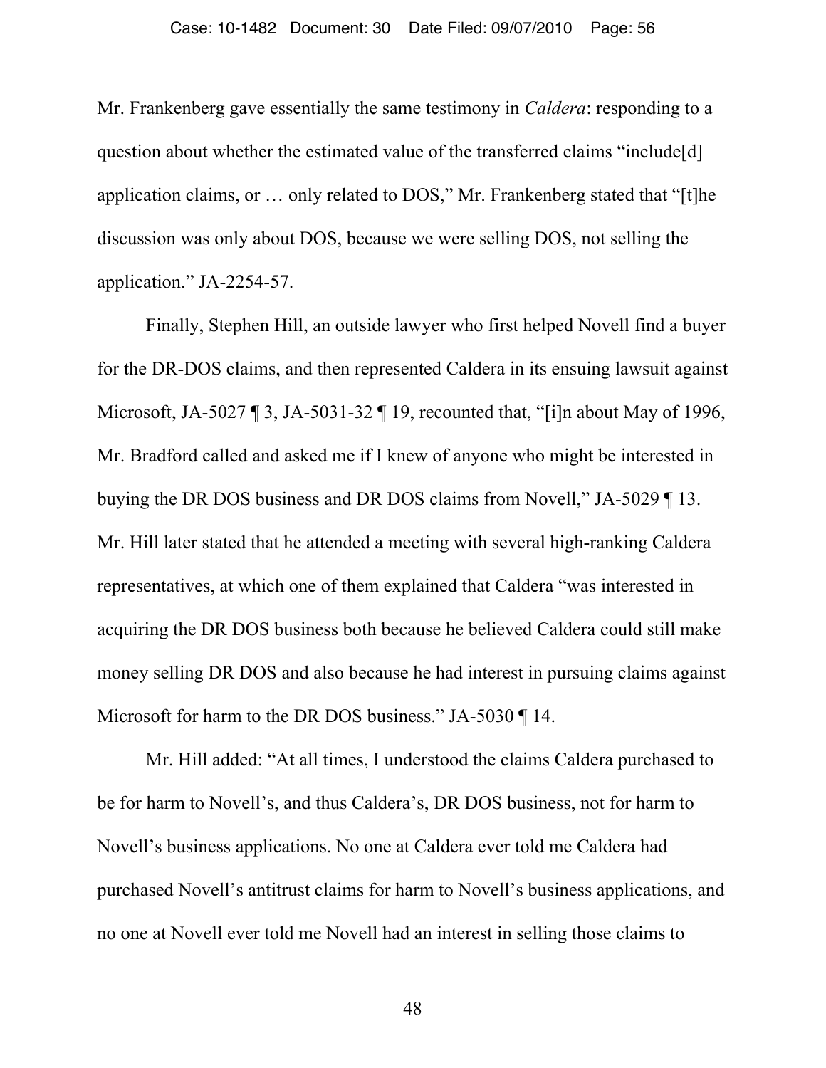Mr. Frankenberg gave essentially the same testimony in *Caldera*: responding to a question about whether the estimated value of the transferred claims "include[d] application claims, or … only related to DOS," Mr. Frankenberg stated that "[t]he discussion was only about DOS, because we were selling DOS, not selling the application." JA-2254-57.

Finally, Stephen Hill, an outside lawyer who first helped Novell find a buyer for the DR-DOS claims, and then represented Caldera in its ensuing lawsuit against Microsoft, JA-5027 ¶ 3, JA-5031-32 ¶ 19, recounted that, "[i]n about May of 1996, Mr. Bradford called and asked me if I knew of anyone who might be interested in buying the DR DOS business and DR DOS claims from Novell," JA-5029 ¶ 13. Mr. Hill later stated that he attended a meeting with several high-ranking Caldera representatives, at which one of them explained that Caldera "was interested in acquiring the DR DOS business both because he believed Caldera could still make money selling DR DOS and also because he had interest in pursuing claims against Microsoft for harm to the DR DOS business." JA-5030 ¶ 14.

Mr. Hill added: "At all times, I understood the claims Caldera purchased to be for harm to Novell's, and thus Caldera's, DR DOS business, not for harm to Novell's business applications. No one at Caldera ever told me Caldera had purchased Novell's antitrust claims for harm to Novell's business applications, and no one at Novell ever told me Novell had an interest in selling those claims to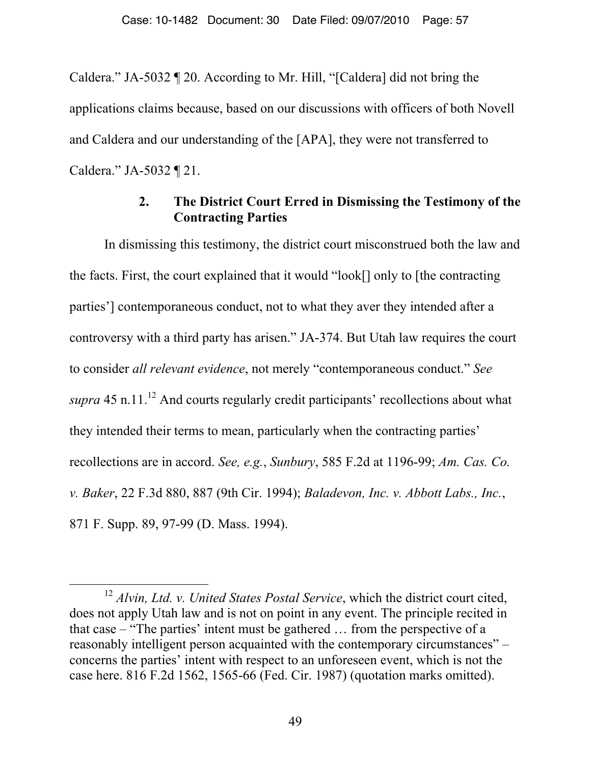Caldera." JA-5032 ¶ 20. According to Mr. Hill, "[Caldera] did not bring the applications claims because, based on our discussions with officers of both Novell and Caldera and our understanding of the [APA], they were not transferred to Caldera." JA-5032 ¶ 21.

### 2. The District Court Erred in Dismissing the Testimony of the Contracting Parties

In dismissing this testimony, the district court misconstrued both the law and the facts. First, the court explained that it would "look[] only to [the contracting parties'] contemporaneous conduct, not to what they aver they intended after a controversy with a third party has arisen." JA-374. But Utah law requires the court to consider *all relevant evidence*, not merely "contemporaneous conduct." *See supra* 45 n.11.[12] And courts regularly credit participants' recollections about what they intended their terms to mean, particularly when the contracting parties' recollections are in accord. *See, e.g.*, *Sunbury*, 585 F.2d at 1196-99; *Am. Cas. Co. v. Baker*, 22 F.3d 880, 887 (9th Cir. 1994); *Baladevon, Inc. v. Abbott Labs., Inc.*, 871 F. Supp. 89, 97-99 (D. Mass. 1994).

---

[12] *Alvin, Ltd. v. United States Postal Service*, which the district court cited, does not apply Utah law and is not on point in any event. The principle recited in that case – "The parties' intent must be gathered … from the perspective of a reasonably intelligent person acquainted with the contemporary circumstances" – concerns the parties' intent with respect to an unforeseen event, which is not the case here. 816 F.2d 1562, 1565-66 (Fed. Cir. 1987) (quotation marks omitted).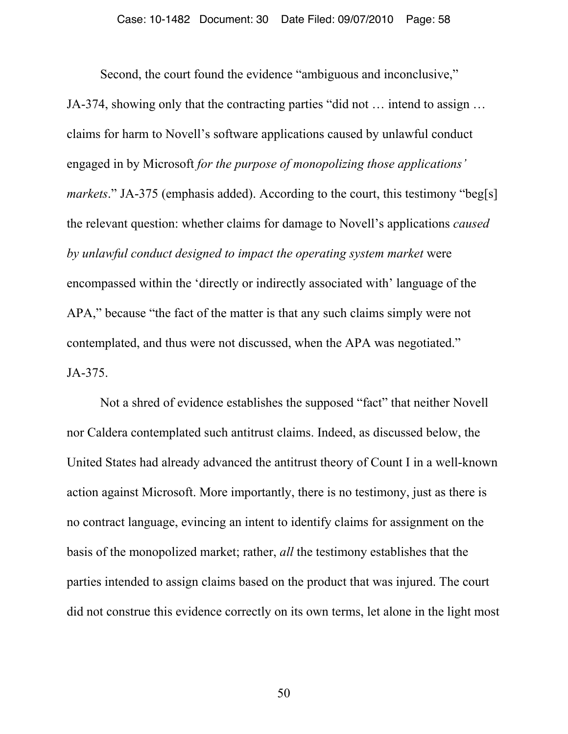Second, the court found the evidence "ambiguous and inconclusive," JA-374, showing only that the contracting parties "did not … intend to assign … claims for harm to Novell's software applications caused by unlawful conduct engaged in by Microsoft *for the purpose of monopolizing those applications' markets*." JA-375 (emphasis added). According to the court, this testimony "beg[s] the relevant question: whether claims for damage to Novell's applications *caused by unlawful conduct designed to impact the operating system market* were encompassed within the 'directly or indirectly associated with' language of the APA," because "the fact of the matter is that any such claims simply were not contemplated, and thus were not discussed, when the APA was negotiated." JA-375.

Not a shred of evidence establishes the supposed "fact" that neither Novell nor Caldera contemplated such antitrust claims. Indeed, as discussed below, the United States had already advanced the antitrust theory of Count I in a well-known action against Microsoft. More importantly, there is no testimony, just as there is no contract language, evincing an intent to identify claims for assignment on the basis of the monopolized market; rather, *all* the testimony establishes that the parties intended to assign claims based on the product that was injured. The court did not construe this evidence correctly on its own terms, let alone in the light most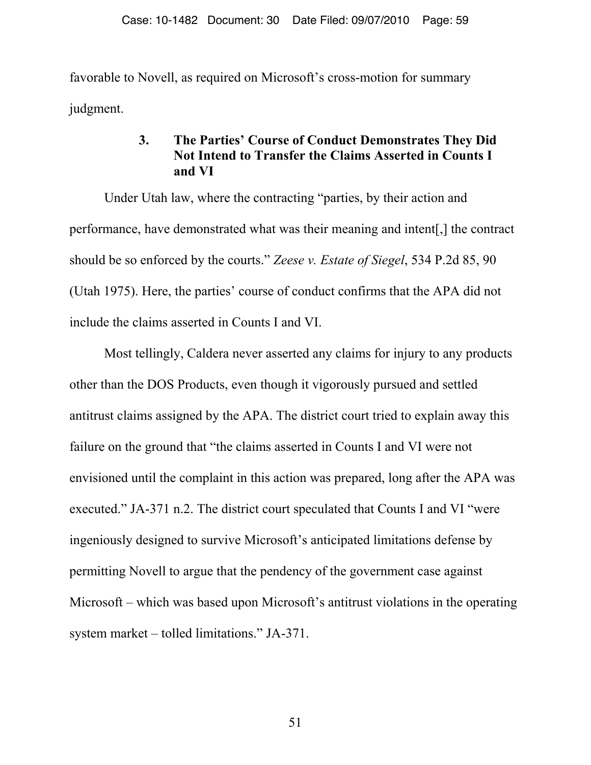favorable to Novell, as required on Microsoft's cross-motion for summary judgment.

### 3. The Parties' Course of Conduct Demonstrates They Did Not Intend to Transfer the Claims Asserted in Counts I and VI

Under Utah law, where the contracting "parties, by their action and performance, have demonstrated what was their meaning and intent[,] the contract should be so enforced by the courts." *Zeese v. Estate of Siegel*, 534 P.2d 85, 90 (Utah 1975). Here, the parties' course of conduct confirms that the APA did not include the claims asserted in Counts I and VI.

Most tellingly, Caldera never asserted any claims for injury to any products other than the DOS Products, even though it vigorously pursued and settled antitrust claims assigned by the APA. The district court tried to explain away this failure on the ground that "the claims asserted in Counts I and VI were not envisioned until the complaint in this action was prepared, long after the APA was executed." JA-371 n.2. The district court speculated that Counts I and VI "were ingeniously designed to survive Microsoft's anticipated limitations defense by permitting Novell to argue that the pendency of the government case against Microsoft – which was based upon Microsoft's antitrust violations in the operating system market – tolled limitations." JA-371.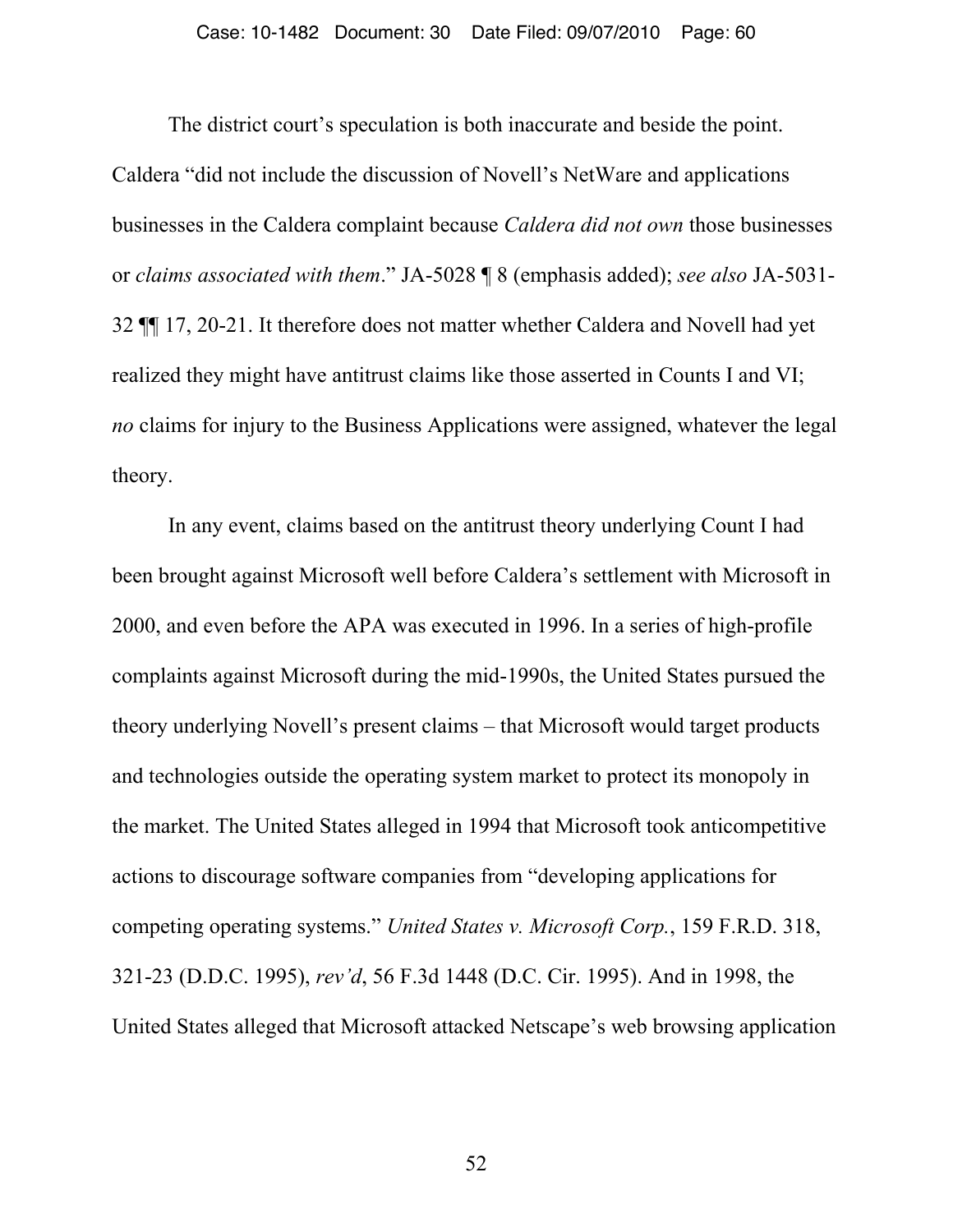The district court's speculation is both inaccurate and beside the point. Caldera "did not include the discussion of Novell's NetWare and applications businesses in the Caldera complaint because *Caldera did not own* those businesses or *claims associated with them*." JA-5028 ¶ 8 (emphasis added); *see also* JA-5031-32 ¶¶ 17, 20-21. It therefore does not matter whether Caldera and Novell had yet realized they might have antitrust claims like those asserted in Counts I and VI; *no* claims for injury to the Business Applications were assigned, whatever the legal theory.

In any event, claims based on the antitrust theory underlying Count I had been brought against Microsoft well before Caldera's settlement with Microsoft in 2000, and even before the APA was executed in 1996. In a series of high-profile complaints against Microsoft during the mid-1990s, the United States pursued the theory underlying Novell's present claims – that Microsoft would target products and technologies outside the operating system market to protect its monopoly in the market. The United States alleged in 1994 that Microsoft took anticompetitive actions to discourage software companies from "developing applications for competing operating systems." *United States v. Microsoft Corp.*, 159 F.R.D. 318, 321-23 (D.D.C. 1995), *rev'd*, 56 F.3d 1448 (D.C. Cir. 1995). And in 1998, the United States alleged that Microsoft attacked Netscape's web browsing application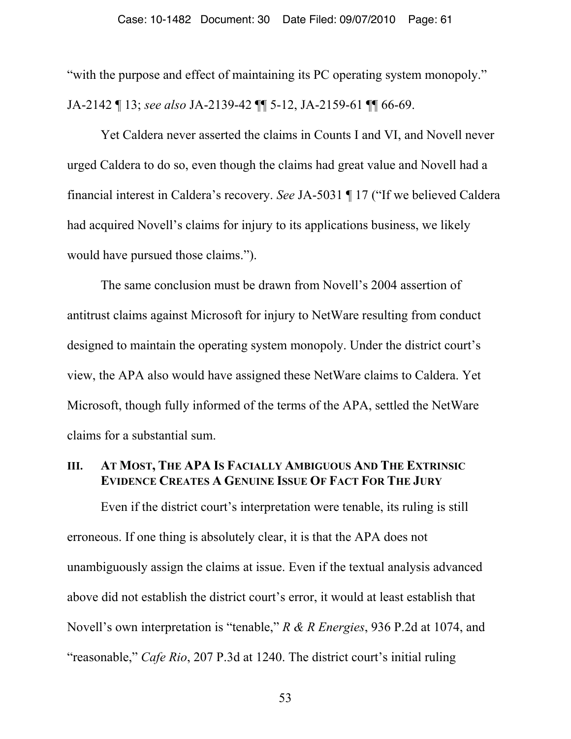"with the purpose and effect of maintaining its PC operating system monopoly." JA-2142 ¶ 13; *see also* JA-2139-42 ¶¶ 5-12, JA-2159-61 ¶¶ 66-69.

Yet Caldera never asserted the claims in Counts I and VI, and Novell never urged Caldera to do so, even though the claims had great value and Novell had a financial interest in Caldera's recovery. *See* JA-5031 ¶ 17 ("If we believed Caldera had acquired Novell's claims for injury to its applications business, we likely would have pursued those claims.").

The same conclusion must be drawn from Novell's 2004 assertion of antitrust claims against Microsoft for injury to NetWare resulting from conduct designed to maintain the operating system monopoly. Under the district court's view, the APA also would have assigned these NetWare claims to Caldera. Yet Microsoft, though fully informed of the terms of the APA, settled the NetWare claims for a substantial sum.

## III. AT MOST, THE APA IS FACIALLY AMBIGUOUS AND THE EXTRINSIC EVIDENCE CREATES A GENUINE ISSUE OF FACT FOR THE JURY

Even if the district court's interpretation were tenable, its ruling is still erroneous. If one thing is absolutely clear, it is that the APA does not unambiguously assign the claims at issue. Even if the textual analysis advanced above did not establish the district court's error, it would at least establish that Novell's own interpretation is "tenable," *R & R Energies*, 936 P.2d at 1074, and "reasonable," *Cafe Rio*, 207 P.3d at 1240. The district court's initial ruling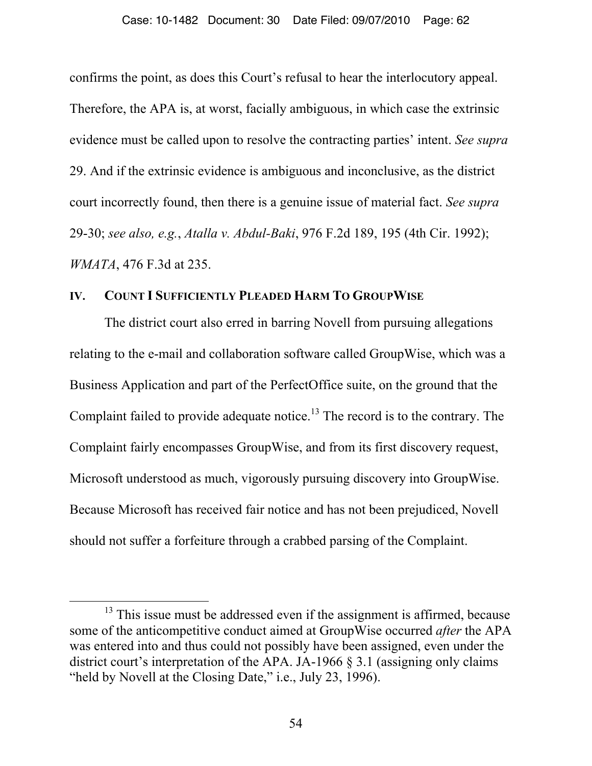confirms the point, as does this Court's refusal to hear the interlocutory appeal. Therefore, the APA is, at worst, facially ambiguous, in which case the extrinsic evidence must be called upon to resolve the contracting parties' intent. *See supra* 29. And if the extrinsic evidence is ambiguous and inconclusive, as the district court incorrectly found, then there is a genuine issue of material fact. *See supra* 29-30; *see also, e.g.*, *Atalla v. Abdul-Baki*, 976 F.2d 189, 195 (4th Cir. 1992); *WMATA*, 476 F.3d at 235.

## IV. COUNT I SUFFICIENTLY PLEADED HARM TO GROUPWISE

The district court also erred in barring Novell from pursuing allegations relating to the e-mail and collaboration software called GroupWise, which was a Business Application and part of the PerfectOffice suite, on the ground that the Complaint failed to provide adequate notice.[13] The record is to the contrary. The Complaint fairly encompasses GroupWise, and from its first discovery request, Microsoft understood as much, vigorously pursuing discovery into GroupWise. Because Microsoft has received fair notice and has not been prejudiced, Novell should not suffer a forfeiture through a crabbed parsing of the Complaint.

---

[13] This issue must be addressed even if the assignment is affirmed, because some of the anticompetitive conduct aimed at GroupWise occurred *after* the APA was entered into and thus could not possibly have been assigned, even under the district court's interpretation of the APA. JA-1966 § 3.1 (assigning only claims "held by Novell at the Closing Date," i.e., July 23, 1996).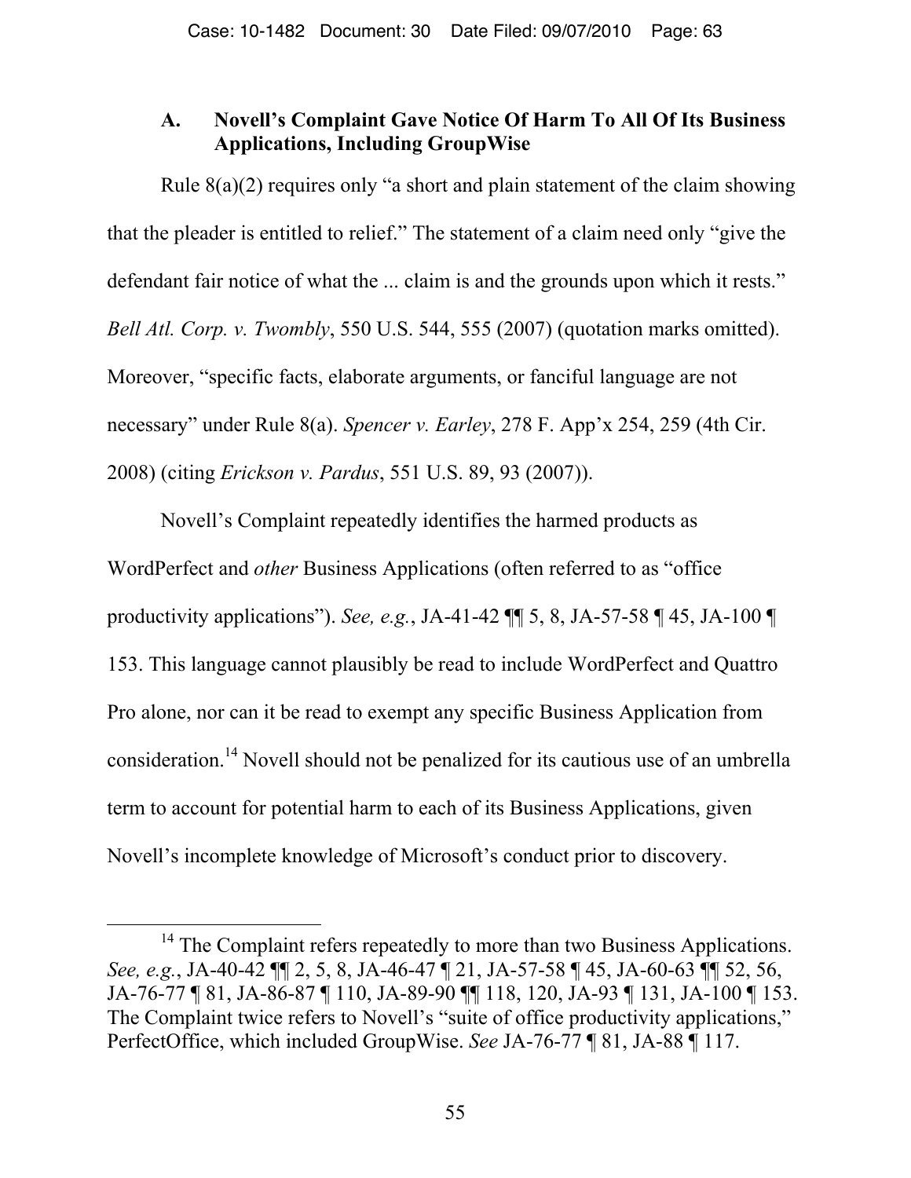### A. Novell's Complaint Gave Notice Of Harm To All Of Its Business Applications, Including GroupWise

Rule 8(a)(2) requires only "a short and plain statement of the claim showing that the pleader is entitled to relief." The statement of a claim need only "give the defendant fair notice of what the ... claim is and the grounds upon which it rests." *Bell Atl. Corp. v. Twombly*, 550 U.S. 544, 555 (2007) (quotation marks omitted). Moreover, "specific facts, elaborate arguments, or fanciful language are not necessary" under Rule 8(a). *Spencer v. Earley*, 278 F. App'x 254, 259 (4th Cir. 2008) (citing *Erickson v. Pardus*, 551 U.S. 89, 93 (2007)).

Novell's Complaint repeatedly identifies the harmed products as WordPerfect and *other* Business Applications (often referred to as "office productivity applications"). *See, e.g.*, JA-41-42 ¶¶ 5, 8, JA-57-58 ¶ 45, JA-100 ¶ 153. This language cannot plausibly be read to include WordPerfect and Quattro Pro alone, nor can it be read to exempt any specific Business Application from consideration.[14] Novell should not be penalized for its cautious use of an umbrella term to account for potential harm to each of its Business Applications, given Novell's incomplete knowledge of Microsoft's conduct prior to discovery.

---

[14] The Complaint refers repeatedly to more than two Business Applications. *See, e.g.*, JA-40-42 ¶¶ 2, 5, 8, JA-46-47 ¶ 21, JA-57-58 ¶ 45, JA-60-63 ¶¶ 52, 56, JA-76-77 ¶ 81, JA-86-87 ¶ 110, JA-89-90 ¶¶ 118, 120, JA-93 ¶ 131, JA-100 ¶ 153. The Complaint twice refers to Novell's "suite of office productivity applications," PerfectOffice, which included GroupWise. *See* JA-76-77 ¶ 81, JA-88 ¶ 117.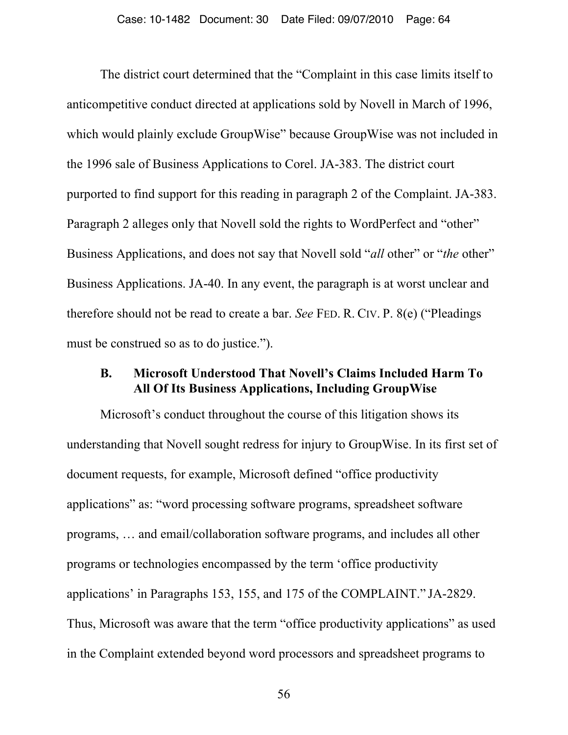The district court determined that the "Complaint in this case limits itself to anticompetitive conduct directed at applications sold by Novell in March of 1996, which would plainly exclude GroupWise" because GroupWise was not included in the 1996 sale of Business Applications to Corel. JA-383. The district court purported to find support for this reading in paragraph 2 of the Complaint. JA-383. Paragraph 2 alleges only that Novell sold the rights to WordPerfect and "other" Business Applications, and does not say that Novell sold "*all* other" or "*the* other" Business Applications. JA-40. In any event, the paragraph is at worst unclear and therefore should not be read to create a bar. *See* FED. R. CIV. P. 8(e) ("Pleadings must be construed so as to do justice.").

### B. Microsoft Understood That Novell's Claims Included Harm To All Of Its Business Applications, Including GroupWise

Microsoft's conduct throughout the course of this litigation shows its understanding that Novell sought redress for injury to GroupWise. In its first set of document requests, for example, Microsoft defined "office productivity applications" as: "word processing software programs, spreadsheet software programs, … and email/collaboration software programs, and includes all other programs or technologies encompassed by the term 'office productivity applications' in Paragraphs 153, 155, and 175 of the COMPLAINT." JA-2829. Thus, Microsoft was aware that the term "office productivity applications" as used in the Complaint extended beyond word processors and spreadsheet programs to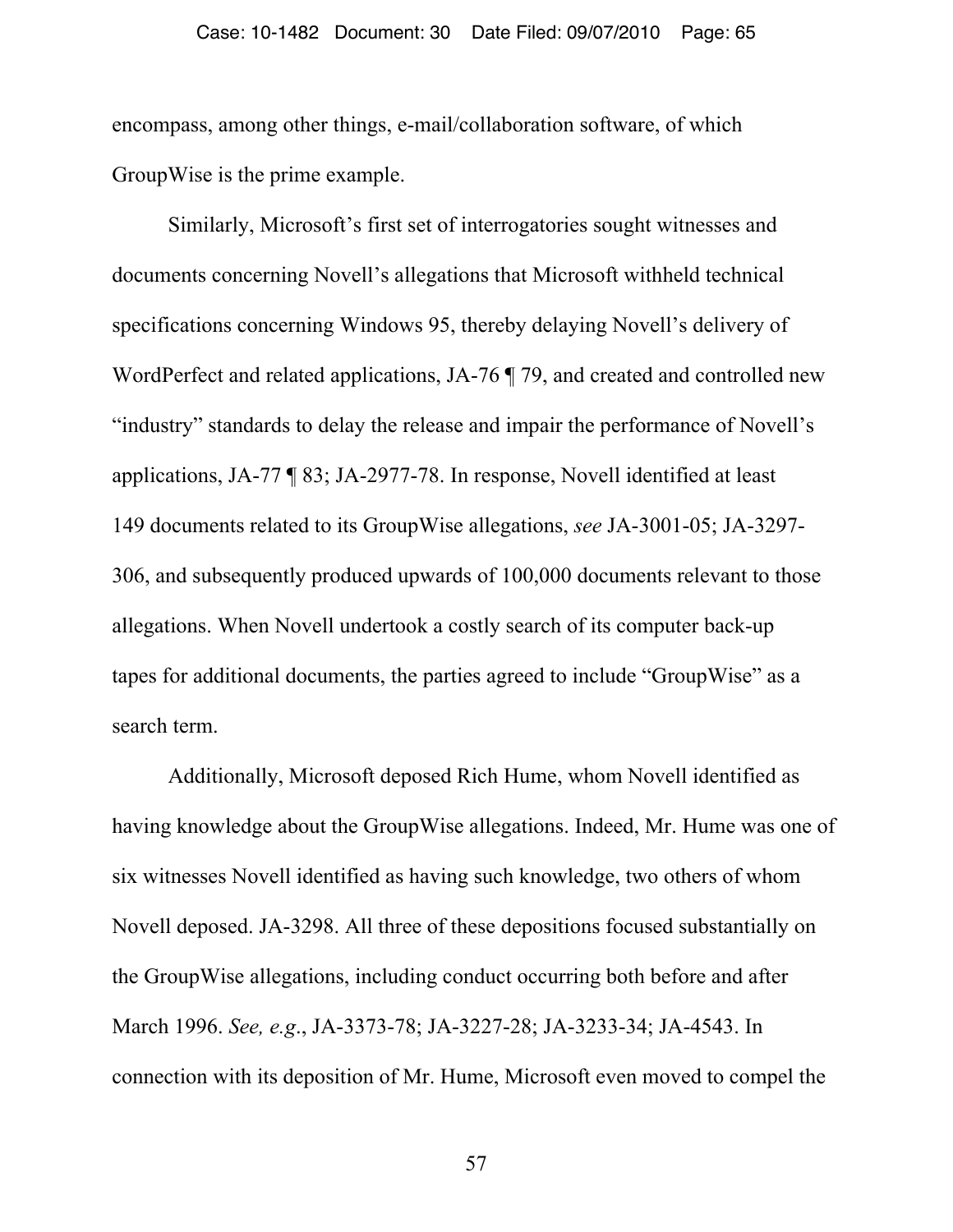encompass, among other things, e-mail/collaboration software, of which GroupWise is the prime example.

Similarly, Microsoft's first set of interrogatories sought witnesses and documents concerning Novell's allegations that Microsoft withheld technical specifications concerning Windows 95, thereby delaying Novell's delivery of WordPerfect and related applications, JA-76 ¶ 79, and created and controlled new "industry" standards to delay the release and impair the performance of Novell's applications, JA-77 ¶ 83; JA-2977-78. In response, Novell identified at least 149 documents related to its GroupWise allegations, *see* JA-3001-05; JA-3297-306, and subsequently produced upwards of 100,000 documents relevant to those allegations. When Novell undertook a costly search of its computer back-up tapes for additional documents, the parties agreed to include "GroupWise" as a search term.

Additionally, Microsoft deposed Rich Hume, whom Novell identified as having knowledge about the GroupWise allegations. Indeed, Mr. Hume was one of six witnesses Novell identified as having such knowledge, two others of whom Novell deposed. JA-3298. All three of these depositions focused substantially on the GroupWise allegations, including conduct occurring both before and after March 1996. *See, e.g.*, JA-3373-78; JA-3227-28; JA-3233-34; JA-4543. In connection with its deposition of Mr. Hume, Microsoft even moved to compel the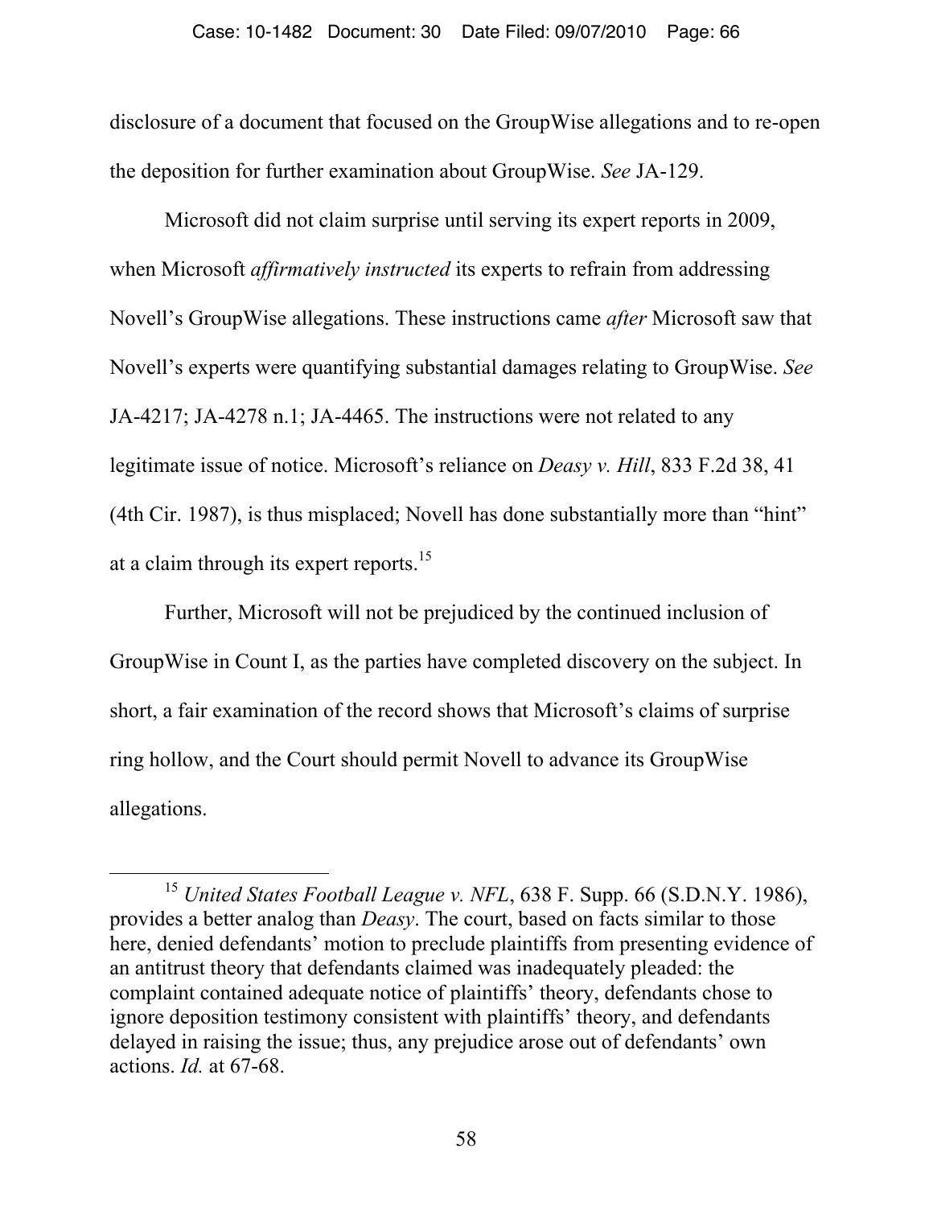disclosure of a document that focused on the GroupWise allegations and to re-open the deposition for further examination about GroupWise. *See* JA-129.

Microsoft did not claim surprise until serving its expert reports in 2009, when Microsoft *affirmatively instructed* its experts to refrain from addressing Novell's GroupWise allegations. These instructions came *after* Microsoft saw that Novell's experts were quantifying substantial damages relating to GroupWise. *See* JA-4217; JA-4278 n.1; JA-4465. The instructions were not related to any legitimate issue of notice. Microsoft's reliance on *Deasy v. Hill*, 833 F.2d 38, 41 (4th Cir. 1987), is thus misplaced; Novell has done substantially more than "hint" at a claim through its expert reports.[15]

Further, Microsoft will not be prejudiced by the continued inclusion of GroupWise in Count I, as the parties have completed discovery on the subject. In short, a fair examination of the record shows that Microsoft's claims of surprise ring hollow, and the Court should permit Novell to advance its GroupWise allegations.

---

[15] *United States Football League v. NFL*, 638 F. Supp. 66 (S.D.N.Y. 1986), provides a better analog than *Deasy*. The court, based on facts similar to those here, denied defendants' motion to preclude plaintiffs from presenting evidence of an antitrust theory that defendants claimed was inadequately pleaded: the complaint contained adequate notice of plaintiffs' theory, defendants chose to ignore deposition testimony consistent with plaintiffs' theory, and defendants delayed in raising the issue; thus, any prejudice arose out of defendants' own actions. *Id.* at 67-68.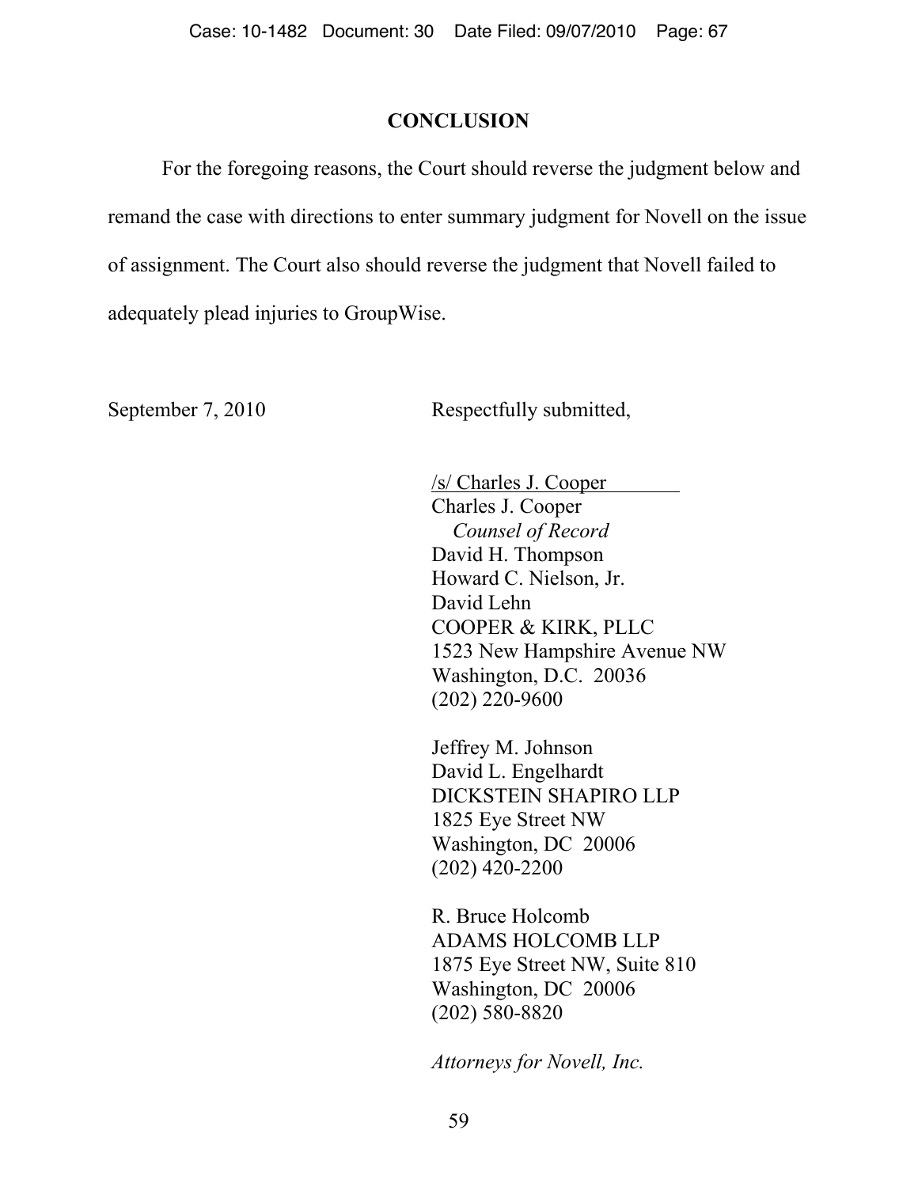## CONCLUSION

For the foregoing reasons, the Court should reverse the judgment below and remand the case with directions to enter summary judgment for Novell on the issue of assignment. The Court also should reverse the judgment that Novell failed to adequately plead injuries to GroupWise.

September 7, 2010

Respectfully submitted,

/s/ Charles J. Cooper
Charles J. Cooper
*Counsel of Record*
David H. Thompson
Howard C. Nielson, Jr.
David Lehn
COOPER & KIRK, PLLC
1523 New Hampshire Avenue NW
Washington, D.C. 20036
(202) 220-9600

Jeffrey M. Johnson
David L. Engelhardt
DICKSTEIN SHAPIRO LLP
1825 Eye Street NW
Washington, DC 20006
(202) 420-2200

R. Bruce Holcomb
ADAMS HOLCOMB LLP
1875 Eye Street NW, Suite 810
Washington, DC 20006
(202) 580-8820

*Attorneys for Novell, Inc.*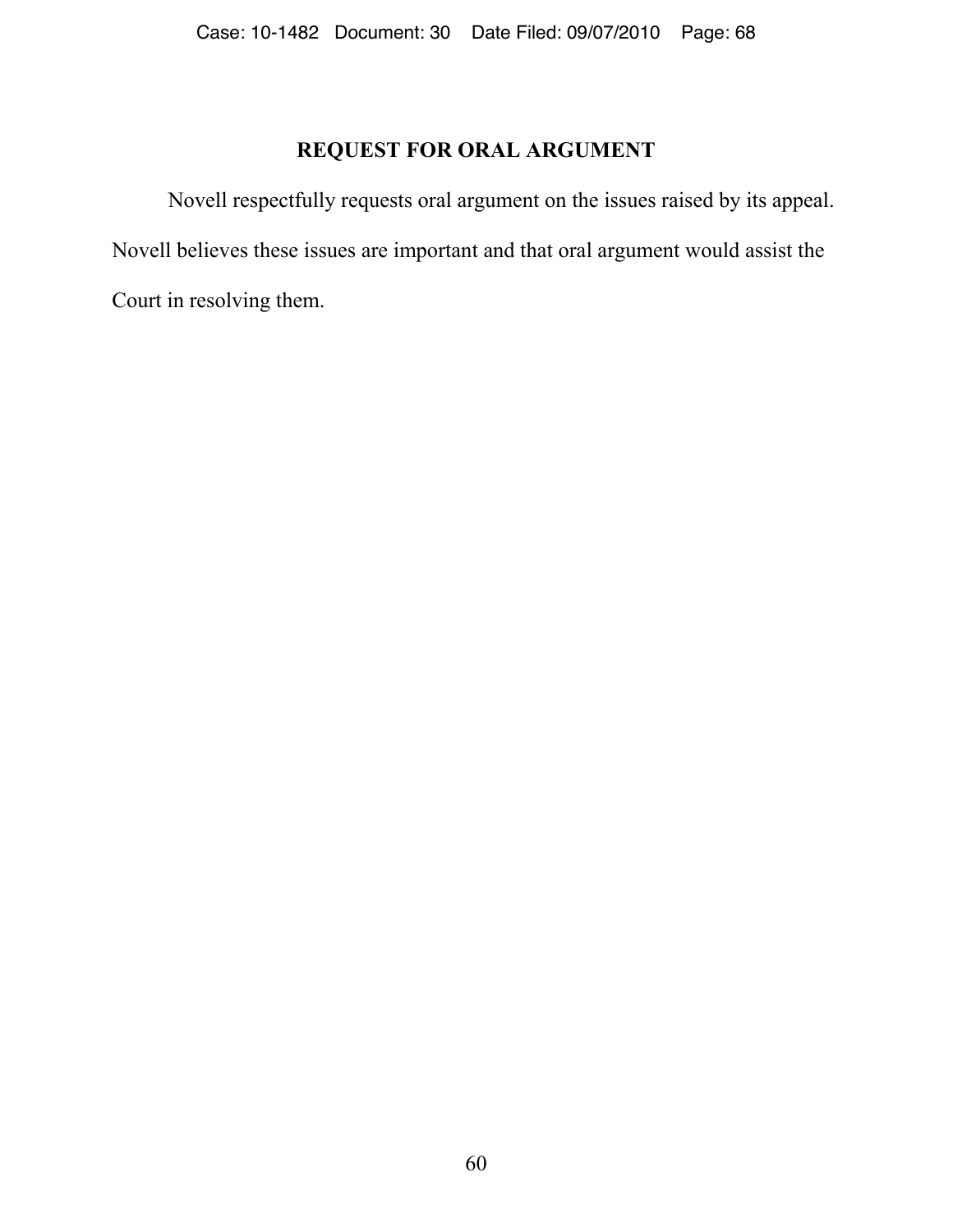## REQUEST FOR ORAL ARGUMENT

Novell respectfully requests oral argument on the issues raised by its appeal. Novell believes these issues are important and that oral argument would assist the Court in resolving them.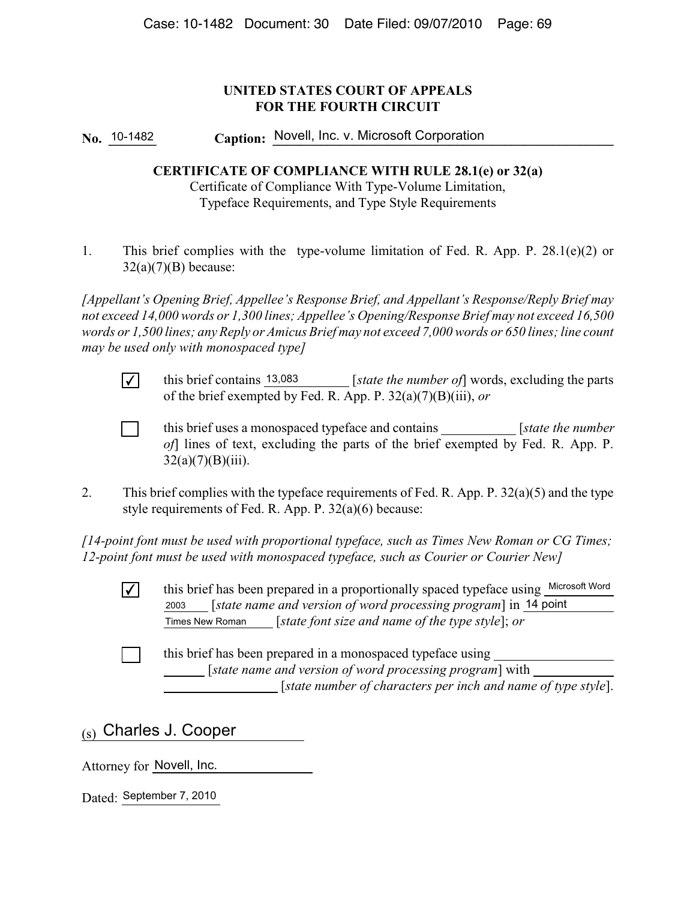**UNITED STATES COURT OF APPEALS**
**FOR THE FOURTH CIRCUIT**

**No.** 10-1482 **Caption:** Novell, Inc. v. Microsoft Corporation

**CERTIFICATE OF COMPLIANCE WITH RULE 28.1(e) or 32(a)**
Certificate of Compliance With Type-Volume Limitation,
Typeface Requirements, and Type Style Requirements

1. This brief complies with the type-volume limitation of Fed. R. App. P. 28.1(e)(2) or 32(a)(7)(B) because:

*[Appellant's Opening Brief, Appellee's Response Brief, and Appellant's Response/Reply Brief may not exceed 14,000 words or 1,300 lines; Appellee's Opening/Response Brief may not exceed 16,500 words or 1,500 lines; any Reply or Amicus Brief may not exceed 7,000 words or 650 lines; line count may be used only with monospaced type]*

- [✓] this brief contains 13,083 [*state the number of*] words, excluding the parts of the brief exempted by Fed. R. App. P. 32(a)(7)(B)(iii), *or*

- [ ] this brief uses a monospaced typeface and contains ___________ [*state the number of*] lines of text, excluding the parts of the brief exempted by Fed. R. App. P. 32(a)(7)(B)(iii).

2. This brief complies with the typeface requirements of Fed. R. App. P. 32(a)(5) and the type style requirements of Fed. R. App. P. 32(a)(6) because:

*[14-point font must be used with proportional typeface, such as Times New Roman or CG Times; 12-point font must be used with monospaced typeface, such as Courier or Courier New]*

- [✓] this brief has been prepared in a proportionally spaced typeface using Microsoft Word 2003 [*state name and version of word processing program*] in 14 point Times New Roman [*state font size and name of the type style*]; *or*

- [ ] this brief has been prepared in a monospaced typeface using ___________ [*state name and version of word processing program*] with ___________ [*state number of characters per inch and name of type style*].

(s) Charles J. Cooper

Attorney for Novell, Inc.

Dated: September 7, 2010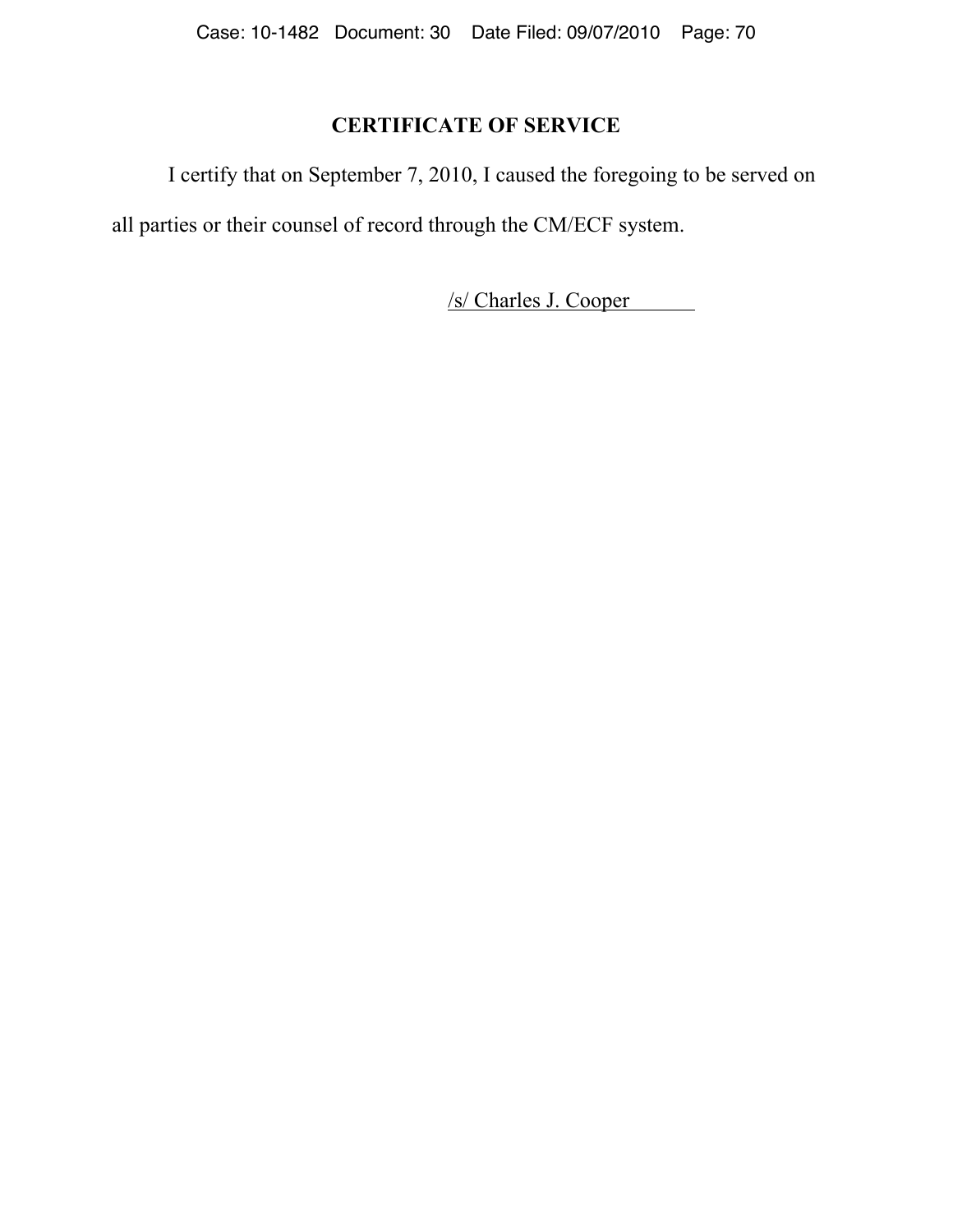## CERTIFICATE OF SERVICE

I certify that on September 7, 2010, I caused the foregoing to be served on all parties or their counsel of record through the CM/ECF system.

/s/ Charles J. Cooper